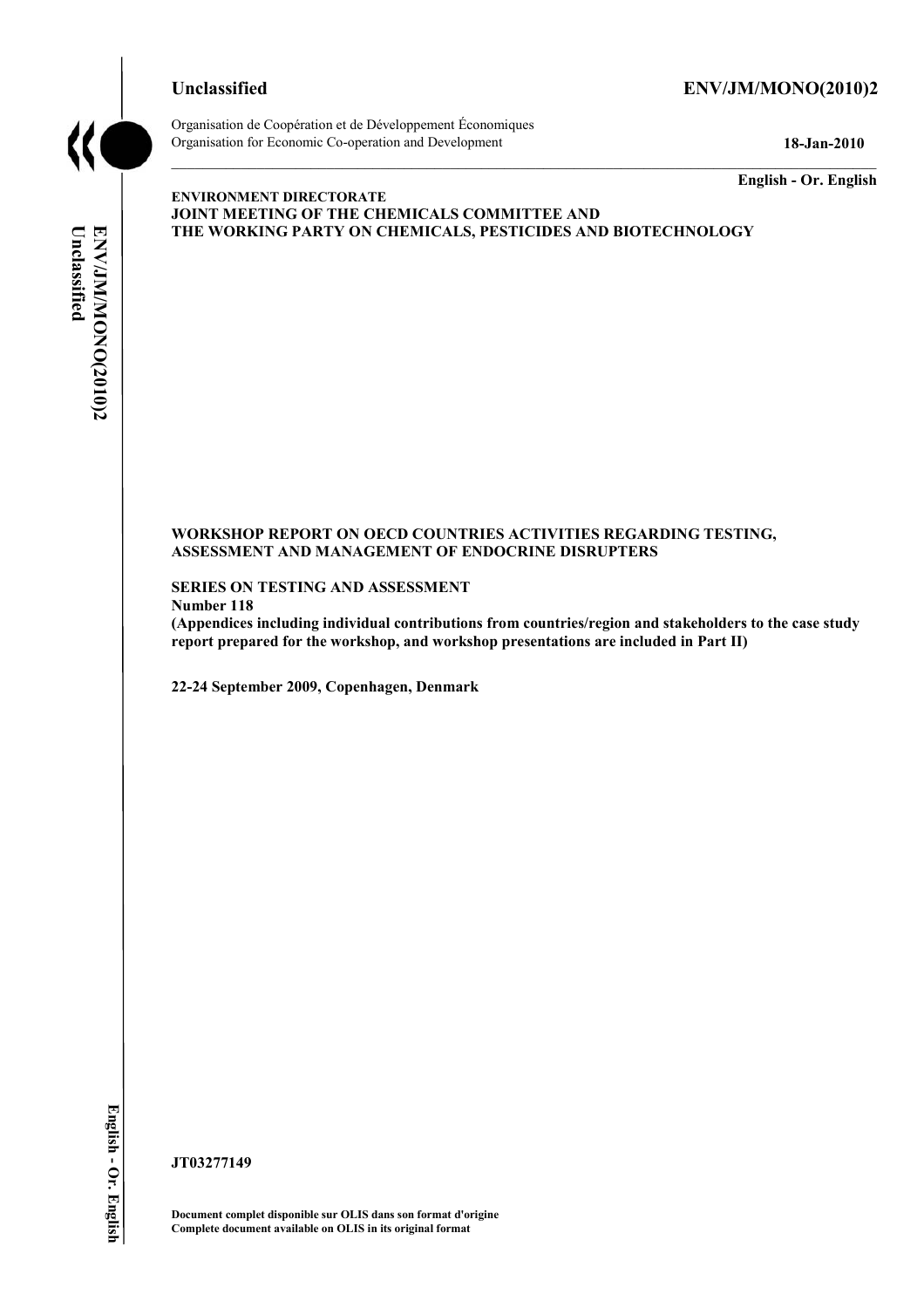**Unclassified** **ENV/JM/MONO(2010)2**

Organisation de Coopération et de Développement Économiques
Organisation for Economic Co-operation and Development **18-Jan-2010**

**English - Or. English**

**ENVIRONMENT DIRECTORATE**
**JOINT MEETING OF THE CHEMICALS COMMITTEE AND**
**THE WORKING PARTY ON CHEMICALS, PESTICIDES AND BIOTECHNOLOGY**

**WORKSHOP REPORT ON OECD COUNTRIES ACTIVITIES REGARDING TESTING, ASSESSMENT AND MANAGEMENT OF ENDOCRINE DISRUPTERS**

**SERIES ON TESTING AND ASSESSMENT**
**Number 118**
**(Appendices including individual contributions from countries/region and stakeholders to the case study report prepared for the workshop, and workshop presentations are included in Part II)**

**22-24 September 2009, Copenhagen, Denmark**

**JT03277149**

**Document complet disponible sur OLIS dans son format d'origine**
**Complete document available on OLIS in its original format**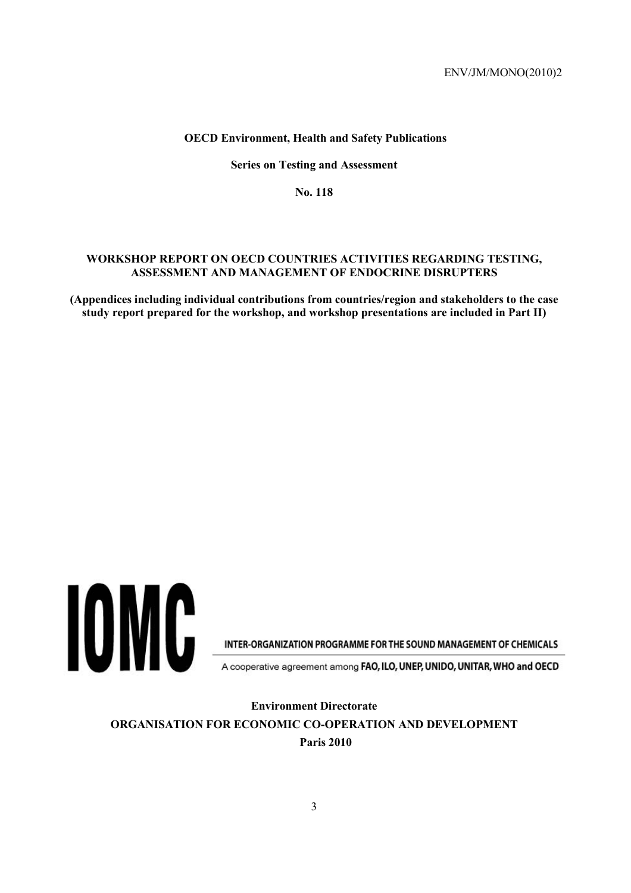**OECD Environment, Health and Safety Publications**

**Series on Testing and Assessment**

**No. 118**

# WORKSHOP REPORT ON OECD COUNTRIES ACTIVITIES REGARDING TESTING, ASSESSMENT AND MANAGEMENT OF ENDOCRINE DISRUPTERS

**(Appendices including individual contributions from countries/region and stakeholders to the case study report prepared for the workshop, and workshop presentations are included in Part II)**

IOMC

INTER-ORGANIZATION PROGRAMME FOR THE SOUND MANAGEMENT OF CHEMICALS

A cooperative agreement among **FAO, ILO, UNEP, UNIDO, UNITAR, WHO and OECD**

**Environment Directorate**

**ORGANISATION FOR ECONOMIC CO-OPERATION AND DEVELOPMENT**

**Paris 2010**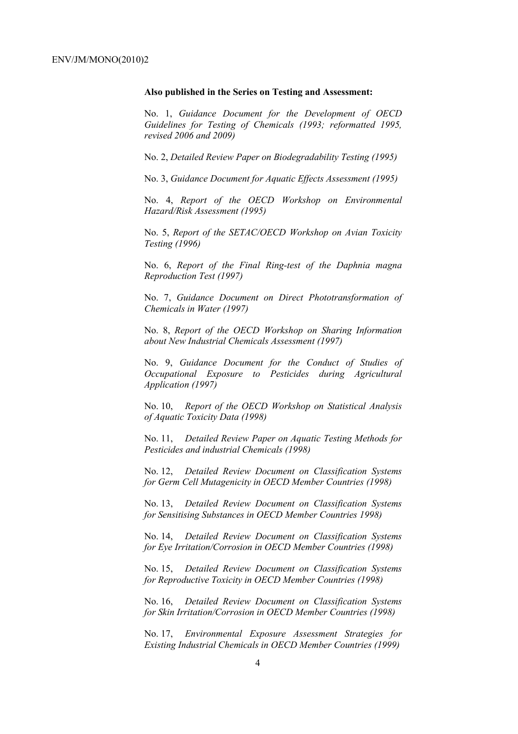**Also published in the Series on Testing and Assessment:**

No. 1, *Guidance Document for the Development of OECD Guidelines for Testing of Chemicals (1993; reformatted 1995, revised 2006 and 2009)*

No. 2, *Detailed Review Paper on Biodegradability Testing (1995)*

No. 3, *Guidance Document for Aquatic Effects Assessment (1995)*

No. 4, *Report of the OECD Workshop on Environmental Hazard/Risk Assessment (1995)*

No. 5, *Report of the SETAC/OECD Workshop on Avian Toxicity Testing (1996)*

No. 6, *Report of the Final Ring-test of the Daphnia magna Reproduction Test (1997)*

No. 7, *Guidance Document on Direct Phototransformation of Chemicals in Water (1997)*

No. 8, *Report of the OECD Workshop on Sharing Information about New Industrial Chemicals Assessment (1997)*

No. 9, *Guidance Document for the Conduct of Studies of Occupational Exposure to Pesticides during Agricultural Application (1997)*

No. 10, *Report of the OECD Workshop on Statistical Analysis of Aquatic Toxicity Data (1998)*

No. 11, *Detailed Review Paper on Aquatic Testing Methods for Pesticides and industrial Chemicals (1998)*

No. 12, *Detailed Review Document on Classification Systems for Germ Cell Mutagenicity in OECD Member Countries (1998)*

No. 13, *Detailed Review Document on Classification Systems for Sensitising Substances in OECD Member Countries 1998)*

No. 14, *Detailed Review Document on Classification Systems for Eye Irritation/Corrosion in OECD Member Countries (1998)*

No. 15, *Detailed Review Document on Classification Systems for Reproductive Toxicity in OECD Member Countries (1998)*

No. 16, *Detailed Review Document on Classification Systems for Skin Irritation/Corrosion in OECD Member Countries (1998)*

No. 17, *Environmental Exposure Assessment Strategies for Existing Industrial Chemicals in OECD Member Countries (1999)*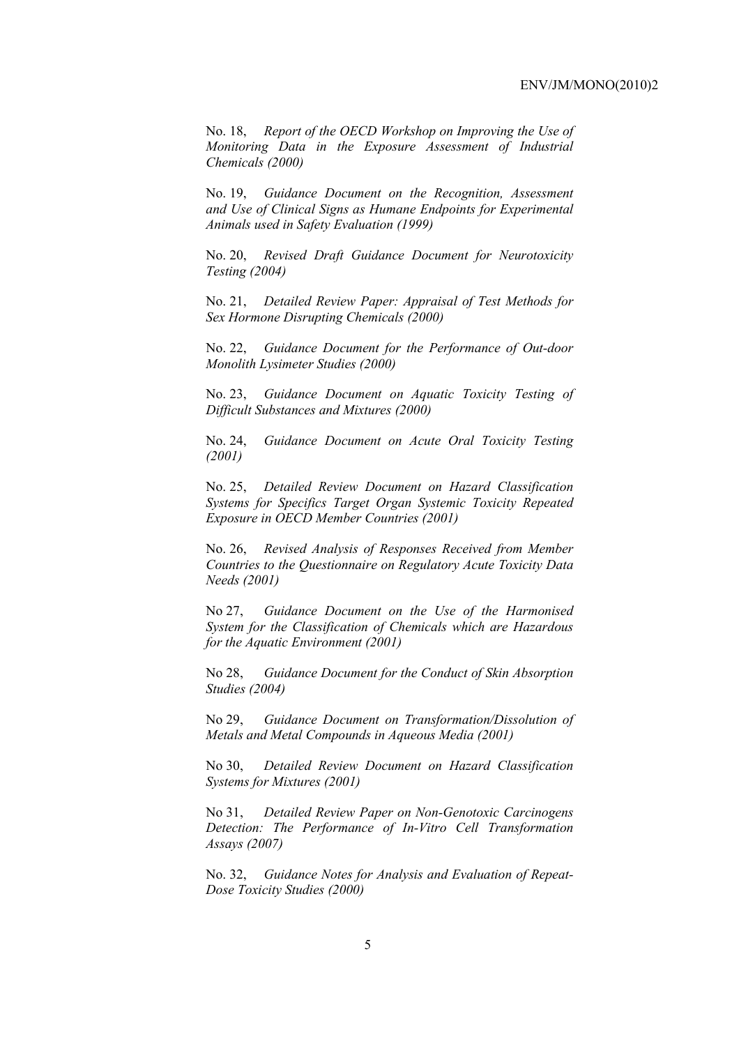No. 18, *Report of the OECD Workshop on Improving the Use of Monitoring Data in the Exposure Assessment of Industrial Chemicals (2000)*

No. 19, *Guidance Document on the Recognition, Assessment and Use of Clinical Signs as Humane Endpoints for Experimental Animals used in Safety Evaluation (1999)*

No. 20, *Revised Draft Guidance Document for Neurotoxicity Testing (2004)*

No. 21, *Detailed Review Paper: Appraisal of Test Methods for Sex Hormone Disrupting Chemicals (2000)*

No. 22, *Guidance Document for the Performance of Out-door Monolith Lysimeter Studies (2000)*

No. 23, *Guidance Document on Aquatic Toxicity Testing of Difficult Substances and Mixtures (2000)*

No. 24, *Guidance Document on Acute Oral Toxicity Testing (2001)*

No. 25, *Detailed Review Document on Hazard Classification Systems for Specifics Target Organ Systemic Toxicity Repeated Exposure in OECD Member Countries (2001)*

No. 26, *Revised Analysis of Responses Received from Member Countries to the Questionnaire on Regulatory Acute Toxicity Data Needs (2001)*

No 27, *Guidance Document on the Use of the Harmonised System for the Classification of Chemicals which are Hazardous for the Aquatic Environment (2001)*

No 28, *Guidance Document for the Conduct of Skin Absorption Studies (2004)*

No 29, *Guidance Document on Transformation/Dissolution of Metals and Metal Compounds in Aqueous Media (2001)*

No 30, *Detailed Review Document on Hazard Classification Systems for Mixtures (2001)*

No 31, *Detailed Review Paper on Non-Genotoxic Carcinogens Detection: The Performance of In-Vitro Cell Transformation Assays (2007)*

No. 32, *Guidance Notes for Analysis and Evaluation of Repeat-Dose Toxicity Studies (2000)*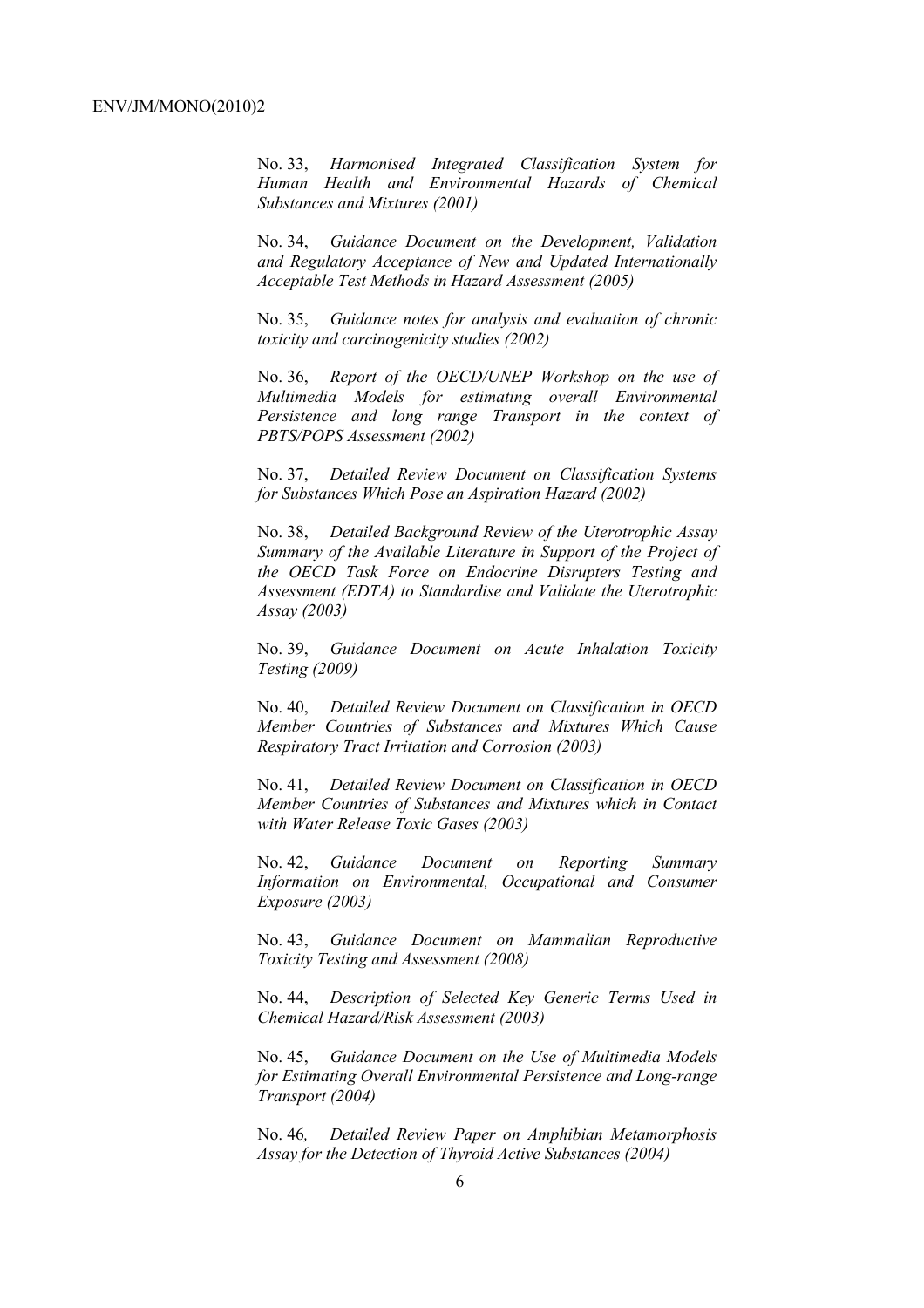No. 33, *Harmonised Integrated Classification System for Human Health and Environmental Hazards of Chemical Substances and Mixtures (2001)*

No. 34, *Guidance Document on the Development, Validation and Regulatory Acceptance of New and Updated Internationally Acceptable Test Methods in Hazard Assessment (2005)*

No. 35, *Guidance notes for analysis and evaluation of chronic toxicity and carcinogenicity studies (2002)*

No. 36, *Report of the OECD/UNEP Workshop on the use of Multimedia Models for estimating overall Environmental Persistence and long range Transport in the context of PBTS/POPS Assessment (2002)*

No. 37, *Detailed Review Document on Classification Systems for Substances Which Pose an Aspiration Hazard (2002)*

No. 38, *Detailed Background Review of the Uterotrophic Assay Summary of the Available Literature in Support of the Project of the OECD Task Force on Endocrine Disrupters Testing and Assessment (EDTA) to Standardise and Validate the Uterotrophic Assay (2003)*

No. 39, *Guidance Document on Acute Inhalation Toxicity Testing (2009)*

No. 40, *Detailed Review Document on Classification in OECD Member Countries of Substances and Mixtures Which Cause Respiratory Tract Irritation and Corrosion (2003)*

No. 41, *Detailed Review Document on Classification in OECD Member Countries of Substances and Mixtures which in Contact with Water Release Toxic Gases (2003)*

No. 42, *Guidance Document on Reporting Summary Information on Environmental, Occupational and Consumer Exposure (2003)*

No. 43, *Guidance Document on Mammalian Reproductive Toxicity Testing and Assessment (2008)*

No. 44, *Description of Selected Key Generic Terms Used in Chemical Hazard/Risk Assessment (2003)*

No. 45, *Guidance Document on the Use of Multimedia Models for Estimating Overall Environmental Persistence and Long-range Transport (2004)*

No. 46*, Detailed Review Paper on Amphibian Metamorphosis Assay for the Detection of Thyroid Active Substances (2004)*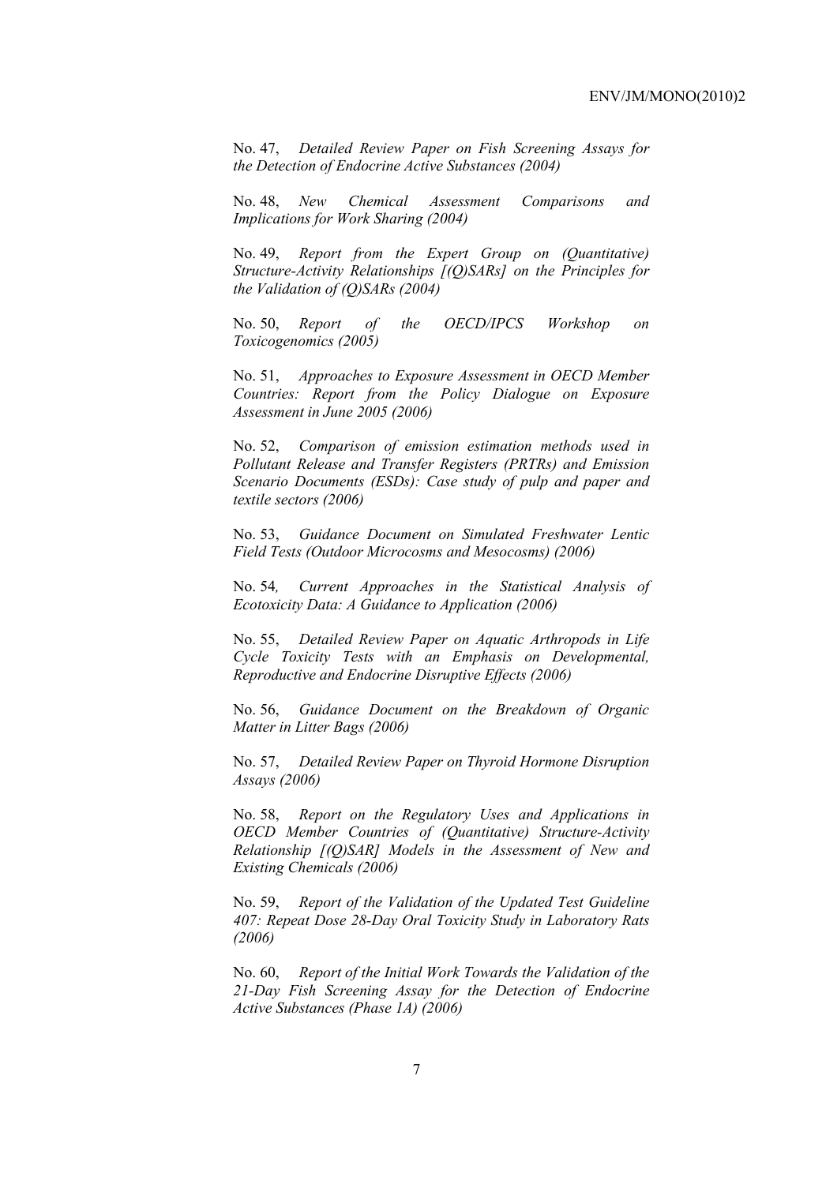No. 47, *Detailed Review Paper on Fish Screening Assays for the Detection of Endocrine Active Substances (2004)*

No. 48, *New Chemical Assessment Comparisons and Implications for Work Sharing (2004)*

No. 49, *Report from the Expert Group on (Quantitative) Structure-Activity Relationships [(Q)SARs] on the Principles for the Validation of (Q)SARs (2004)*

No. 50, *Report of the OECD/IPCS Workshop on Toxicogenomics (2005)*

No. 51, *Approaches to Exposure Assessment in OECD Member Countries: Report from the Policy Dialogue on Exposure Assessment in June 2005 (2006)*

No. 52, *Comparison of emission estimation methods used in Pollutant Release and Transfer Registers (PRTRs) and Emission Scenario Documents (ESDs): Case study of pulp and paper and textile sectors (2006)*

No. 53, *Guidance Document on Simulated Freshwater Lentic Field Tests (Outdoor Microcosms and Mesocosms) (2006)*

No. 54*, Current Approaches in the Statistical Analysis of Ecotoxicity Data: A Guidance to Application (2006)*

No. 55, *Detailed Review Paper on Aquatic Arthropods in Life Cycle Toxicity Tests with an Emphasis on Developmental, Reproductive and Endocrine Disruptive Effects (2006)*

No. 56, *Guidance Document on the Breakdown of Organic Matter in Litter Bags (2006)*

No. 57, *Detailed Review Paper on Thyroid Hormone Disruption Assays (2006)*

No. 58, *Report on the Regulatory Uses and Applications in OECD Member Countries of (Quantitative) Structure-Activity Relationship [(Q)SAR] Models in the Assessment of New and Existing Chemicals (2006)*

No. 59, *Report of the Validation of the Updated Test Guideline 407: Repeat Dose 28-Day Oral Toxicity Study in Laboratory Rats (2006)*

No. 60, *Report of the Initial Work Towards the Validation of the 21-Day Fish Screening Assay for the Detection of Endocrine Active Substances (Phase 1A) (2006)*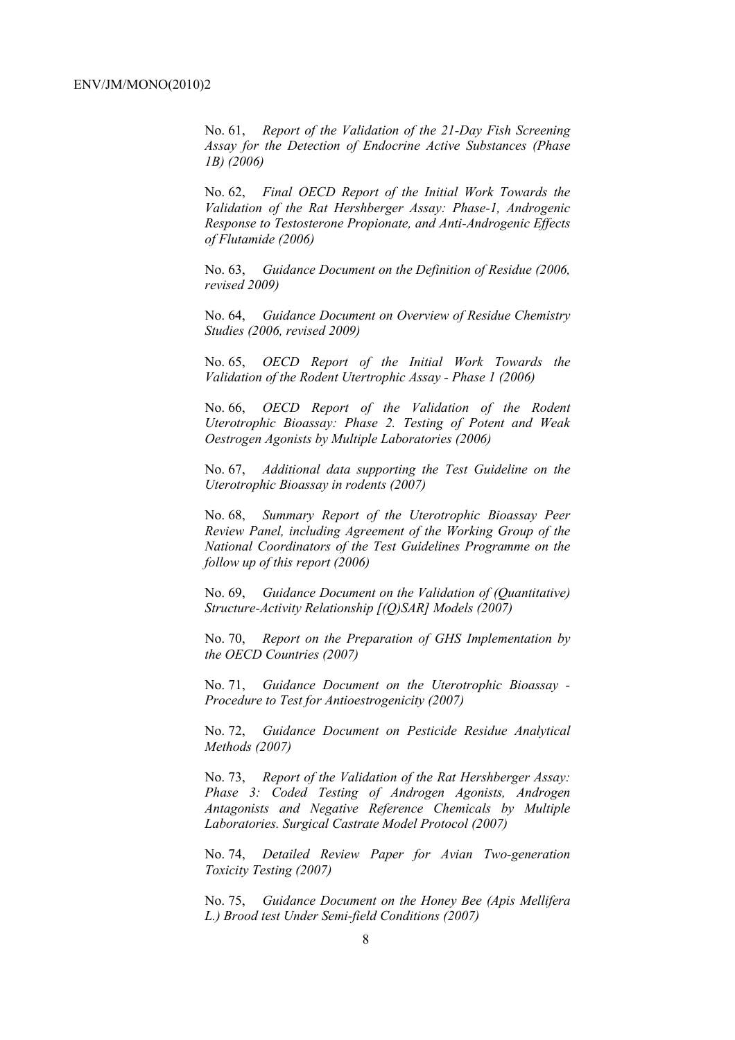No. 61, *Report of the Validation of the 21-Day Fish Screening Assay for the Detection of Endocrine Active Substances (Phase 1B) (2006)*

No. 62, *Final OECD Report of the Initial Work Towards the Validation of the Rat Hershberger Assay: Phase-1, Androgenic Response to Testosterone Propionate, and Anti-Androgenic Effects of Flutamide (2006)*

No. 63, *Guidance Document on the Definition of Residue (2006, revised 2009)*

No. 64, *Guidance Document on Overview of Residue Chemistry Studies (2006, revised 2009)*

No. 65, *OECD Report of the Initial Work Towards the Validation of the Rodent Utertrophic Assay - Phase 1 (2006)*

No. 66, *OECD Report of the Validation of the Rodent Uterotrophic Bioassay: Phase 2. Testing of Potent and Weak Oestrogen Agonists by Multiple Laboratories (2006)*

No. 67, *Additional data supporting the Test Guideline on the Uterotrophic Bioassay in rodents (2007)*

No. 68, *Summary Report of the Uterotrophic Bioassay Peer Review Panel, including Agreement of the Working Group of the National Coordinators of the Test Guidelines Programme on the follow up of this report (2006)*

No. 69, *Guidance Document on the Validation of (Quantitative) Structure-Activity Relationship [(Q)SAR] Models (2007)*

No. 70, *Report on the Preparation of GHS Implementation by the OECD Countries (2007)*

No. 71, *Guidance Document on the Uterotrophic Bioassay - Procedure to Test for Antioestrogenicity (2007)*

No. 72, *Guidance Document on Pesticide Residue Analytical Methods (2007)*

No. 73, *Report of the Validation of the Rat Hershberger Assay: Phase 3: Coded Testing of Androgen Agonists, Androgen Antagonists and Negative Reference Chemicals by Multiple Laboratories. Surgical Castrate Model Protocol (2007)*

No. 74, *Detailed Review Paper for Avian Two-generation Toxicity Testing (2007)*

No. 75, *Guidance Document on the Honey Bee (Apis Mellifera L.) Brood test Under Semi-field Conditions (2007)*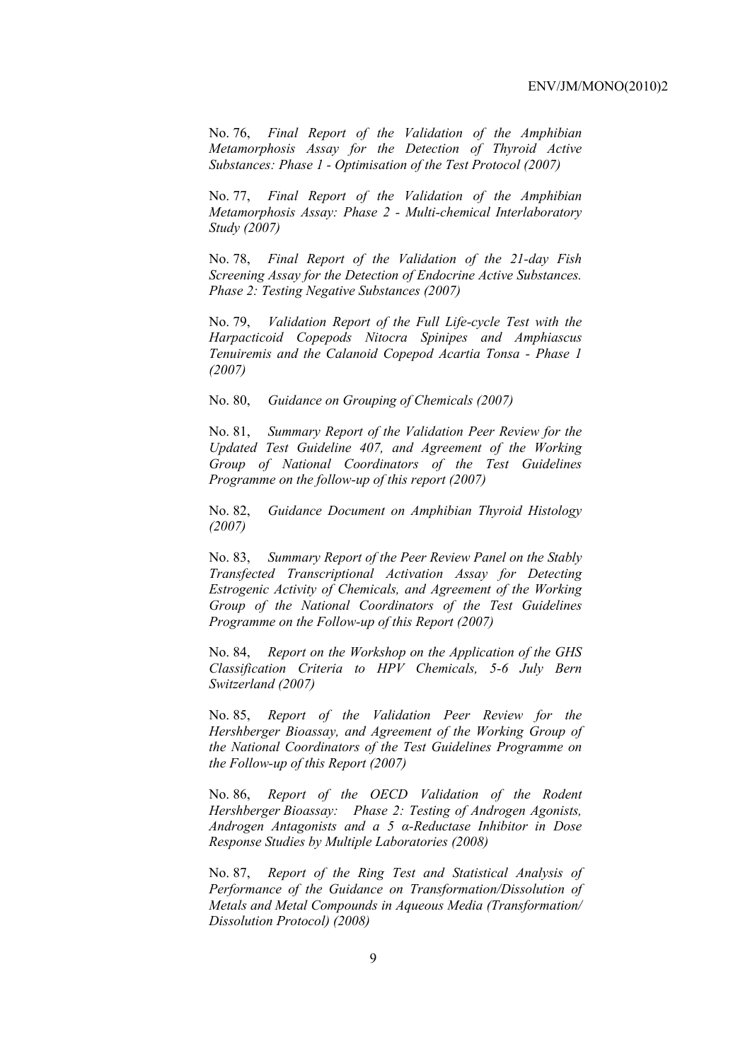No. 76, *Final Report of the Validation of the Amphibian Metamorphosis Assay for the Detection of Thyroid Active Substances: Phase 1 - Optimisation of the Test Protocol (2007)*

No. 77, *Final Report of the Validation of the Amphibian Metamorphosis Assay: Phase 2 - Multi-chemical Interlaboratory Study (2007)*

No. 78, *Final Report of the Validation of the 21-day Fish Screening Assay for the Detection of Endocrine Active Substances. Phase 2: Testing Negative Substances (2007)*

No. 79, *Validation Report of the Full Life-cycle Test with the Harpacticoid Copepods Nitocra Spinipes and Amphiascus Tenuiremis and the Calanoid Copepod Acartia Tonsa - Phase 1 (2007)*

No. 80, *Guidance on Grouping of Chemicals (2007)*

No. 81, *Summary Report of the Validation Peer Review for the Updated Test Guideline 407, and Agreement of the Working Group of National Coordinators of the Test Guidelines Programme on the follow-up of this report (2007)*

No. 82, *Guidance Document on Amphibian Thyroid Histology (2007)*

No. 83, *Summary Report of the Peer Review Panel on the Stably Transfected Transcriptional Activation Assay for Detecting Estrogenic Activity of Chemicals, and Agreement of the Working Group of the National Coordinators of the Test Guidelines Programme on the Follow-up of this Report (2007)*

No. 84, *Report on the Workshop on the Application of the GHS Classification Criteria to HPV Chemicals, 5-6 July Bern Switzerland (2007)*

No. 85, *Report of the Validation Peer Review for the Hershberger Bioassay, and Agreement of the Working Group of the National Coordinators of the Test Guidelines Programme on the Follow-up of this Report (2007)*

No. 86, *Report of the OECD Validation of the Rodent Hershberger Bioassay: Phase 2: Testing of Androgen Agonists, Androgen Antagonists and a 5 α-Reductase Inhibitor in Dose Response Studies by Multiple Laboratories (2008)*

No. 87, *Report of the Ring Test and Statistical Analysis of Performance of the Guidance on Transformation/Dissolution of Metals and Metal Compounds in Aqueous Media (Transformation/ Dissolution Protocol) (2008)*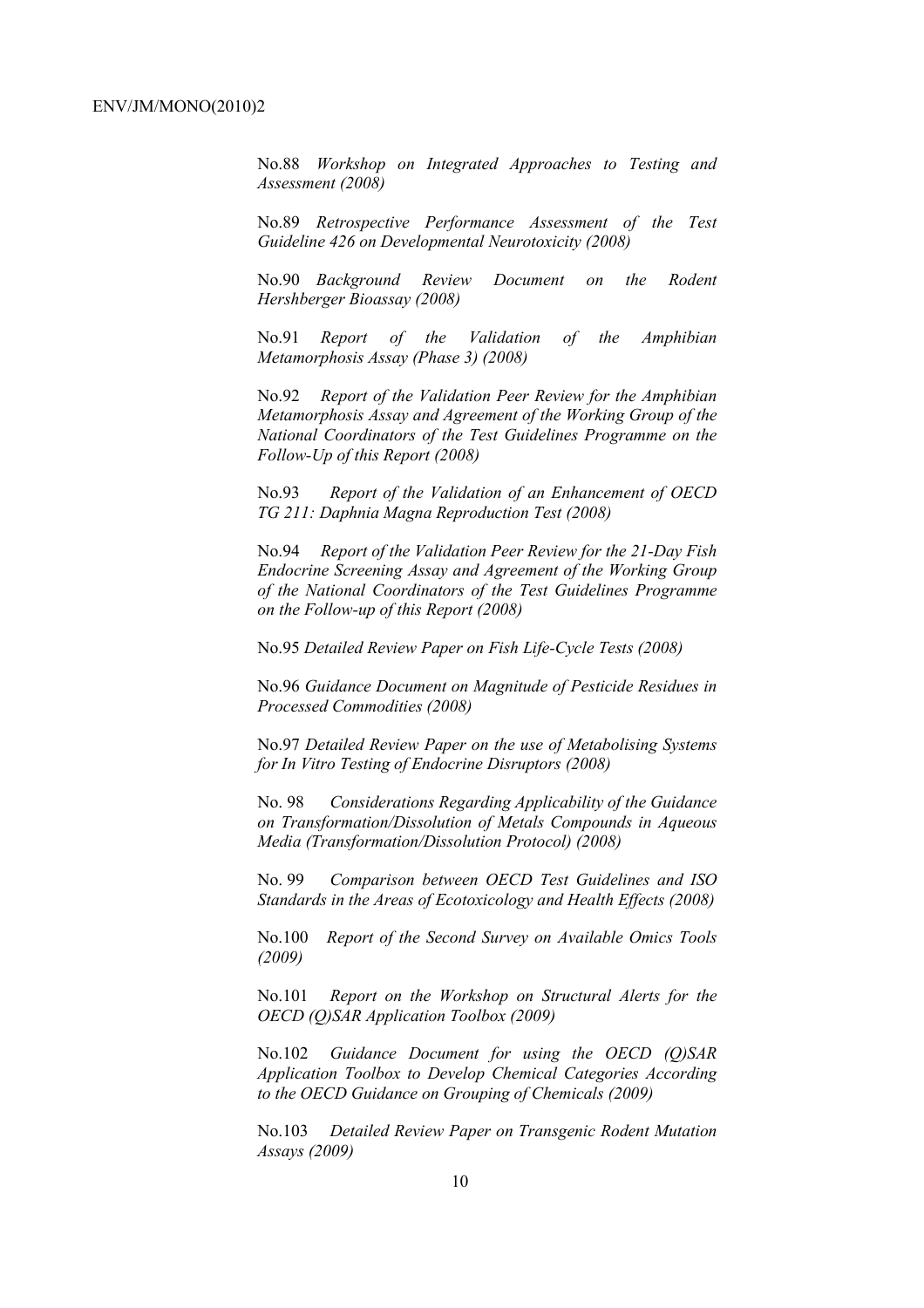No.88 *Workshop on Integrated Approaches to Testing and Assessment (2008)*

No.89 *Retrospective Performance Assessment of the Test Guideline 426 on Developmental Neurotoxicity (2008)*

No.90 *Background Review Document on the Rodent Hershberger Bioassay (2008)*

No.91 *Report of the Validation of the Amphibian Metamorphosis Assay (Phase 3) (2008)*

No.92 *Report of the Validation Peer Review for the Amphibian Metamorphosis Assay and Agreement of the Working Group of the National Coordinators of the Test Guidelines Programme on the Follow-Up of this Report (2008)*

No.93 *Report of the Validation of an Enhancement of OECD TG 211: Daphnia Magna Reproduction Test (2008)*

No.94 *Report of the Validation Peer Review for the 21-Day Fish Endocrine Screening Assay and Agreement of the Working Group of the National Coordinators of the Test Guidelines Programme on the Follow-up of this Report (2008)*

No.95 *Detailed Review Paper on Fish Life-Cycle Tests (2008)*

No.96 *Guidance Document on Magnitude of Pesticide Residues in Processed Commodities (2008)*

No.97 *Detailed Review Paper on the use of Metabolising Systems for In Vitro Testing of Endocrine Disruptors (2008)*

No. 98 *Considerations Regarding Applicability of the Guidance on Transformation/Dissolution of Metals Compounds in Aqueous Media (Transformation/Dissolution Protocol) (2008)*

No. 99 *Comparison between OECD Test Guidelines and ISO Standards in the Areas of Ecotoxicology and Health Effects (2008)*

No.100 *Report of the Second Survey on Available Omics Tools (2009)*

No.101 *Report on the Workshop on Structural Alerts for the OECD (Q)SAR Application Toolbox (2009)*

No.102 *Guidance Document for using the OECD (Q)SAR Application Toolbox to Develop Chemical Categories According to the OECD Guidance on Grouping of Chemicals (2009)*

No.103 *Detailed Review Paper on Transgenic Rodent Mutation Assays (2009)*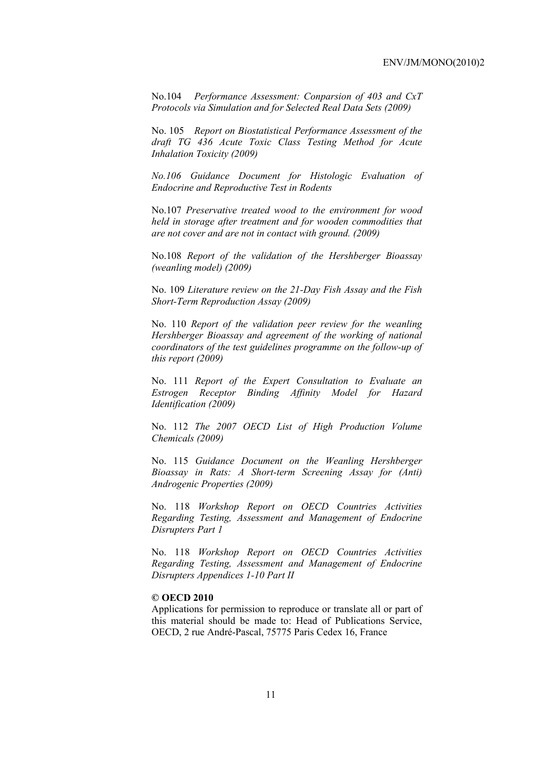No.104 *Performance Assessment: Conparsion of 403 and CxT Protocols via Simulation and for Selected Real Data Sets (2009)*

No. 105 *Report on Biostatistical Performance Assessment of the draft TG 436 Acute Toxic Class Testing Method for Acute Inhalation Toxicity (2009)*

*No.106 Guidance Document for Histologic Evaluation of Endocrine and Reproductive Test in Rodents*

No.107 *Preservative treated wood to the environment for wood held in storage after treatment and for wooden commodities that are not cover and are not in contact with ground. (2009)*

No.108 *Report of the validation of the Hershberger Bioassay (weanling model) (2009)*

No. 109 *Literature review on the 21-Day Fish Assay and the Fish Short-Term Reproduction Assay (2009)*

No. 110 *Report of the validation peer review for the weanling Hershberger Bioassay and agreement of the working of national coordinators of the test guidelines programme on the follow-up of this report (2009)*

No. 111 *Report of the Expert Consultation to Evaluate an Estrogen Receptor Binding Affinity Model for Hazard Identification (2009)*

No. 112 *The 2007 OECD List of High Production Volume Chemicals (2009)*

No. 115 *Guidance Document on the Weanling Hershberger Bioassay in Rats: A Short-term Screening Assay for (Anti) Androgenic Properties (2009)*

No. 118 *Workshop Report on OECD Countries Activities Regarding Testing, Assessment and Management of Endocrine Disrupters Part 1*

No. 118 *Workshop Report on OECD Countries Activities Regarding Testing, Assessment and Management of Endocrine Disrupters Appendices 1-10 Part II*

**© OECD 2010**

Applications for permission to reproduce or translate all or part of this material should be made to: Head of Publications Service, OECD, 2 rue André-Pascal, 75775 Paris Cedex 16, France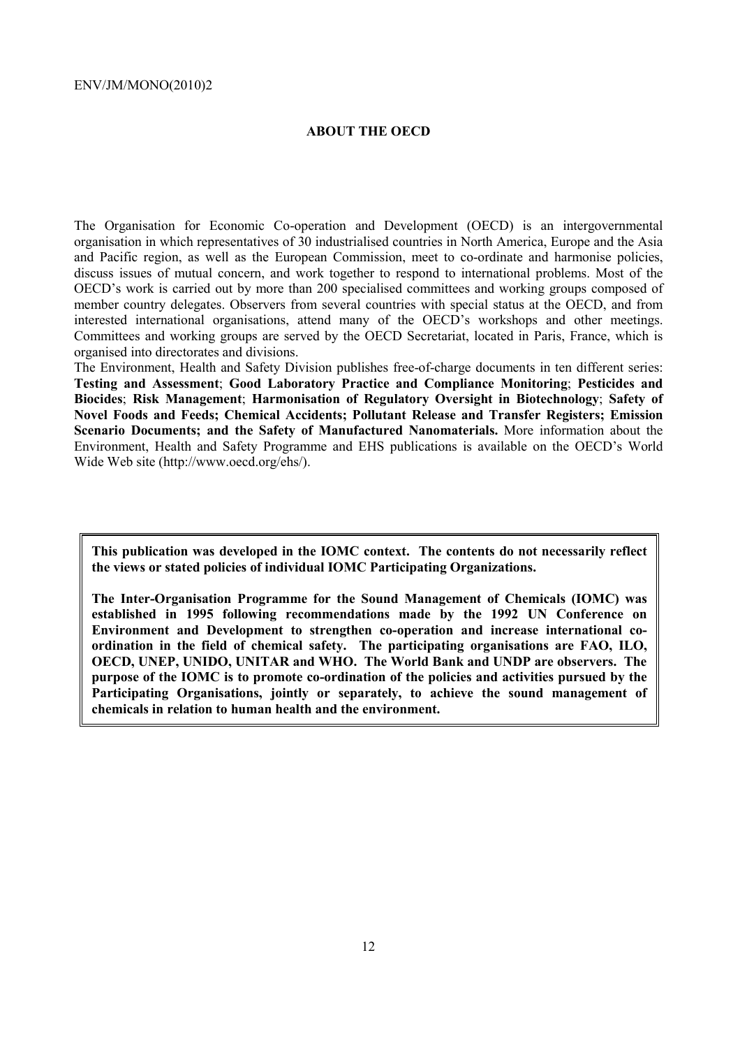## ABOUT THE OECD

The Organisation for Economic Co-operation and Development (OECD) is an intergovernmental organisation in which representatives of 30 industrialised countries in North America, Europe and the Asia and Pacific region, as well as the European Commission, meet to co-ordinate and harmonise policies, discuss issues of mutual concern, and work together to respond to international problems. Most of the OECD's work is carried out by more than 200 specialised committees and working groups composed of member country delegates. Observers from several countries with special status at the OECD, and from interested international organisations, attend many of the OECD's workshops and other meetings. Committees and working groups are served by the OECD Secretariat, located in Paris, France, which is organised into directorates and divisions.

The Environment, Health and Safety Division publishes free-of-charge documents in ten different series: **Testing and Assessment**; **Good Laboratory Practice and Compliance Monitoring**; **Pesticides and Biocides**; **Risk Management**; **Harmonisation of Regulatory Oversight in Biotechnology**; **Safety of Novel Foods and Feeds; Chemical Accidents; Pollutant Release and Transfer Registers; Emission Scenario Documents; and the Safety of Manufactured Nanomaterials.** More information about the Environment, Health and Safety Programme and EHS publications is available on the OECD's World Wide Web site (http://www.oecd.org/ehs/).

**This publication was developed in the IOMC context. The contents do not necessarily reflect the views or stated policies of individual IOMC Participating Organizations.**

**The Inter-Organisation Programme for the Sound Management of Chemicals (IOMC) was established in 1995 following recommendations made by the 1992 UN Conference on Environment and Development to strengthen co-operation and increase international co-ordination in the field of chemical safety. The participating organisations are FAO, ILO, OECD, UNEP, UNIDO, UNITAR and WHO. The World Bank and UNDP are observers. The purpose of the IOMC is to promote co-ordination of the policies and activities pursued by the Participating Organisations, jointly or separately, to achieve the sound management of chemicals in relation to human health and the environment.**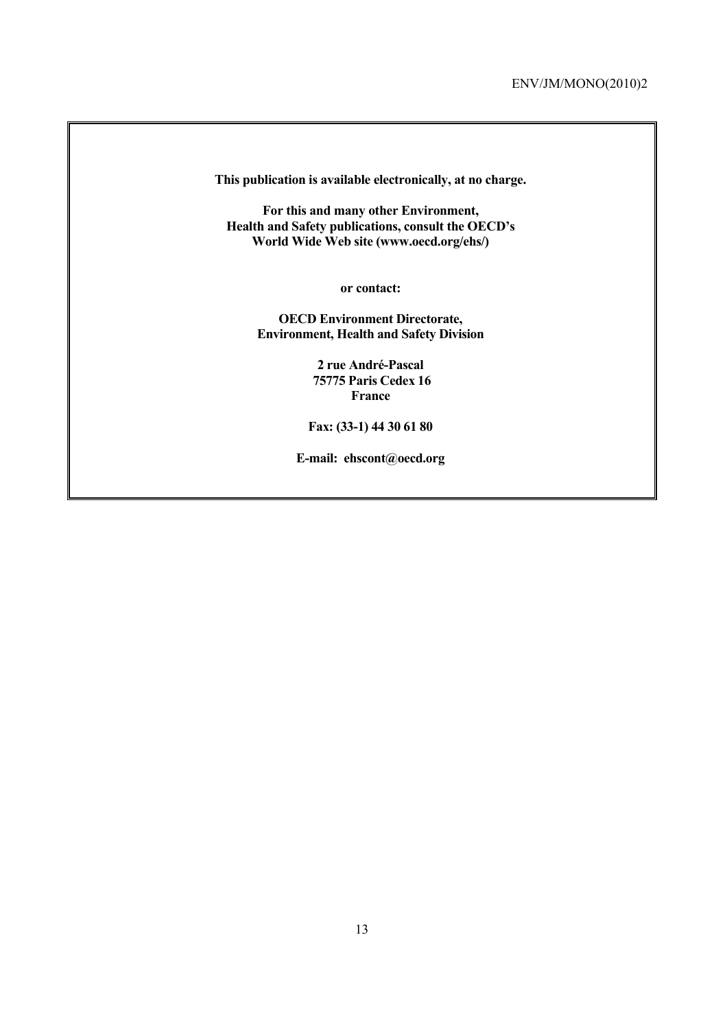**This publication is available electronically, at no charge.**

**For this and many other Environment, Health and Safety publications, consult the OECD's World Wide Web site (www.oecd.org/ehs/)**

**or contact:**

**OECD Environment Directorate, Environment, Health and Safety Division**

**2 rue André-Pascal
75775 Paris Cedex 16
France**

**Fax: (33-1) 44 30 61 80**

**E-mail: ehscont@oecd.org**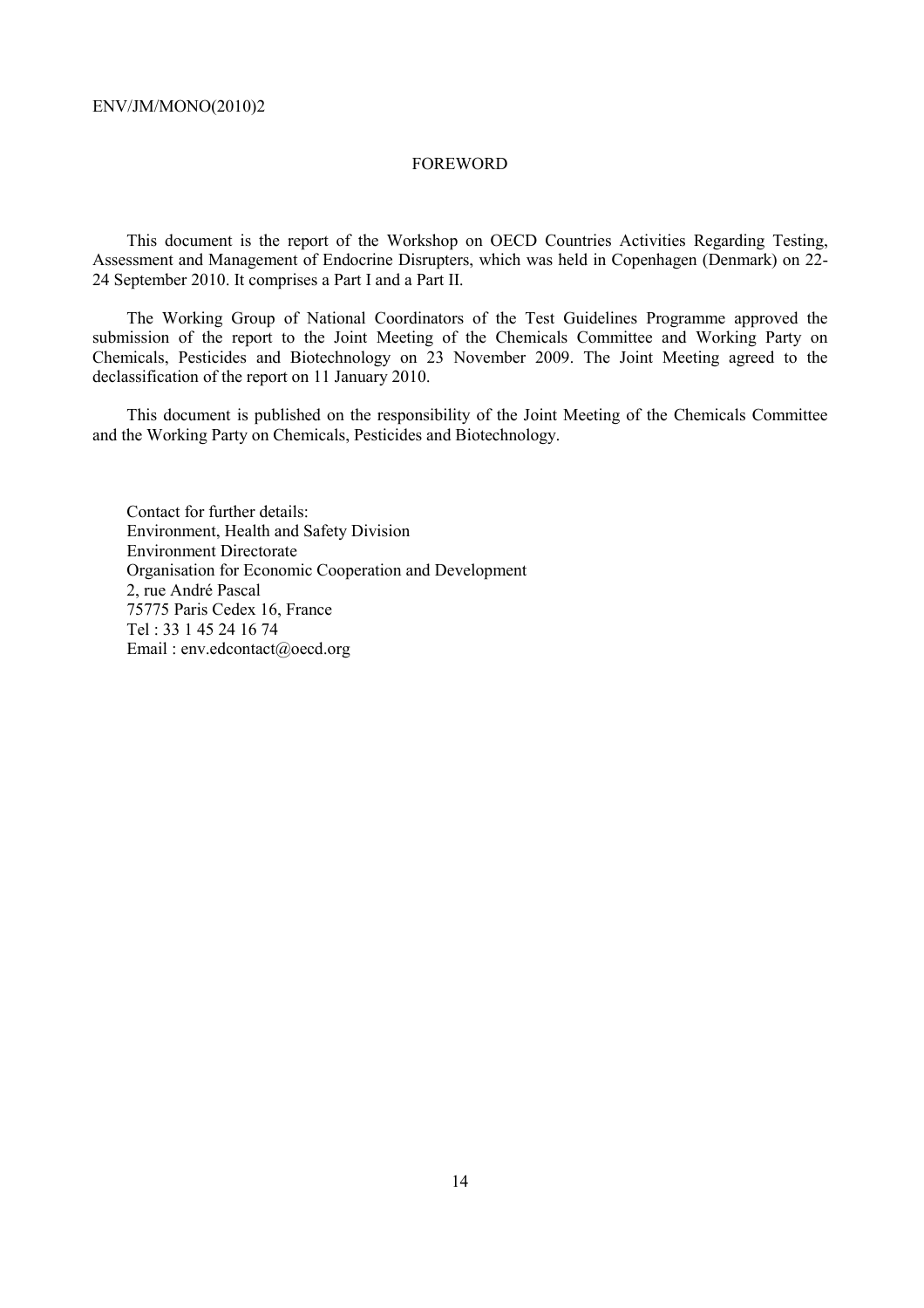# FOREWORD

This document is the report of the Workshop on OECD Countries Activities Regarding Testing, Assessment and Management of Endocrine Disrupters, which was held in Copenhagen (Denmark) on 22-24 September 2010. It comprises a Part I and a Part II.

The Working Group of National Coordinators of the Test Guidelines Programme approved the submission of the report to the Joint Meeting of the Chemicals Committee and Working Party on Chemicals, Pesticides and Biotechnology on 23 November 2009. The Joint Meeting agreed to the declassification of the report on 11 January 2010.

This document is published on the responsibility of the Joint Meeting of the Chemicals Committee and the Working Party on Chemicals, Pesticides and Biotechnology.

Contact for further details:
Environment, Health and Safety Division
Environment Directorate
Organisation for Economic Cooperation and Development
2, rue André Pascal
75775 Paris Cedex 16, France
Tel : 33 1 45 24 16 74
Email : env.edcontact@oecd.org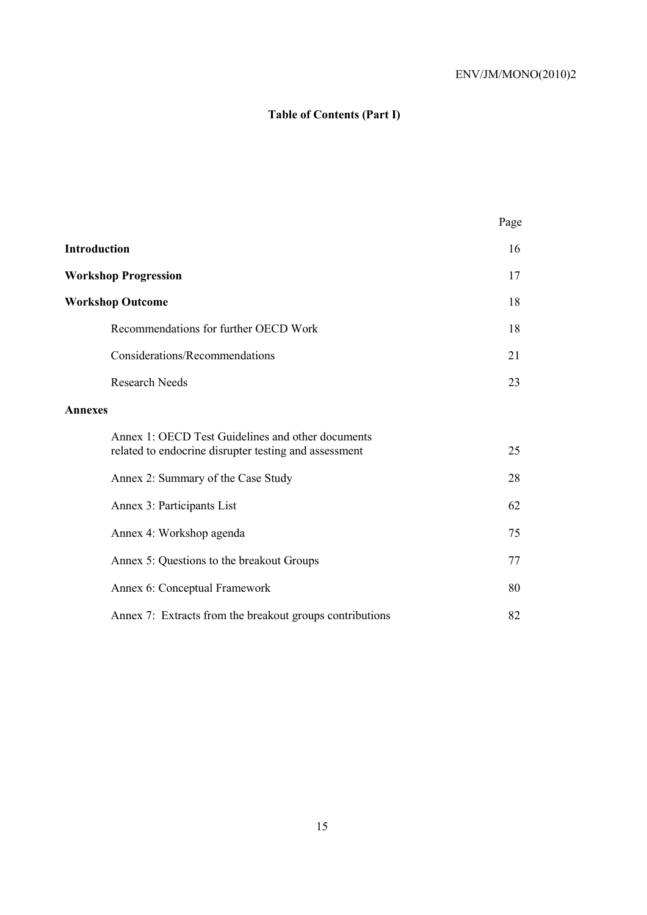## Table of Contents (Part I)

| | Page |
|---|---|
| **Introduction** | 16 |
| **Workshop Progression** | 17 |
| **Workshop Outcome** | 18 |
| Recommendations for further OECD Work | 18 |
| Considerations/Recommendations | 21 |
| Research Needs | 23 |
| **Annexes** | |
| Annex 1: OECD Test Guidelines and other documents related to endocrine disrupter testing and assessment | 25 |
| Annex 2: Summary of the Case Study | 28 |
| Annex 3: Participants List | 62 |
| Annex 4: Workshop agenda | 75 |
| Annex 5: Questions to the breakout Groups | 77 |
| Annex 6: Conceptual Framework | 80 |
| Annex 7: Extracts from the breakout groups contributions | 82 |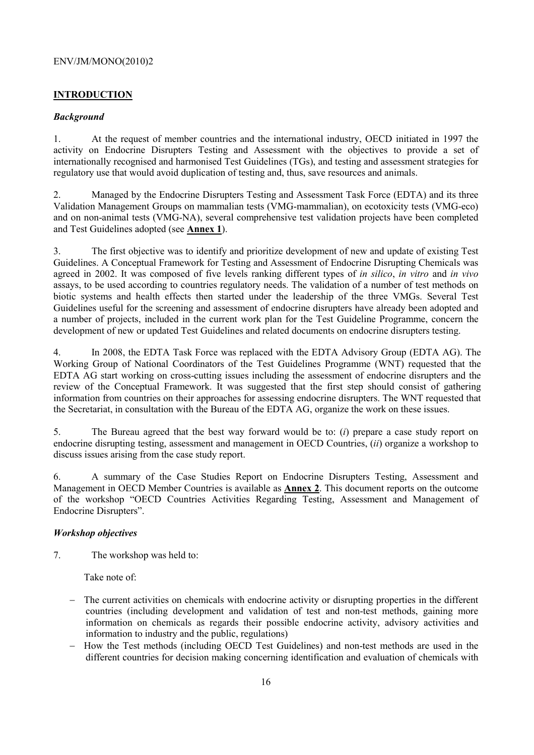## INTRODUCTION

### *Background*

1. At the request of member countries and the international industry, OECD initiated in 1997 the activity on Endocrine Disrupters Testing and Assessment with the objectives to provide a set of internationally recognised and harmonised Test Guidelines (TGs), and testing and assessment strategies for regulatory use that would avoid duplication of testing and, thus, save resources and animals.

2. Managed by the Endocrine Disrupters Testing and Assessment Task Force (EDTA) and its three Validation Management Groups on mammalian tests (VMG-mammalian), on ecotoxicity tests (VMG-eco) and on non-animal tests (VMG-NA), several comprehensive test validation projects have been completed and Test Guidelines adopted (see **Annex 1**).

3. The first objective was to identify and prioritize development of new and update of existing Test Guidelines. A Conceptual Framework for Testing and Assessment of Endocrine Disrupting Chemicals was agreed in 2002. It was composed of five levels ranking different types of *in silico*, *in vitro* and *in vivo* assays, to be used according to countries regulatory needs. The validation of a number of test methods on biotic systems and health effects then started under the leadership of the three VMGs. Several Test Guidelines useful for the screening and assessment of endocrine disrupters have already been adopted and a number of projects, included in the current work plan for the Test Guideline Programme, concern the development of new or updated Test Guidelines and related documents on endocrine disrupters testing.

4. In 2008, the EDTA Task Force was replaced with the EDTA Advisory Group (EDTA AG). The Working Group of National Coordinators of the Test Guidelines Programme (WNT) requested that the EDTA AG start working on cross-cutting issues including the assessment of endocrine disrupters and the review of the Conceptual Framework. It was suggested that the first step should consist of gathering information from countries on their approaches for assessing endocrine disrupters. The WNT requested that the Secretariat, in consultation with the Bureau of the EDTA AG, organize the work on these issues.

5. The Bureau agreed that the best way forward would be to: (*i*) prepare a case study report on endocrine disrupting testing, assessment and management in OECD Countries, (*ii*) organize a workshop to discuss issues arising from the case study report.

6. A summary of the Case Studies Report on Endocrine Disrupters Testing, Assessment and Management in OECD Member Countries is available as **Annex 2**. This document reports on the outcome of the workshop "OECD Countries Activities Regarding Testing, Assessment and Management of Endocrine Disrupters".

### *Workshop objectives*

7. The workshop was held to:

Take note of:

- The current activities on chemicals with endocrine activity or disrupting properties in the different countries (including development and validation of test and non-test methods, gaining more information on chemicals as regards their possible endocrine activity, advisory activities and information to industry and the public, regulations)
- How the Test methods (including OECD Test Guidelines) and non-test methods are used in the different countries for decision making concerning identification and evaluation of chemicals with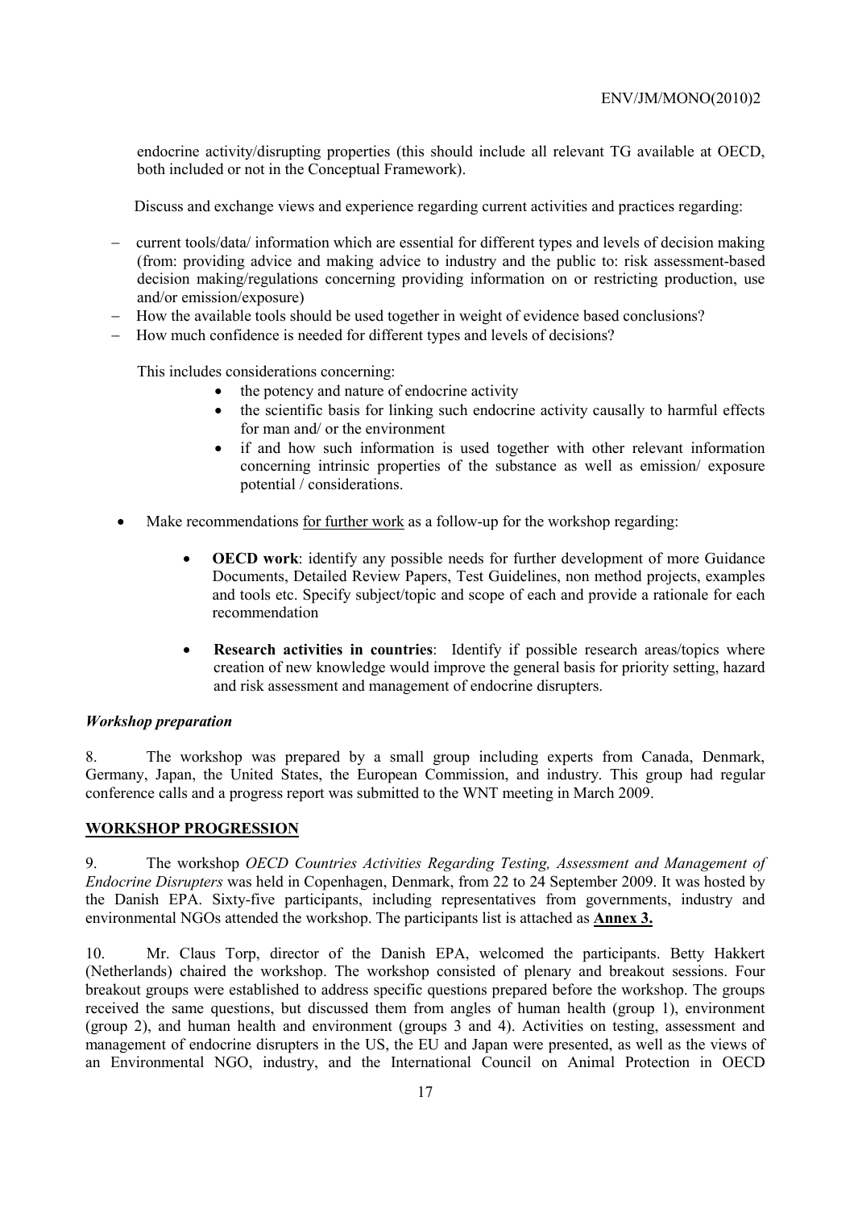endocrine activity/disrupting properties (this should include all relevant TG available at OECD, both included or not in the Conceptual Framework).

Discuss and exchange views and experience regarding current activities and practices regarding:

- current tools/data/ information which are essential for different types and levels of decision making (from: providing advice and making advice to industry and the public to: risk assessment-based decision making/regulations concerning providing information on or restricting production, use and/or emission/exposure)
- How the available tools should be used together in weight of evidence based conclusions?
- How much confidence is needed for different types and levels of decisions?

This includes considerations concerning:

- the potency and nature of endocrine activity
- the scientific basis for linking such endocrine activity causally to harmful effects for man and/ or the environment
- if and how such information is used together with other relevant information concerning intrinsic properties of the substance as well as emission/ exposure potential / considerations.

- Make recommendations <u>for further work</u> as a follow-up for the workshop regarding:
  - **OECD work**: identify any possible needs for further development of more Guidance Documents, Detailed Review Papers, Test Guidelines, non method projects, examples and tools etc. Specify subject/topic and scope of each and provide a rationale for each recommendation
  - **Research activities in countries**: Identify if possible research areas/topics where creation of new knowledge would improve the general basis for priority setting, hazard and risk assessment and management of endocrine disrupters.

***Workshop preparation***

8. The workshop was prepared by a small group including experts from Canada, Denmark, Germany, Japan, the United States, the European Commission, and industry. This group had regular conference calls and a progress report was submitted to the WNT meeting in March 2009.

## <u>WORKSHOP PROGRESSION</u>

9. The workshop *OECD Countries Activities Regarding Testing, Assessment and Management of Endocrine Disrupters* was held in Copenhagen, Denmark, from 22 to 24 September 2009. It was hosted by the Danish EPA. Sixty-five participants, including representatives from governments, industry and environmental NGOs attended the workshop. The participants list is attached as **<u>Annex 3.</u>**

10. Mr. Claus Torp, director of the Danish EPA, welcomed the participants. Betty Hakkert (Netherlands) chaired the workshop. The workshop consisted of plenary and breakout sessions. Four breakout groups were established to address specific questions prepared before the workshop. The groups received the same questions, but discussed them from angles of human health (group 1), environment (group 2), and human health and environment (groups 3 and 4). Activities on testing, assessment and management of endocrine disrupters in the US, the EU and Japan were presented, as well as the views of an Environmental NGO, industry, and the International Council on Animal Protection in OECD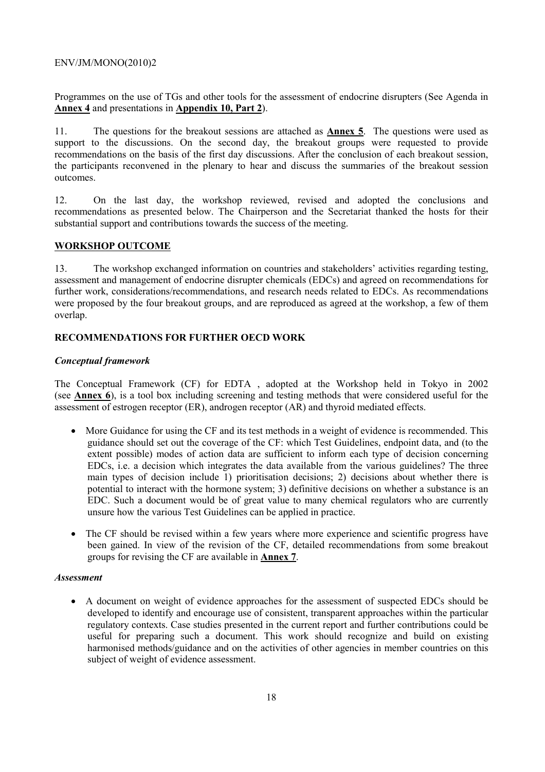Programmes on the use of TGs and other tools for the assessment of endocrine disrupters (See Agenda in **Annex 4** and presentations in **Appendix 10, Part 2**).

11. The questions for the breakout sessions are attached as **Annex 5**. The questions were used as support to the discussions. On the second day, the breakout groups were requested to provide recommendations on the basis of the first day discussions. After the conclusion of each breakout session, the participants reconvened in the plenary to hear and discuss the summaries of the breakout session outcomes.

12. On the last day, the workshop reviewed, revised and adopted the conclusions and recommendations as presented below. The Chairperson and the Secretariat thanked the hosts for their substantial support and contributions towards the success of the meeting.

## WORKSHOP OUTCOME

13. The workshop exchanged information on countries and stakeholders' activities regarding testing, assessment and management of endocrine disrupter chemicals (EDCs) and agreed on recommendations for further work, considerations/recommendations, and research needs related to EDCs. As recommendations were proposed by the four breakout groups, and are reproduced as agreed at the workshop, a few of them overlap.

## RECOMMENDATIONS FOR FURTHER OECD WORK

### *Conceptual framework*

The Conceptual Framework (CF) for EDTA , adopted at the Workshop held in Tokyo in 2002 (see **Annex 6**), is a tool box including screening and testing methods that were considered useful for the assessment of estrogen receptor (ER), androgen receptor (AR) and thyroid mediated effects.

- More Guidance for using the CF and its test methods in a weight of evidence is recommended. This guidance should set out the coverage of the CF: which Test Guidelines, endpoint data, and (to the extent possible) modes of action data are sufficient to inform each type of decision concerning EDCs, i.e. a decision which integrates the data available from the various guidelines? The three main types of decision include 1) prioritisation decisions; 2) decisions about whether there is potential to interact with the hormone system; 3) definitive decisions on whether a substance is an EDC. Such a document would be of great value to many chemical regulators who are currently unsure how the various Test Guidelines can be applied in practice.
- The CF should be revised within a few years where more experience and scientific progress have been gained. In view of the revision of the CF, detailed recommendations from some breakout groups for revising the CF are available in **Annex 7**.

### *Assessment*

- A document on weight of evidence approaches for the assessment of suspected EDCs should be developed to identify and encourage use of consistent, transparent approaches within the particular regulatory contexts. Case studies presented in the current report and further contributions could be useful for preparing such a document. This work should recognize and build on existing harmonised methods/guidance and on the activities of other agencies in member countries on this subject of weight of evidence assessment.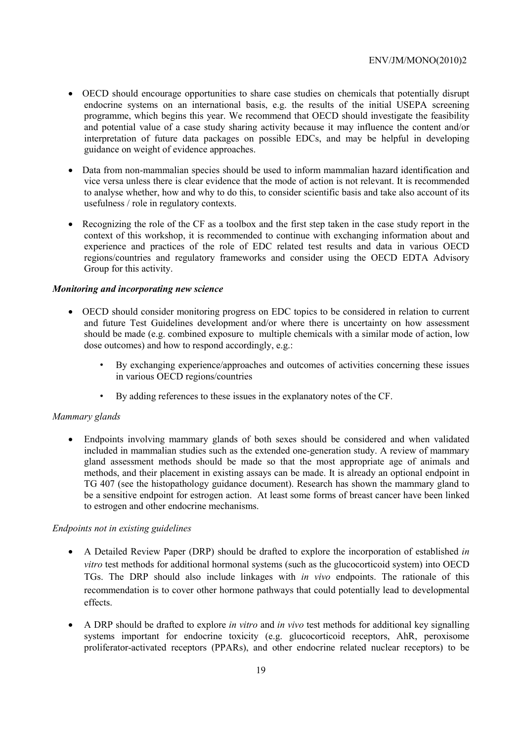- OECD should encourage opportunities to share case studies on chemicals that potentially disrupt endocrine systems on an international basis, e.g. the results of the initial USEPA screening programme, which begins this year. We recommend that OECD should investigate the feasibility and potential value of a case study sharing activity because it may influence the content and/or interpretation of future data packages on possible EDCs, and may be helpful in developing guidance on weight of evidence approaches.

- Data from non-mammalian species should be used to inform mammalian hazard identification and vice versa unless there is clear evidence that the mode of action is not relevant. It is recommended to analyse whether, how and why to do this, to consider scientific basis and take also account of its usefulness / role in regulatory contexts.

- Recognizing the role of the CF as a toolbox and the first step taken in the case study report in the context of this workshop, it is recommended to continue with exchanging information about and experience and practices of the role of EDC related test results and data in various OECD regions/countries and regulatory frameworks and consider using the OECD EDTA Advisory Group for this activity.

***Monitoring and incorporating new science***

- OECD should consider monitoring progress on EDC topics to be considered in relation to current and future Test Guidelines development and/or where there is uncertainty on how assessment should be made (e.g. combined exposure to multiple chemicals with a similar mode of action, low dose outcomes) and how to respond accordingly, e.g.:

    - By exchanging experience/approaches and outcomes of activities concerning these issues in various OECD regions/countries

    - By adding references to these issues in the explanatory notes of the CF.

*Mammary glands*

- Endpoints involving mammary glands of both sexes should be considered and when validated included in mammalian studies such as the extended one-generation study. A review of mammary gland assessment methods should be made so that the most appropriate age of animals and methods, and their placement in existing assays can be made. It is already an optional endpoint in TG 407 (see the histopathology guidance document). Research has shown the mammary gland to be a sensitive endpoint for estrogen action. At least some forms of breast cancer have been linked to estrogen and other endocrine mechanisms.

*Endpoints not in existing guidelines*

- A Detailed Review Paper (DRP) should be drafted to explore the incorporation of established *in vitro* test methods for additional hormonal systems (such as the glucocorticoid system) into OECD TGs. The DRP should also include linkages with *in vivo* endpoints. The rationale of this recommendation is to cover other hormone pathways that could potentially lead to developmental effects.

- A DRP should be drafted to explore *in vitro* and *in vivo* test methods for additional key signalling systems important for endocrine toxicity (e.g. glucocorticoid receptors, AhR, peroxisome proliferator-activated receptors (PPARs), and other endocrine related nuclear receptors) to be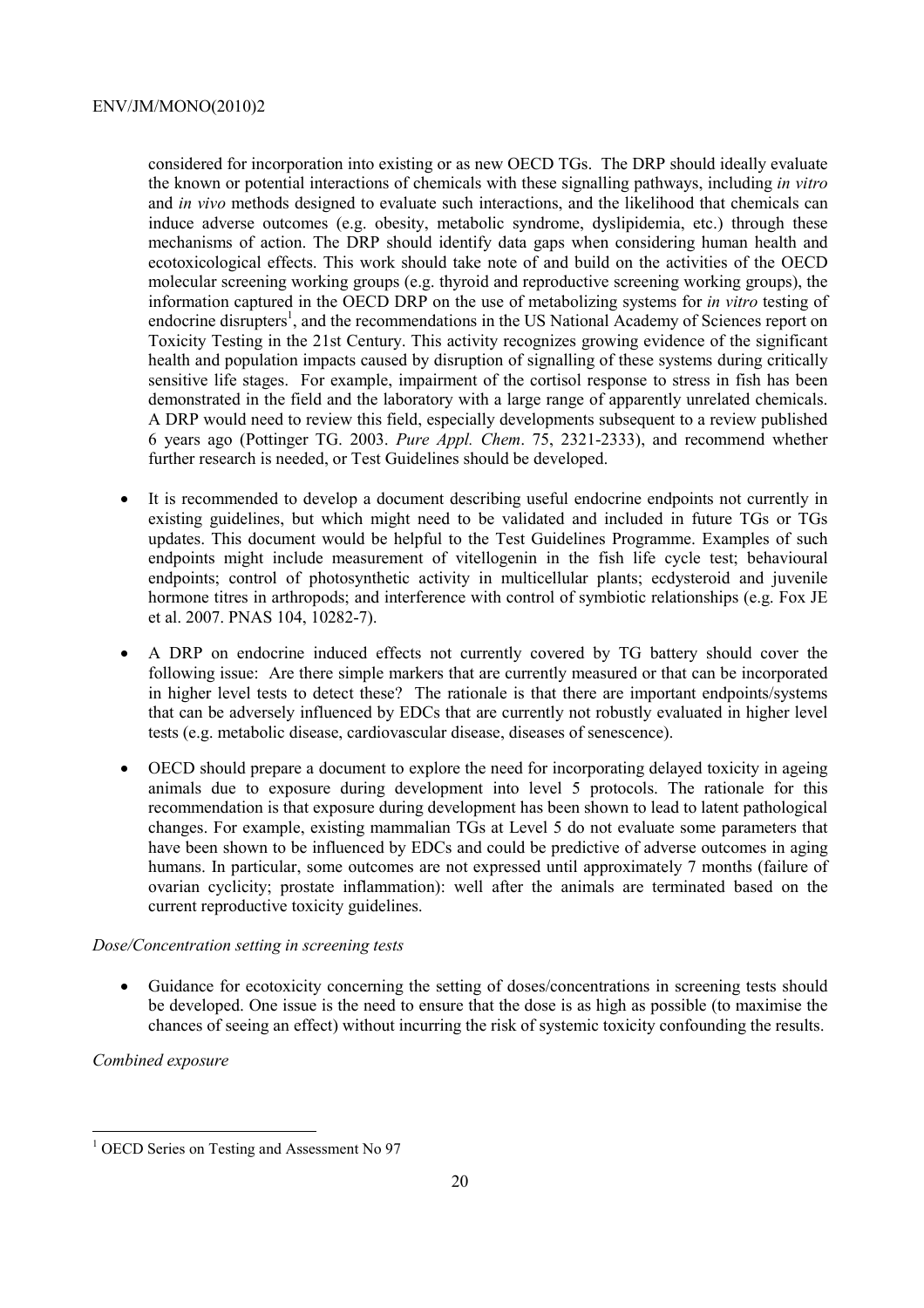considered for incorporation into existing or as new OECD TGs. The DRP should ideally evaluate the known or potential interactions of chemicals with these signalling pathways, including *in vitro* and *in vivo* methods designed to evaluate such interactions, and the likelihood that chemicals can induce adverse outcomes (e.g. obesity, metabolic syndrome, dyslipidemia, etc.) through these mechanisms of action. The DRP should identify data gaps when considering human health and ecotoxicological effects. This work should take note of and build on the activities of the OECD molecular screening working groups (e.g. thyroid and reproductive screening working groups), the information captured in the OECD DRP on the use of metabolizing systems for *in vitro* testing of endocrine disrupters[1], and the recommendations in the US National Academy of Sciences report on Toxicity Testing in the 21st Century. This activity recognizes growing evidence of the significant health and population impacts caused by disruption of signalling of these systems during critically sensitive life stages. For example, impairment of the cortisol response to stress in fish has been demonstrated in the field and the laboratory with a large range of apparently unrelated chemicals. A DRP would need to review this field, especially developments subsequent to a review published 6 years ago (Pottinger TG. 2003. *Pure Appl. Chem*. 75, 2321-2333), and recommend whether further research is needed, or Test Guidelines should be developed.

- It is recommended to develop a document describing useful endocrine endpoints not currently in existing guidelines, but which might need to be validated and included in future TGs or TGs updates. This document would be helpful to the Test Guidelines Programme. Examples of such endpoints might include measurement of vitellogenin in the fish life cycle test; behavioural endpoints; control of photosynthetic activity in multicellular plants; ecdysteroid and juvenile hormone titres in arthropods; and interference with control of symbiotic relationships (e.g. Fox JE et al. 2007. PNAS 104, 10282-7).

- A DRP on endocrine induced effects not currently covered by TG battery should cover the following issue: Are there simple markers that are currently measured or that can be incorporated in higher level tests to detect these? The rationale is that there are important endpoints/systems that can be adversely influenced by EDCs that are currently not robustly evaluated in higher level tests (e.g. metabolic disease, cardiovascular disease, diseases of senescence).

- OECD should prepare a document to explore the need for incorporating delayed toxicity in ageing animals due to exposure during development into level 5 protocols. The rationale for this recommendation is that exposure during development has been shown to lead to latent pathological changes. For example, existing mammalian TGs at Level 5 do not evaluate some parameters that have been shown to be influenced by EDCs and could be predictive of adverse outcomes in aging humans. In particular, some outcomes are not expressed until approximately 7 months (failure of ovarian cyclicity; prostate inflammation): well after the animals are terminated based on the current reproductive toxicity guidelines.

*Dose/Concentration setting in screening tests*

- Guidance for ecotoxicity concerning the setting of doses/concentrations in screening tests should be developed. One issue is the need to ensure that the dose is as high as possible (to maximise the chances of seeing an effect) without incurring the risk of systemic toxicity confounding the results.

*Combined exposure*

---

[1] OECD Series on Testing and Assessment No 97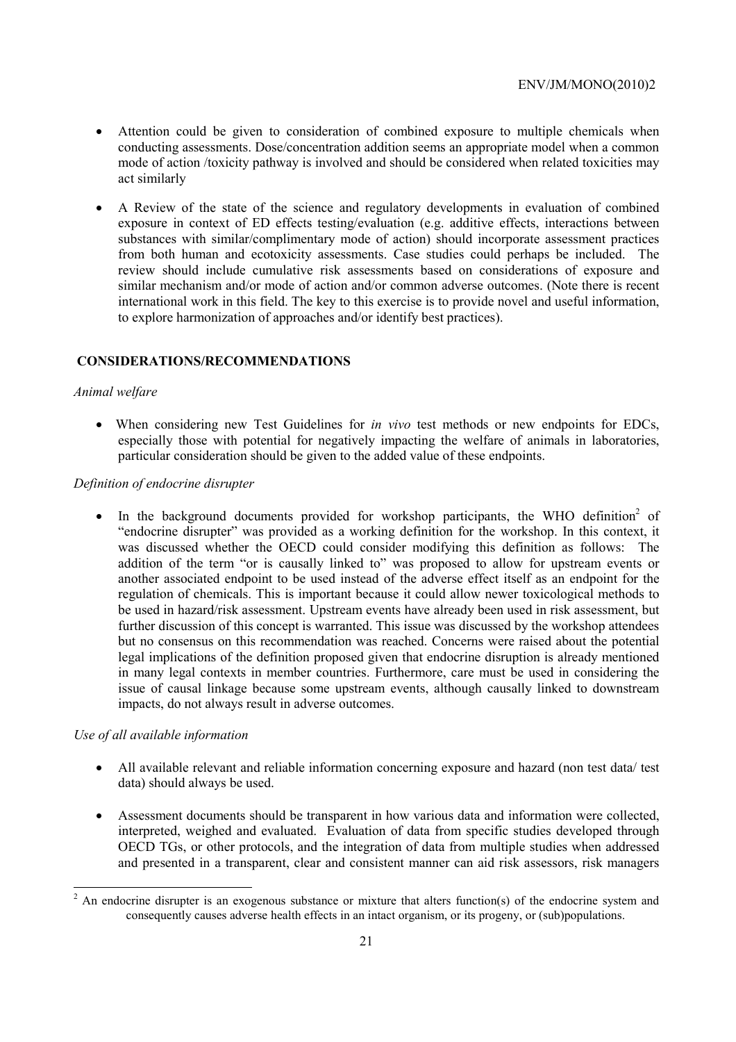- Attention could be given to consideration of combined exposure to multiple chemicals when conducting assessments. Dose/concentration addition seems an appropriate model when a common mode of action /toxicity pathway is involved and should be considered when related toxicities may act similarly

- A Review of the state of the science and regulatory developments in evaluation of combined exposure in context of ED effects testing/evaluation (e.g. additive effects, interactions between substances with similar/complimentary mode of action) should incorporate assessment practices from both human and ecotoxicity assessments. Case studies could perhaps be included. The review should include cumulative risk assessments based on considerations of exposure and similar mechanism and/or mode of action and/or common adverse outcomes. (Note there is recent international work in this field. The key to this exercise is to provide novel and useful information, to explore harmonization of approaches and/or identify best practices).

## CONSIDERATIONS/RECOMMENDATIONS

*Animal welfare*

- When considering new Test Guidelines for *in vivo* test methods or new endpoints for EDCs, especially those with potential for negatively impacting the welfare of animals in laboratories, particular consideration should be given to the added value of these endpoints.

*Definition of endocrine disrupter*

- In the background documents provided for workshop participants, the WHO definition[2] of "endocrine disrupter" was provided as a working definition for the workshop. In this context, it was discussed whether the OECD could consider modifying this definition as follows: The addition of the term "or is causally linked to" was proposed to allow for upstream events or another associated endpoint to be used instead of the adverse effect itself as an endpoint for the regulation of chemicals. This is important because it could allow newer toxicological methods to be used in hazard/risk assessment. Upstream events have already been used in risk assessment, but further discussion of this concept is warranted. This issue was discussed by the workshop attendees but no consensus on this recommendation was reached. Concerns were raised about the potential legal implications of the definition proposed given that endocrine disruption is already mentioned in many legal contexts in member countries. Furthermore, care must be used in considering the issue of causal linkage because some upstream events, although causally linked to downstream impacts, do not always result in adverse outcomes.

*Use of all available information*

- All available relevant and reliable information concerning exposure and hazard (non test data/ test data) should always be used.

- Assessment documents should be transparent in how various data and information were collected, interpreted, weighed and evaluated. Evaluation of data from specific studies developed through OECD TGs, or other protocols, and the integration of data from multiple studies when addressed and presented in a transparent, clear and consistent manner can aid risk assessors, risk managers

[2] An endocrine disrupter is an exogenous substance or mixture that alters function(s) of the endocrine system and consequently causes adverse health effects in an intact organism, or its progeny, or (sub)populations.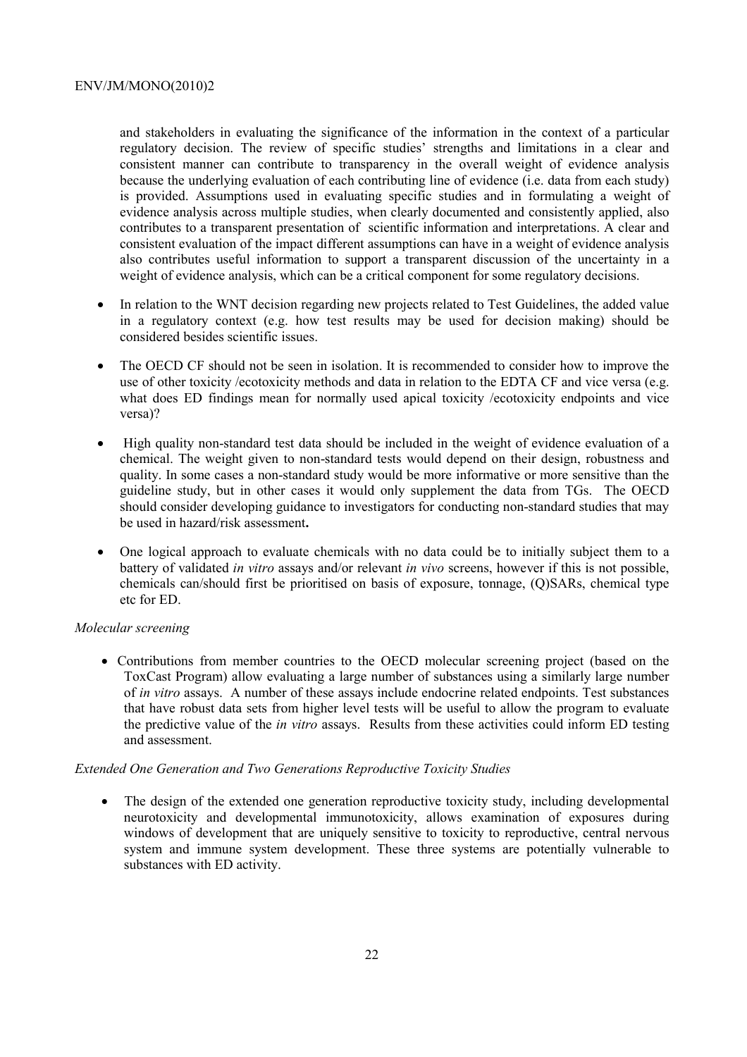and stakeholders in evaluating the significance of the information in the context of a particular regulatory decision. The review of specific studies' strengths and limitations in a clear and consistent manner can contribute to transparency in the overall weight of evidence analysis because the underlying evaluation of each contributing line of evidence (i.e. data from each study) is provided. Assumptions used in evaluating specific studies and in formulating a weight of evidence analysis across multiple studies, when clearly documented and consistently applied, also contributes to a transparent presentation of scientific information and interpretations. A clear and consistent evaluation of the impact different assumptions can have in a weight of evidence analysis also contributes useful information to support a transparent discussion of the uncertainty in a weight of evidence analysis, which can be a critical component for some regulatory decisions.

- In relation to the WNT decision regarding new projects related to Test Guidelines, the added value in a regulatory context (e.g. how test results may be used for decision making) should be considered besides scientific issues.

- The OECD CF should not be seen in isolation. It is recommended to consider how to improve the use of other toxicity /ecotoxicity methods and data in relation to the EDTA CF and vice versa (e.g. what does ED findings mean for normally used apical toxicity /ecotoxicity endpoints and vice versa)?

- High quality non-standard test data should be included in the weight of evidence evaluation of a chemical. The weight given to non-standard tests would depend on their design, robustness and quality. In some cases a non-standard study would be more informative or more sensitive than the guideline study, but in other cases it would only supplement the data from TGs. The OECD should consider developing guidance to investigators for conducting non-standard studies that may be used in hazard/risk assessment**.**

- One logical approach to evaluate chemicals with no data could be to initially subject them to a battery of validated *in vitro* assays and/or relevant *in vivo* screens, however if this is not possible, chemicals can/should first be prioritised on basis of exposure, tonnage, (Q)SARs, chemical type etc for ED.

*Molecular screening*

- Contributions from member countries to the OECD molecular screening project (based on the ToxCast Program) allow evaluating a large number of substances using a similarly large number of *in vitro* assays. A number of these assays include endocrine related endpoints. Test substances that have robust data sets from higher level tests will be useful to allow the program to evaluate the predictive value of the *in vitro* assays. Results from these activities could inform ED testing and assessment.

*Extended One Generation and Two Generations Reproductive Toxicity Studies*

- The design of the extended one generation reproductive toxicity study, including developmental neurotoxicity and developmental immunotoxicity, allows examination of exposures during windows of development that are uniquely sensitive to toxicity to reproductive, central nervous system and immune system development. These three systems are potentially vulnerable to substances with ED activity.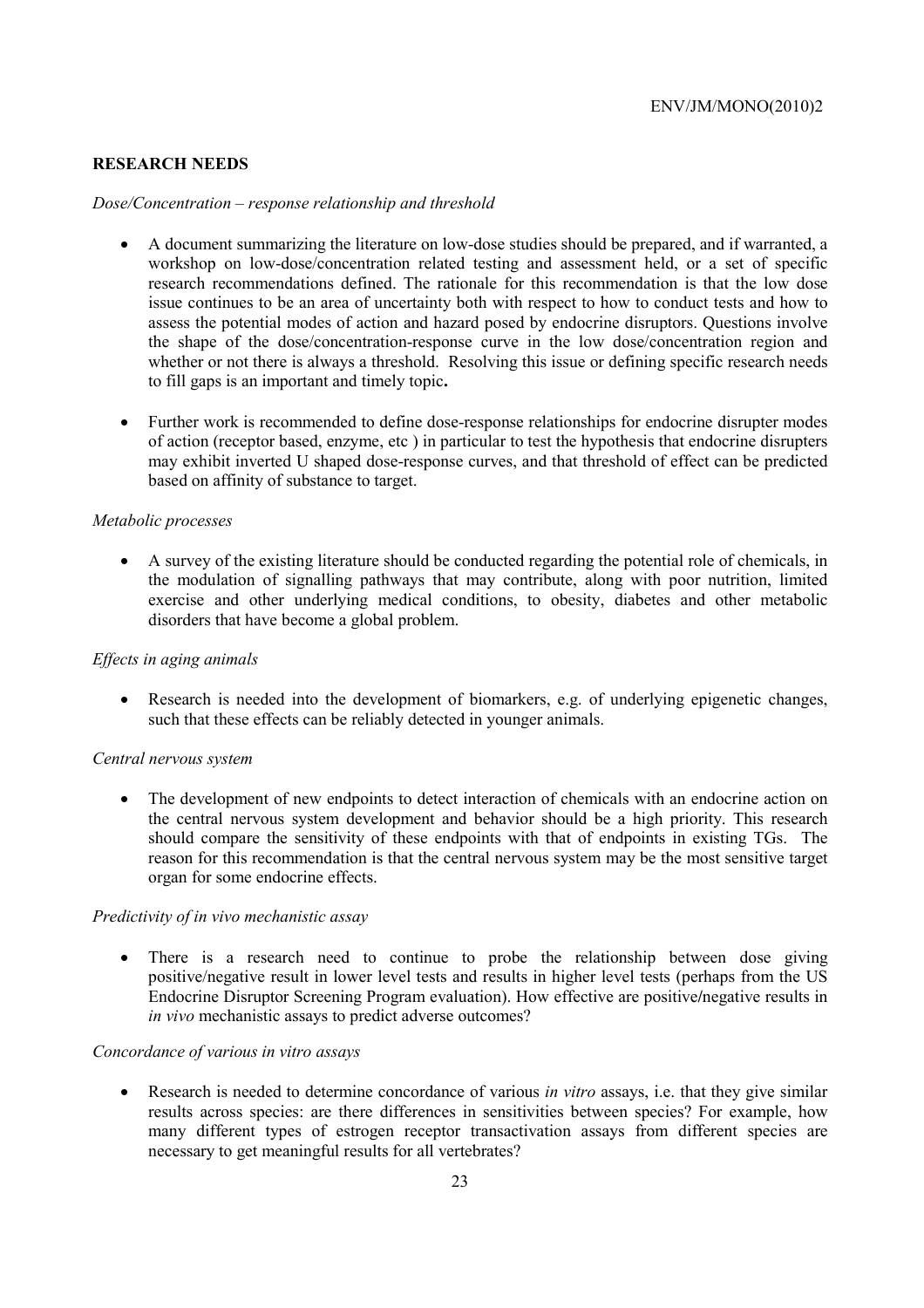## RESEARCH NEEDS

*Dose/Concentration – response relationship and threshold*

- A document summarizing the literature on low-dose studies should be prepared, and if warranted, a workshop on low-dose/concentration related testing and assessment held, or a set of specific research recommendations defined. The rationale for this recommendation is that the low dose issue continues to be an area of uncertainty both with respect to how to conduct tests and how to assess the potential modes of action and hazard posed by endocrine disruptors. Questions involve the shape of the dose/concentration-response curve in the low dose/concentration region and whether or not there is always a threshold. Resolving this issue or defining specific research needs to fill gaps is an important and timely topic**.**

- Further work is recommended to define dose-response relationships for endocrine disrupter modes of action (receptor based, enzyme, etc ) in particular to test the hypothesis that endocrine disrupters may exhibit inverted U shaped dose-response curves, and that threshold of effect can be predicted based on affinity of substance to target.

*Metabolic processes*

- A survey of the existing literature should be conducted regarding the potential role of chemicals, in the modulation of signalling pathways that may contribute, along with poor nutrition, limited exercise and other underlying medical conditions, to obesity, diabetes and other metabolic disorders that have become a global problem.

*Effects in aging animals*

- Research is needed into the development of biomarkers, e.g. of underlying epigenetic changes, such that these effects can be reliably detected in younger animals.

*Central nervous system*

- The development of new endpoints to detect interaction of chemicals with an endocrine action on the central nervous system development and behavior should be a high priority. This research should compare the sensitivity of these endpoints with that of endpoints in existing TGs. The reason for this recommendation is that the central nervous system may be the most sensitive target organ for some endocrine effects.

*Predictivity of in vivo mechanistic assay*

- There is a research need to continue to probe the relationship between dose giving positive/negative result in lower level tests and results in higher level tests (perhaps from the US Endocrine Disruptor Screening Program evaluation). How effective are positive/negative results in *in vivo* mechanistic assays to predict adverse outcomes?

*Concordance of various in vitro assays*

- Research is needed to determine concordance of various *in vitro* assays, i.e. that they give similar results across species: are there differences in sensitivities between species? For example, how many different types of estrogen receptor transactivation assays from different species are necessary to get meaningful results for all vertebrates?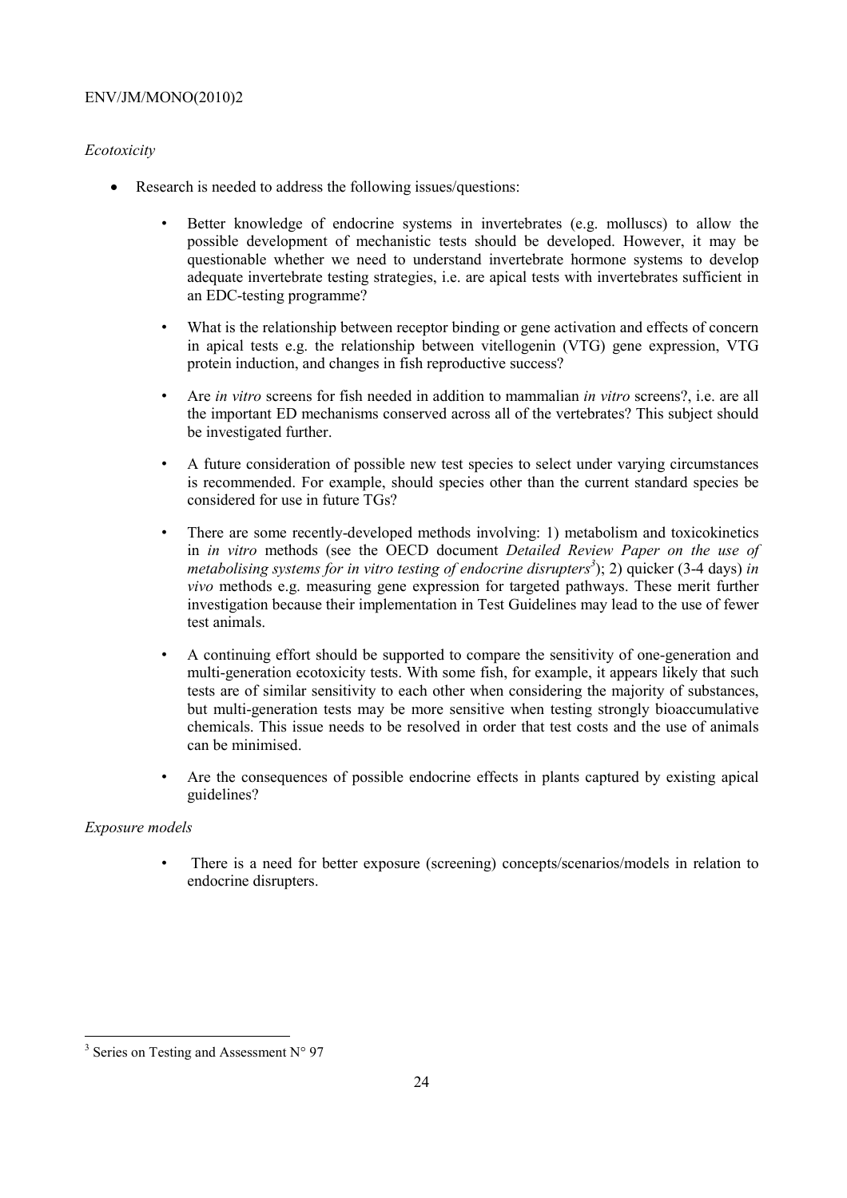*Ecotoxicity*

- Research is needed to address the following issues/questions:
  - Better knowledge of endocrine systems in invertebrates (e.g. molluscs) to allow the possible development of mechanistic tests should be developed. However, it may be questionable whether we need to understand invertebrate hormone systems to develop adequate invertebrate testing strategies, i.e. are apical tests with invertebrates sufficient in an EDC-testing programme?
  - What is the relationship between receptor binding or gene activation and effects of concern in apical tests e.g. the relationship between vitellogenin (VTG) gene expression, VTG protein induction, and changes in fish reproductive success?
  - Are *in vitro* screens for fish needed in addition to mammalian *in vitro* screens?, i.e. are all the important ED mechanisms conserved across all of the vertebrates? This subject should be investigated further.
  - A future consideration of possible new test species to select under varying circumstances is recommended. For example, should species other than the current standard species be considered for use in future TGs?
  - There are some recently-developed methods involving: 1) metabolism and toxicokinetics in *in vitro* methods (see the OECD document *Detailed Review Paper on the use of metabolising systems for in vitro testing of endocrine disrupters*[3]); 2) quicker (3-4 days) *in vivo* methods e.g. measuring gene expression for targeted pathways. These merit further investigation because their implementation in Test Guidelines may lead to the use of fewer test animals.
  - A continuing effort should be supported to compare the sensitivity of one-generation and multi-generation ecotoxicity tests. With some fish, for example, it appears likely that such tests are of similar sensitivity to each other when considering the majority of substances, but multi-generation tests may be more sensitive when testing strongly bioaccumulative chemicals. This issue needs to be resolved in order that test costs and the use of animals can be minimised.
  - Are the consequences of possible endocrine effects in plants captured by existing apical guidelines?

*Exposure models*

- There is a need for better exposure (screening) concepts/scenarios/models in relation to endocrine disrupters.

---

[3] Series on Testing and Assessment N° 97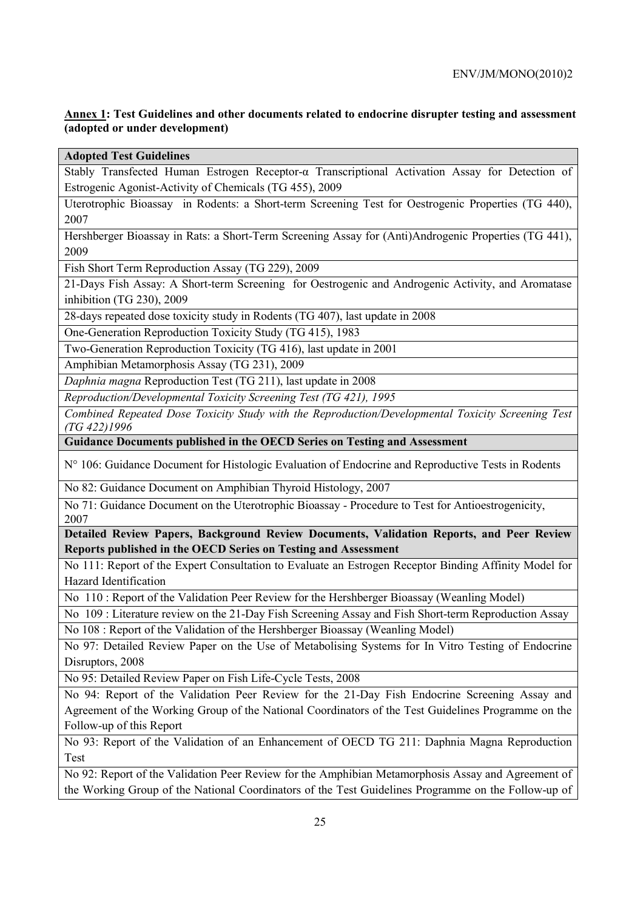**Annex 1: Test Guidelines and other documents related to endocrine disrupter testing and assessment (adopted or under development)**

| **Adopted Test Guidelines** |
|---|
| Stably Transfected Human Estrogen Receptor-α Transcriptional Activation Assay for Detection of Estrogenic Agonist-Activity of Chemicals (TG 455), 2009 |
| Uterotrophic Bioassay in Rodents: a Short-term Screening Test for Oestrogenic Properties (TG 440), 2007 |
| Hershberger Bioassay in Rats: a Short-Term Screening Assay for (Anti)Androgenic Properties (TG 441), 2009 |
| Fish Short Term Reproduction Assay (TG 229), 2009 |
| 21-Days Fish Assay: A Short-term Screening for Oestrogenic and Androgenic Activity, and Aromatase inhibition (TG 230), 2009 |
| 28-days repeated dose toxicity study in Rodents (TG 407), last update in 2008 |
| One-Generation Reproduction Toxicity Study (TG 415), 1983 |
| Two-Generation Reproduction Toxicity (TG 416), last update in 2001 |
| Amphibian Metamorphosis Assay (TG 231), 2009 |
| *Daphnia magna* Reproduction Test (TG 211), last update in 2008 |
| *Reproduction/Developmental Toxicity Screening Test (TG 421), 1995* |
| *Combined Repeated Dose Toxicity Study with the Reproduction/Developmental Toxicity Screening Test (TG 422)1996* |
| **Guidance Documents published in the OECD Series on Testing and Assessment** |
| N° 106: Guidance Document for Histologic Evaluation of Endocrine and Reproductive Tests in Rodents |
| No 82: Guidance Document on Amphibian Thyroid Histology, 2007 |
| No 71: Guidance Document on the Uterotrophic Bioassay - Procedure to Test for Antioestrogenicity, 2007 |
| **Detailed Review Papers, Background Review Documents, Validation Reports, and Peer Review Reports published in the OECD Series on Testing and Assessment** |
| No 111: Report of the Expert Consultation to Evaluate an Estrogen Receptor Binding Affinity Model for Hazard Identification |
| No 110 : Report of the Validation Peer Review for the Hershberger Bioassay (Weanling Model) |
| No 109 : Literature review on the 21-Day Fish Screening Assay and Fish Short-term Reproduction Assay |
| No 108 : Report of the Validation of the Hershberger Bioassay (Weanling Model) |
| No 97: Detailed Review Paper on the Use of Metabolising Systems for In Vitro Testing of Endocrine Disruptors, 2008 |
| No 95: Detailed Review Paper on Fish Life-Cycle Tests, 2008 |
| No 94: Report of the Validation Peer Review for the 21-Day Fish Endocrine Screening Assay and Agreement of the Working Group of the National Coordinators of the Test Guidelines Programme on the Follow-up of this Report |
| No 93: Report of the Validation of an Enhancement of OECD TG 211: Daphnia Magna Reproduction Test |
| No 92: Report of the Validation Peer Review for the Amphibian Metamorphosis Assay and Agreement of the Working Group of the National Coordinators of the Test Guidelines Programme on the Follow-up of |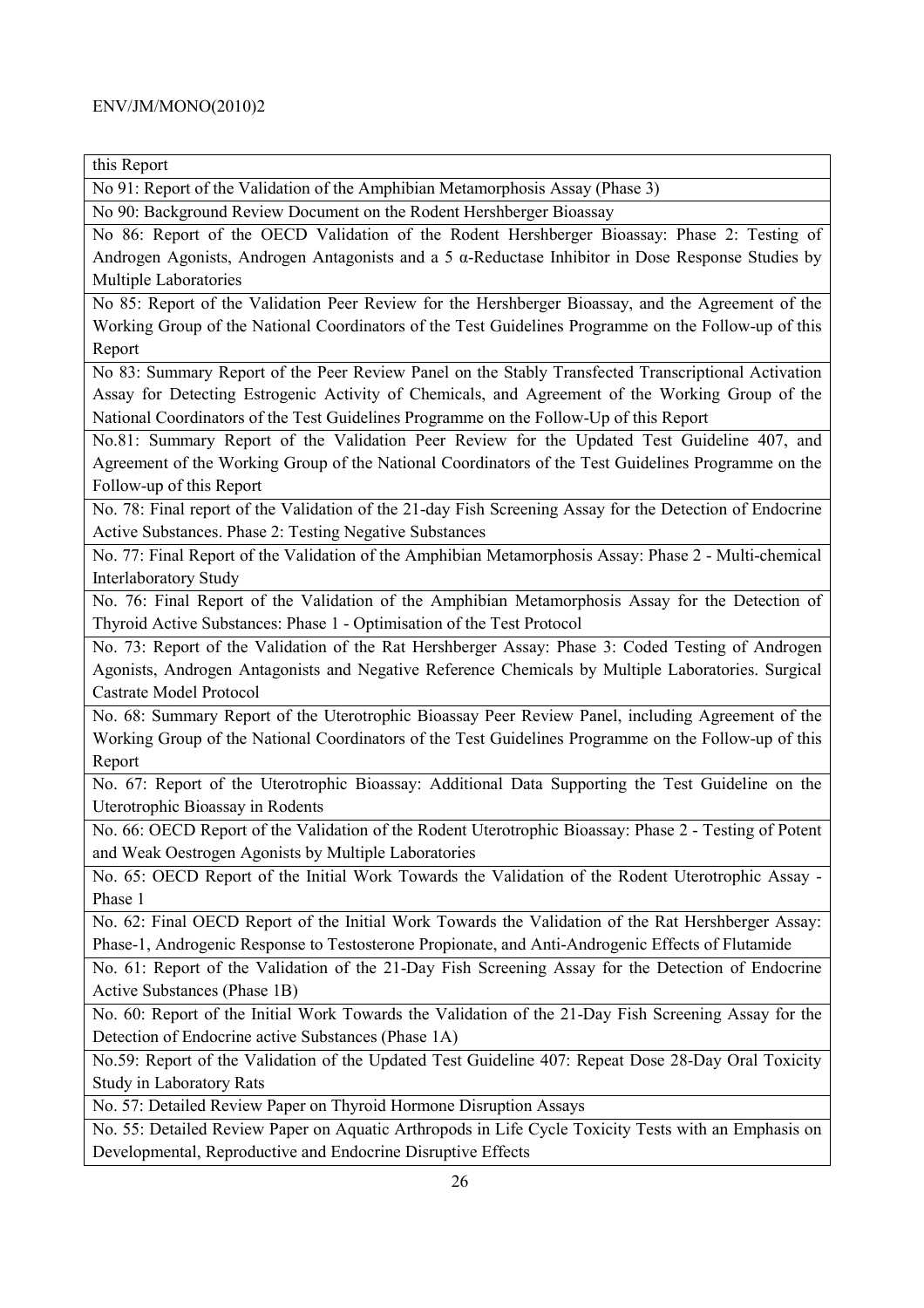| this Report |
|---|
| No 91: Report of the Validation of the Amphibian Metamorphosis Assay (Phase 3) |
| No 90: Background Review Document on the Rodent Hershberger Bioassay |
| No 86: Report of the OECD Validation of the Rodent Hershberger Bioassay: Phase 2: Testing of Androgen Agonists, Androgen Antagonists and a 5 α-Reductase Inhibitor in Dose Response Studies by Multiple Laboratories |
| No 85: Report of the Validation Peer Review for the Hershberger Bioassay, and the Agreement of the Working Group of the National Coordinators of the Test Guidelines Programme on the Follow-up of this Report |
| No 83: Summary Report of the Peer Review Panel on the Stably Transfected Transcriptional Activation Assay for Detecting Estrogenic Activity of Chemicals, and Agreement of the Working Group of the National Coordinators of the Test Guidelines Programme on the Follow-Up of this Report |
| No.81: Summary Report of the Validation Peer Review for the Updated Test Guideline 407, and Agreement of the Working Group of the National Coordinators of the Test Guidelines Programme on the Follow-up of this Report |
| No. 78: Final report of the Validation of the 21-day Fish Screening Assay for the Detection of Endocrine Active Substances. Phase 2: Testing Negative Substances |
| No. 77: Final Report of the Validation of the Amphibian Metamorphosis Assay: Phase 2 - Multi-chemical Interlaboratory Study |
| No. 76: Final Report of the Validation of the Amphibian Metamorphosis Assay for the Detection of Thyroid Active Substances: Phase 1 - Optimisation of the Test Protocol |
| No. 73: Report of the Validation of the Rat Hershberger Assay: Phase 3: Coded Testing of Androgen Agonists, Androgen Antagonists and Negative Reference Chemicals by Multiple Laboratories. Surgical Castrate Model Protocol |
| No. 68: Summary Report of the Uterotrophic Bioassay Peer Review Panel, including Agreement of the Working Group of the National Coordinators of the Test Guidelines Programme on the Follow-up of this Report |
| No. 67: Report of the Uterotrophic Bioassay: Additional Data Supporting the Test Guideline on the Uterotrophic Bioassay in Rodents |
| No. 66: OECD Report of the Validation of the Rodent Uterotrophic Bioassay: Phase 2 - Testing of Potent and Weak Oestrogen Agonists by Multiple Laboratories |
| No. 65: OECD Report of the Initial Work Towards the Validation of the Rodent Uterotrophic Assay - Phase 1 |
| No. 62: Final OECD Report of the Initial Work Towards the Validation of the Rat Hershberger Assay: Phase-1, Androgenic Response to Testosterone Propionate, and Anti-Androgenic Effects of Flutamide |
| No. 61: Report of the Validation of the 21-Day Fish Screening Assay for the Detection of Endocrine Active Substances (Phase 1B) |
| No. 60: Report of the Initial Work Towards the Validation of the 21-Day Fish Screening Assay for the Detection of Endocrine active Substances (Phase 1A) |
| No.59: Report of the Validation of the Updated Test Guideline 407: Repeat Dose 28-Day Oral Toxicity Study in Laboratory Rats |
| No. 57: Detailed Review Paper on Thyroid Hormone Disruption Assays |
| No. 55: Detailed Review Paper on Aquatic Arthropods in Life Cycle Toxicity Tests with an Emphasis on Developmental, Reproductive and Endocrine Disruptive Effects |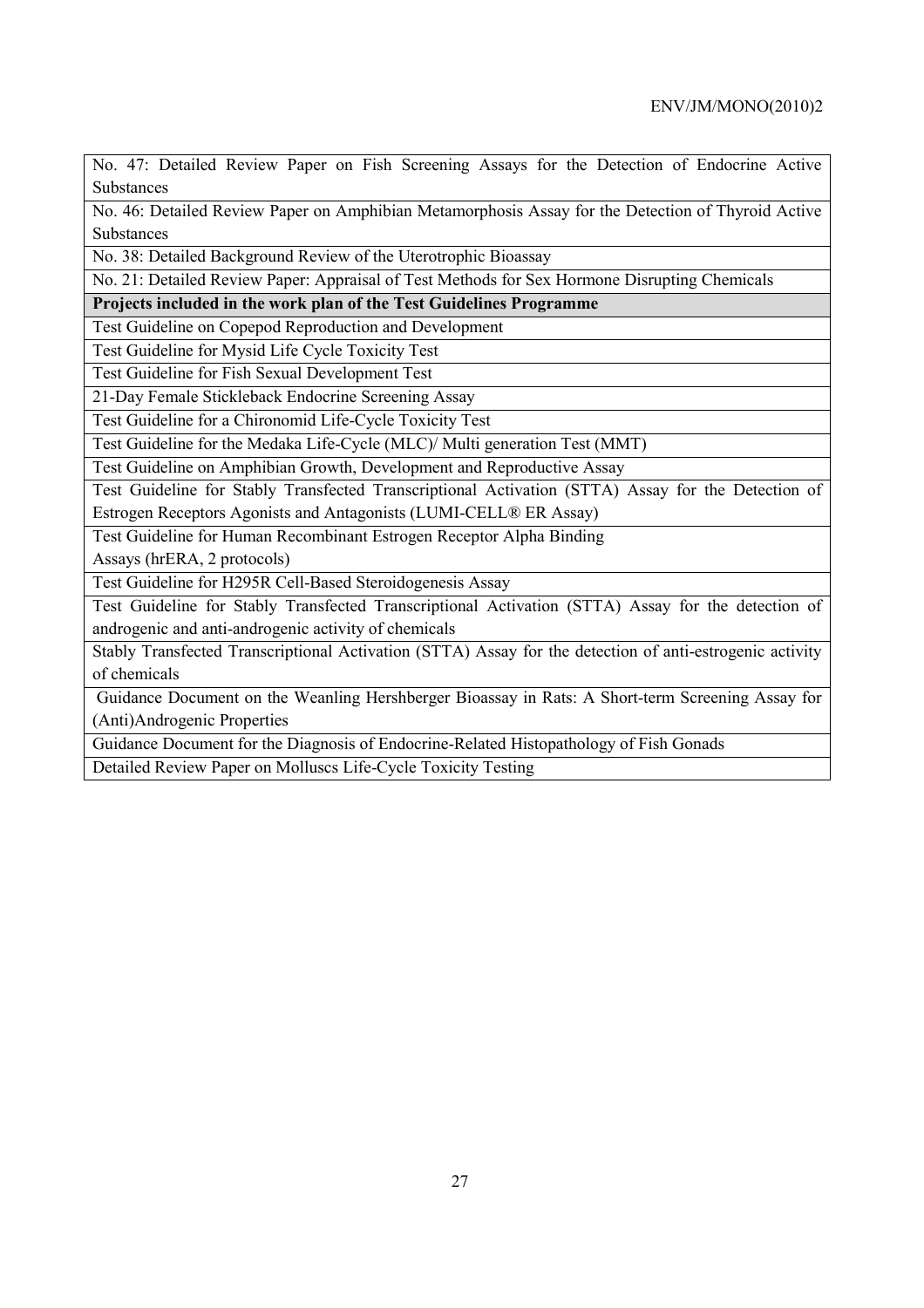| No. 47: Detailed Review Paper on Fish Screening Assays for the Detection of Endocrine Active Substances |
| --- |
| No. 46: Detailed Review Paper on Amphibian Metamorphosis Assay for the Detection of Thyroid Active Substances |
| No. 38: Detailed Background Review of the Uterotrophic Bioassay |
| No. 21: Detailed Review Paper: Appraisal of Test Methods for Sex Hormone Disrupting Chemicals |
| **Projects included in the work plan of the Test Guidelines Programme** |
| Test Guideline on Copepod Reproduction and Development |
| Test Guideline for Mysid Life Cycle Toxicity Test |
| Test Guideline for Fish Sexual Development Test |
| 21-Day Female Stickleback Endocrine Screening Assay |
| Test Guideline for a Chironomid Life-Cycle Toxicity Test |
| Test Guideline for the Medaka Life-Cycle (MLC)/ Multi generation Test (MMT) |
| Test Guideline on Amphibian Growth, Development and Reproductive Assay |
| Test Guideline for Stably Transfected Transcriptional Activation (STTA) Assay for the Detection of Estrogen Receptors Agonists and Antagonists (LUMI-CELL® ER Assay) |
| Test Guideline for Human Recombinant Estrogen Receptor Alpha Binding Assays (hrERA, 2 protocols) |
| Test Guideline for H295R Cell-Based Steroidogenesis Assay |
| Test Guideline for Stably Transfected Transcriptional Activation (STTA) Assay for the detection of androgenic and anti-androgenic activity of chemicals |
| Stably Transfected Transcriptional Activation (STTA) Assay for the detection of anti-estrogenic activity of chemicals |
| Guidance Document on the Weanling Hershberger Bioassay in Rats: A Short-term Screening Assay for (Anti)Androgenic Properties |
| Guidance Document for the Diagnosis of Endocrine-Related Histopathology of Fish Gonads |
| Detailed Review Paper on Molluscs Life-Cycle Toxicity Testing |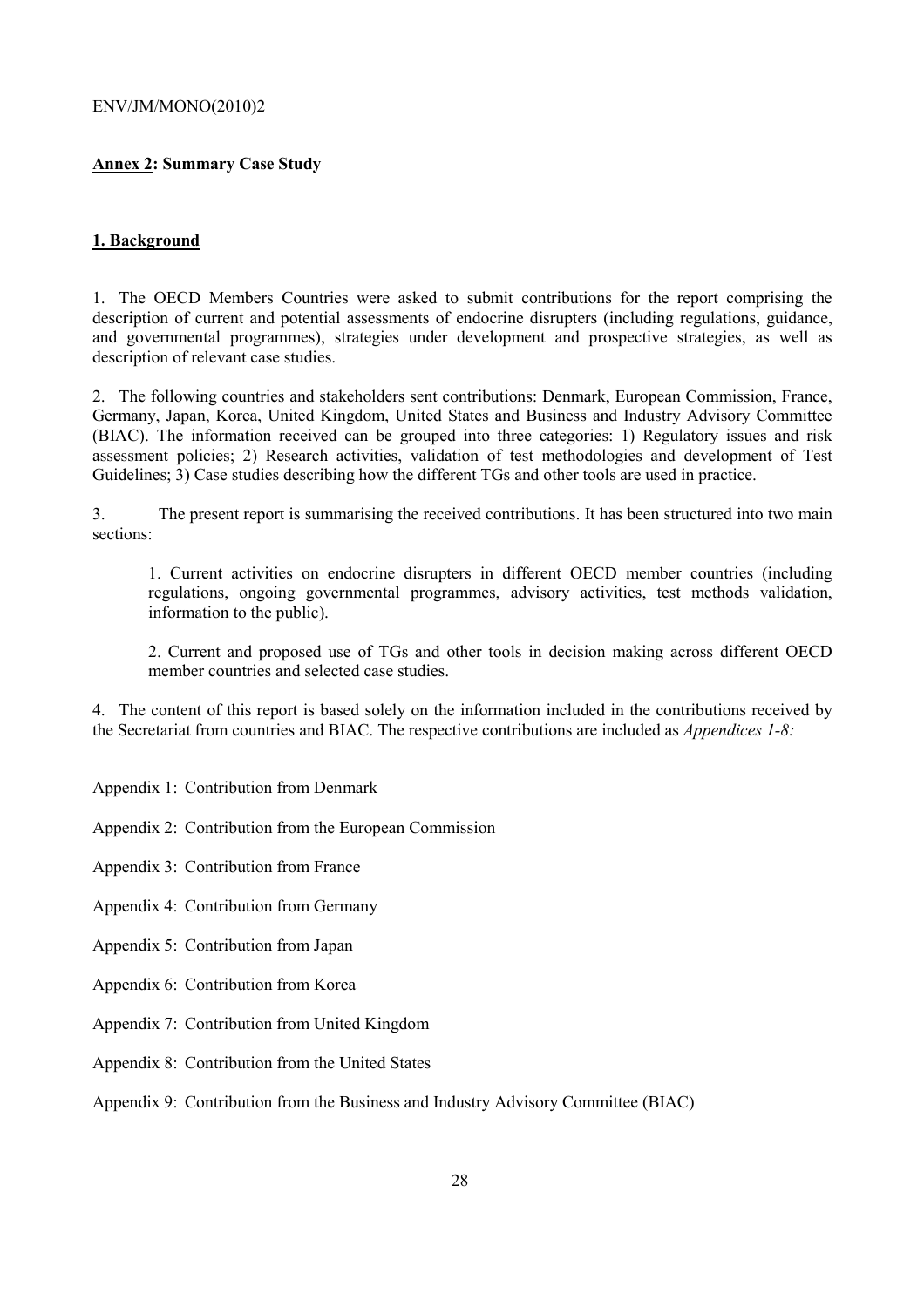## **Annex 2: Summary Case Study**

### **1. Background**

1. The OECD Members Countries were asked to submit contributions for the report comprising the description of current and potential assessments of endocrine disrupters (including regulations, guidance, and governmental programmes), strategies under development and prospective strategies, as well as description of relevant case studies.

2. The following countries and stakeholders sent contributions: Denmark, European Commission, France, Germany, Japan, Korea, United Kingdom, United States and Business and Industry Advisory Committee (BIAC). The information received can be grouped into three categories: 1) Regulatory issues and risk assessment policies; 2) Research activities, validation of test methodologies and development of Test Guidelines; 3) Case studies describing how the different TGs and other tools are used in practice.

3. The present report is summarising the received contributions. It has been structured into two main sections:

   1. Current activities on endocrine disrupters in different OECD member countries (including regulations, ongoing governmental programmes, advisory activities, test methods validation, information to the public).

   2. Current and proposed use of TGs and other tools in decision making across different OECD member countries and selected case studies.

4. The content of this report is based solely on the information included in the contributions received by the Secretariat from countries and BIAC. The respective contributions are included as *Appendices 1-8:*

Appendix 1: Contribution from Denmark

Appendix 2: Contribution from the European Commission

Appendix 3: Contribution from France

Appendix 4: Contribution from Germany

Appendix 5: Contribution from Japan

Appendix 6: Contribution from Korea

Appendix 7: Contribution from United Kingdom

Appendix 8: Contribution from the United States

Appendix 9: Contribution from the Business and Industry Advisory Committee (BIAC)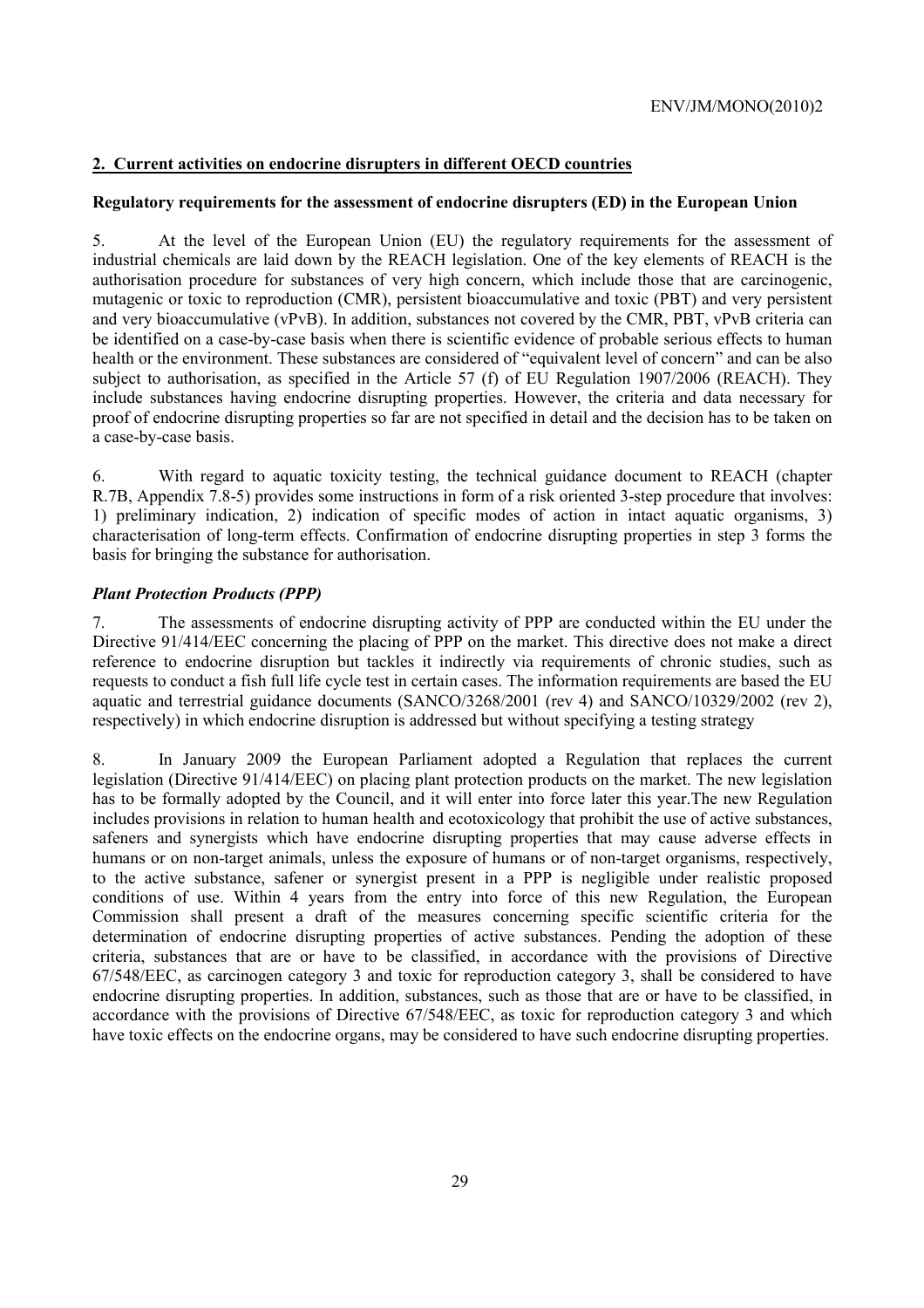## 2. Current activities on endocrine disrupters in different OECD countries

### Regulatory requirements for the assessment of endocrine disrupters (ED) in the European Union

5. At the level of the European Union (EU) the regulatory requirements for the assessment of industrial chemicals are laid down by the REACH legislation. One of the key elements of REACH is the authorisation procedure for substances of very high concern, which include those that are carcinogenic, mutagenic or toxic to reproduction (CMR), persistent bioaccumulative and toxic (PBT) and very persistent and very bioaccumulative (vPvB). In addition, substances not covered by the CMR, PBT, vPvB criteria can be identified on a case-by-case basis when there is scientific evidence of probable serious effects to human health or the environment. These substances are considered of "equivalent level of concern" and can be also subject to authorisation, as specified in the Article 57 (f) of EU Regulation 1907/2006 (REACH). They include substances having endocrine disrupting properties. However, the criteria and data necessary for proof of endocrine disrupting properties so far are not specified in detail and the decision has to be taken on a case-by-case basis.

6. With regard to aquatic toxicity testing, the technical guidance document to REACH (chapter R.7B, Appendix 7.8-5) provides some instructions in form of a risk oriented 3-step procedure that involves: 1) preliminary indication, 2) indication of specific modes of action in intact aquatic organisms, 3) characterisation of long-term effects. Confirmation of endocrine disrupting properties in step 3 forms the basis for bringing the substance for authorisation.

### *Plant Protection Products (PPP)*

7. The assessments of endocrine disrupting activity of PPP are conducted within the EU under the Directive 91/414/EEC concerning the placing of PPP on the market. This directive does not make a direct reference to endocrine disruption but tackles it indirectly via requirements of chronic studies, such as requests to conduct a fish full life cycle test in certain cases. The information requirements are based the EU aquatic and terrestrial guidance documents (SANCO/3268/2001 (rev 4) and SANCO/10329/2002 (rev 2), respectively) in which endocrine disruption is addressed but without specifying a testing strategy

8. In January 2009 the European Parliament adopted a Regulation that replaces the current legislation (Directive 91/414/EEC) on placing plant protection products on the market. The new legislation has to be formally adopted by the Council, and it will enter into force later this year.The new Regulation includes provisions in relation to human health and ecotoxicology that prohibit the use of active substances, safeners and synergists which have endocrine disrupting properties that may cause adverse effects in humans or on non-target animals, unless the exposure of humans or of non-target organisms, respectively, to the active substance, safener or synergist present in a PPP is negligible under realistic proposed conditions of use. Within 4 years from the entry into force of this new Regulation, the European Commission shall present a draft of the measures concerning specific scientific criteria for the determination of endocrine disrupting properties of active substances. Pending the adoption of these criteria, substances that are or have to be classified, in accordance with the provisions of Directive 67/548/EEC, as carcinogen category 3 and toxic for reproduction category 3, shall be considered to have endocrine disrupting properties. In addition, substances, such as those that are or have to be classified, in accordance with the provisions of Directive 67/548/EEC, as toxic for reproduction category 3 and which have toxic effects on the endocrine organs, may be considered to have such endocrine disrupting properties.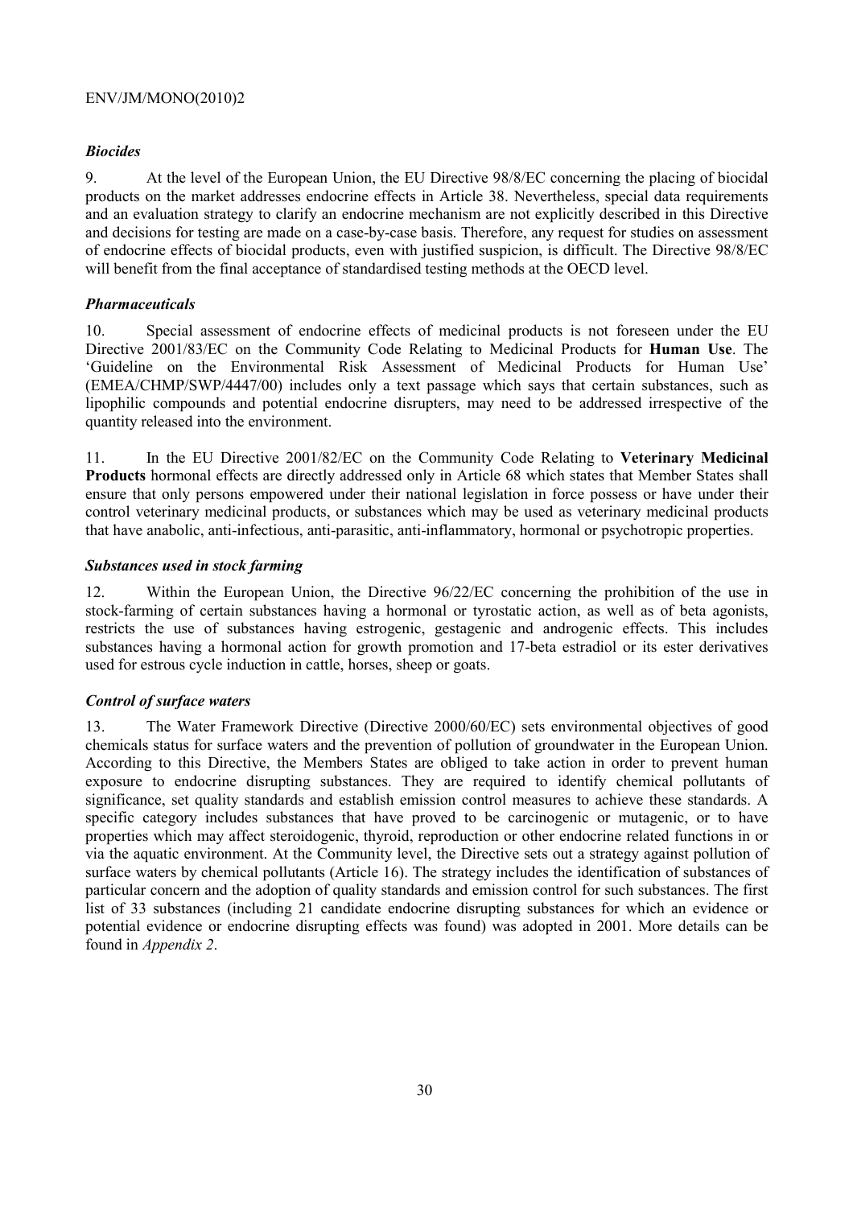*Biocides*

9. At the level of the European Union, the EU Directive 98/8/EC concerning the placing of biocidal products on the market addresses endocrine effects in Article 38. Nevertheless, special data requirements and an evaluation strategy to clarify an endocrine mechanism are not explicitly described in this Directive and decisions for testing are made on a case-by-case basis. Therefore, any request for studies on assessment of endocrine effects of biocidal products, even with justified suspicion, is difficult. The Directive 98/8/EC will benefit from the final acceptance of standardised testing methods at the OECD level.

*Pharmaceuticals*

10. Special assessment of endocrine effects of medicinal products is not foreseen under the EU Directive 2001/83/EC on the Community Code Relating to Medicinal Products for **Human Use**. The 'Guideline on the Environmental Risk Assessment of Medicinal Products for Human Use' (EMEA/CHMP/SWP/4447/00) includes only a text passage which says that certain substances, such as lipophilic compounds and potential endocrine disrupters, may need to be addressed irrespective of the quantity released into the environment.

11. In the EU Directive 2001/82/EC on the Community Code Relating to **Veterinary Medicinal Products** hormonal effects are directly addressed only in Article 68 which states that Member States shall ensure that only persons empowered under their national legislation in force possess or have under their control veterinary medicinal products, or substances which may be used as veterinary medicinal products that have anabolic, anti-infectious, anti-parasitic, anti-inflammatory, hormonal or psychotropic properties.

*Substances used in stock farming*

12. Within the European Union, the Directive 96/22/EC concerning the prohibition of the use in stock-farming of certain substances having a hormonal or tyrostatic action, as well as of beta agonists, restricts the use of substances having estrogenic, gestagenic and androgenic effects. This includes substances having a hormonal action for growth promotion and 17-beta estradiol or its ester derivatives used for estrous cycle induction in cattle, horses, sheep or goats.

*Control of surface waters*

13. The Water Framework Directive (Directive 2000/60/EC) sets environmental objectives of good chemicals status for surface waters and the prevention of pollution of groundwater in the European Union. According to this Directive, the Members States are obliged to take action in order to prevent human exposure to endocrine disrupting substances. They are required to identify chemical pollutants of significance, set quality standards and establish emission control measures to achieve these standards. A specific category includes substances that have proved to be carcinogenic or mutagenic, or to have properties which may affect steroidogenic, thyroid, reproduction or other endocrine related functions in or via the aquatic environment. At the Community level, the Directive sets out a strategy against pollution of surface waters by chemical pollutants (Article 16). The strategy includes the identification of substances of particular concern and the adoption of quality standards and emission control for such substances. The first list of 33 substances (including 21 candidate endocrine disrupting substances for which an evidence or potential evidence or endocrine disrupting effects was found) was adopted in 2001. More details can be found in *Appendix 2*.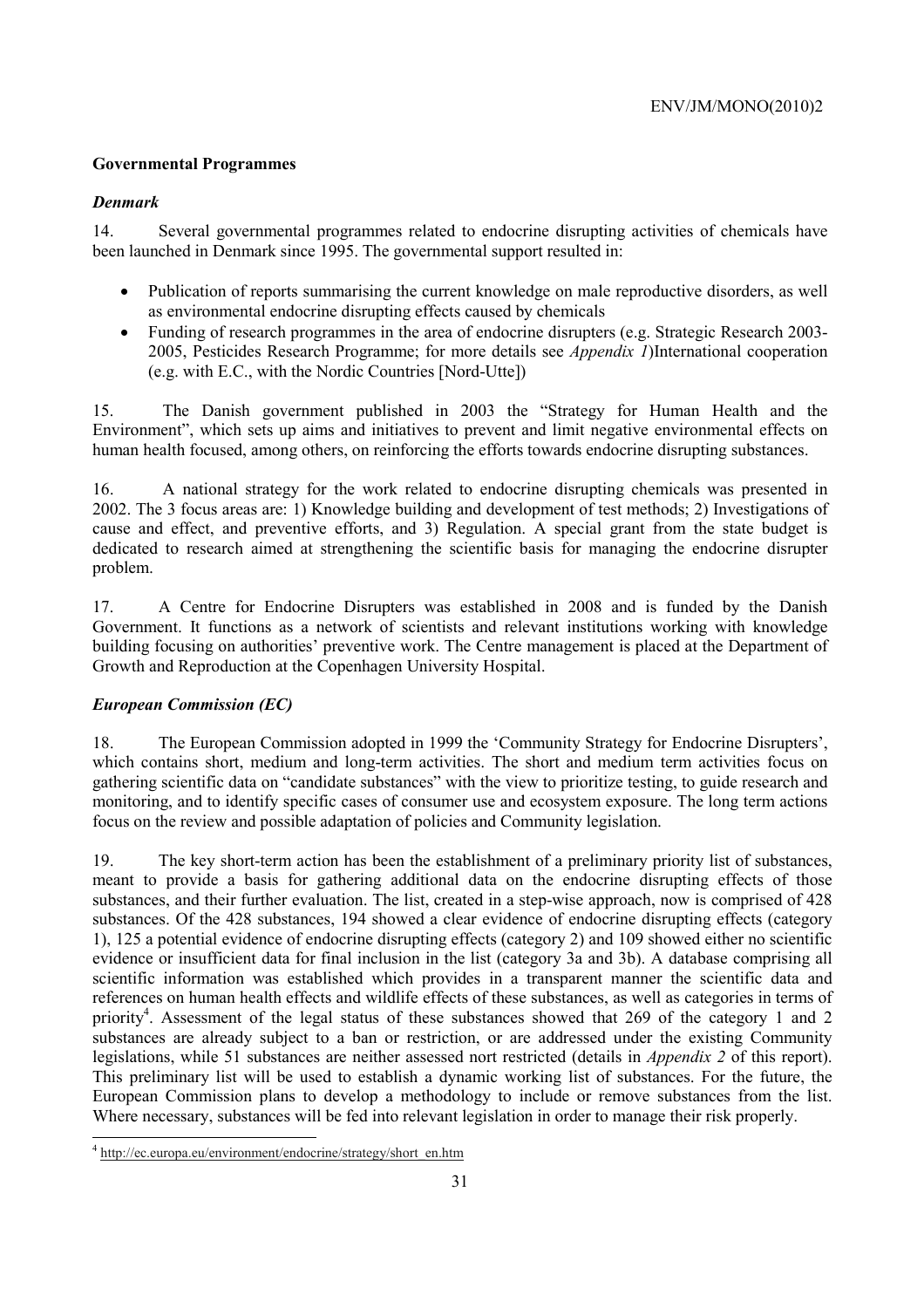**Governmental Programmes**

***Denmark***

14. Several governmental programmes related to endocrine disrupting activities of chemicals have been launched in Denmark since 1995. The governmental support resulted in:

- Publication of reports summarising the current knowledge on male reproductive disorders, as well as environmental endocrine disrupting effects caused by chemicals
- Funding of research programmes in the area of endocrine disrupters (e.g. Strategic Research 2003-2005, Pesticides Research Programme; for more details see *Appendix 1*)International cooperation (e.g. with E.C., with the Nordic Countries [Nord-Utte])

15. The Danish government published in 2003 the "Strategy for Human Health and the Environment", which sets up aims and initiatives to prevent and limit negative environmental effects on human health focused, among others, on reinforcing the efforts towards endocrine disrupting substances.

16. A national strategy for the work related to endocrine disrupting chemicals was presented in 2002. The 3 focus areas are: 1) Knowledge building and development of test methods; 2) Investigations of cause and effect, and preventive efforts, and 3) Regulation. A special grant from the state budget is dedicated to research aimed at strengthening the scientific basis for managing the endocrine disrupter problem.

17. A Centre for Endocrine Disrupters was established in 2008 and is funded by the Danish Government. It functions as a network of scientists and relevant institutions working with knowledge building focusing on authorities' preventive work. The Centre management is placed at the Department of Growth and Reproduction at the Copenhagen University Hospital.

***European Commission (EC)***

18. The European Commission adopted in 1999 the 'Community Strategy for Endocrine Disrupters', which contains short, medium and long-term activities. The short and medium term activities focus on gathering scientific data on "candidate substances" with the view to prioritize testing, to guide research and monitoring, and to identify specific cases of consumer use and ecosystem exposure. The long term actions focus on the review and possible adaptation of policies and Community legislation.

19. The key short-term action has been the establishment of a preliminary priority list of substances, meant to provide a basis for gathering additional data on the endocrine disrupting effects of those substances, and their further evaluation. The list, created in a step-wise approach, now is comprised of 428 substances. Of the 428 substances, 194 showed a clear evidence of endocrine disrupting effects (category 1), 125 a potential evidence of endocrine disrupting effects (category 2) and 109 showed either no scientific evidence or insufficient data for final inclusion in the list (category 3a and 3b). A database comprising all scientific information was established which provides in a transparent manner the scientific data and references on human health effects and wildlife effects of these substances, as well as categories in terms of priority[4]. Assessment of the legal status of these substances showed that 269 of the category 1 and 2 substances are already subject to a ban or restriction, or are addressed under the existing Community legislations, while 51 substances are neither assessed nort restricted (details in *Appendix 2* of this report). This preliminary list will be used to establish a dynamic working list of substances. For the future, the European Commission plans to develop a methodology to include or remove substances from the list. Where necessary, substances will be fed into relevant legislation in order to manage their risk properly.

---

[4] http://ec.europa.eu/environment/endocrine/strategy/short_en.htm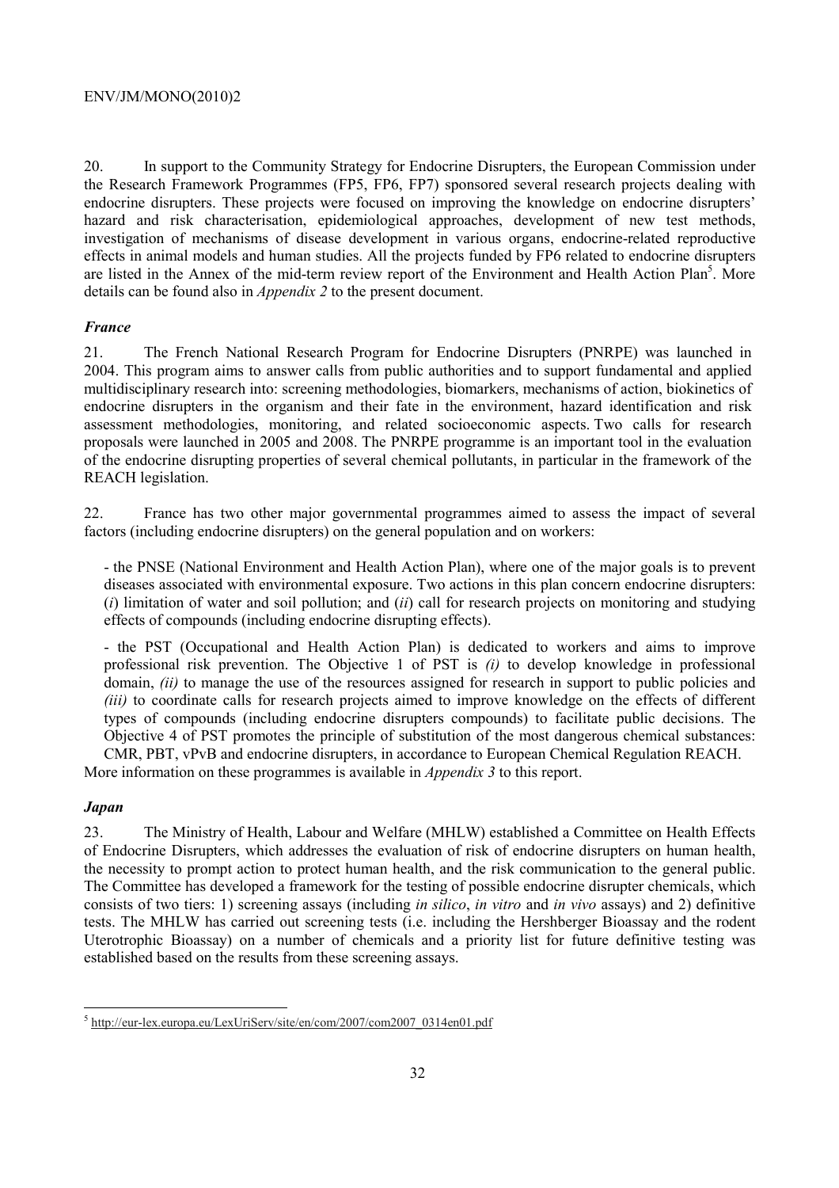20. In support to the Community Strategy for Endocrine Disrupters, the European Commission under the Research Framework Programmes (FP5, FP6, FP7) sponsored several research projects dealing with endocrine disrupters. These projects were focused on improving the knowledge on endocrine disrupters' hazard and risk characterisation, epidemiological approaches, development of new test methods, investigation of mechanisms of disease development in various organs, endocrine-related reproductive effects in animal models and human studies. All the projects funded by FP6 related to endocrine disrupters are listed in the Annex of the mid-term review report of the Environment and Health Action Plan[5]. More details can be found also in *Appendix 2* to the present document.

### *France*

21. The French National Research Program for Endocrine Disrupters (PNRPE) was launched in 2004. This program aims to answer calls from public authorities and to support fundamental and applied multidisciplinary research into: screening methodologies, biomarkers, mechanisms of action, biokinetics of endocrine disrupters in the organism and their fate in the environment, hazard identification and risk assessment methodologies, monitoring, and related socioeconomic aspects. Two calls for research proposals were launched in 2005 and 2008. The PNRPE programme is an important tool in the evaluation of the endocrine disrupting properties of several chemical pollutants, in particular in the framework of the REACH legislation.

22. France has two other major governmental programmes aimed to assess the impact of several factors (including endocrine disrupters) on the general population and on workers:

- the PNSE (National Environment and Health Action Plan), where one of the major goals is to prevent diseases associated with environmental exposure. Two actions in this plan concern endocrine disrupters: (*i*) limitation of water and soil pollution; and (*ii*) call for research projects on monitoring and studying effects of compounds (including endocrine disrupting effects).

- the PST (Occupational and Health Action Plan) is dedicated to workers and aims to improve professional risk prevention. The Objective 1 of PST is *(i)* to develop knowledge in professional domain, *(ii)* to manage the use of the resources assigned for research in support to public policies and *(iii)* to coordinate calls for research projects aimed to improve knowledge on the effects of different types of compounds (including endocrine disrupters compounds) to facilitate public decisions. The Objective 4 of PST promotes the principle of substitution of the most dangerous chemical substances: CMR, PBT, vPvB and endocrine disrupters, in accordance to European Chemical Regulation REACH.

More information on these programmes is available in *Appendix 3* to this report.

### *Japan*

23. The Ministry of Health, Labour and Welfare (MHLW) established a Committee on Health Effects of Endocrine Disrupters, which addresses the evaluation of risk of endocrine disrupters on human health, the necessity to prompt action to protect human health, and the risk communication to the general public. The Committee has developed a framework for the testing of possible endocrine disrupter chemicals, which consists of two tiers: 1) screening assays (including *in silico*, *in vitro* and *in vivo* assays) and 2) definitive tests. The MHLW has carried out screening tests (i.e. including the Hershberger Bioassay and the rodent Uterotrophic Bioassay) on a number of chemicals and a priority list for future definitive testing was established based on the results from these screening assays.

[5] http://eur-lex.europa.eu/LexUriServ/site/en/com/2007/com2007_0314en01.pdf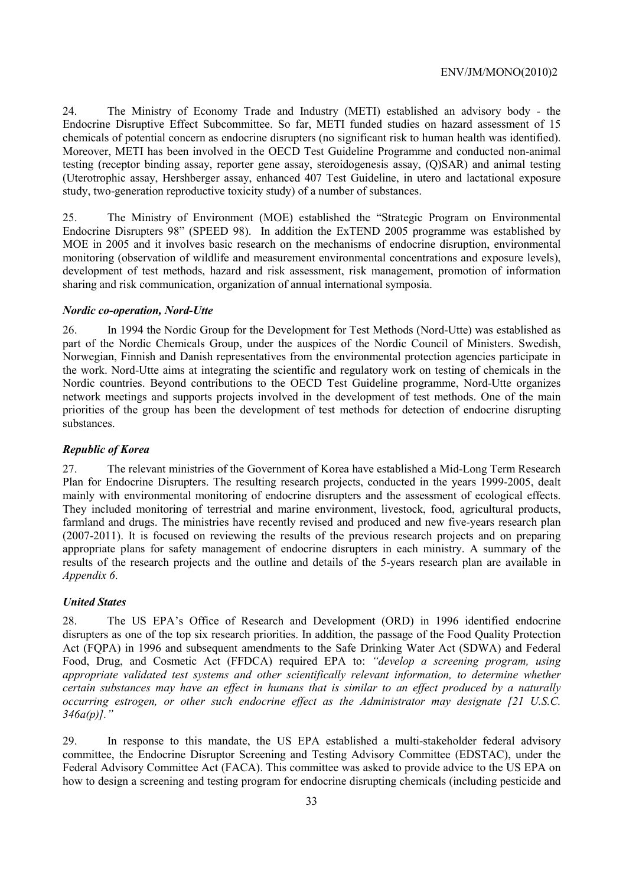24. The Ministry of Economy Trade and Industry (METI) established an advisory body - the Endocrine Disruptive Effect Subcommittee. So far, METI funded studies on hazard assessment of 15 chemicals of potential concern as endocrine disrupters (no significant risk to human health was identified). Moreover, METI has been involved in the OECD Test Guideline Programme and conducted non-animal testing (receptor binding assay, reporter gene assay, steroidogenesis assay, (Q)SAR) and animal testing (Uterotrophic assay, Hershberger assay, enhanced 407 Test Guideline, in utero and lactational exposure study, two-generation reproductive toxicity study) of a number of substances.

25. The Ministry of Environment (MOE) established the "Strategic Program on Environmental Endocrine Disrupters 98" (SPEED 98). In addition the ExTEND 2005 programme was established by MOE in 2005 and it involves basic research on the mechanisms of endocrine disruption, environmental monitoring (observation of wildlife and measurement environmental concentrations and exposure levels), development of test methods, hazard and risk assessment, risk management, promotion of information sharing and risk communication, organization of annual international symposia.

### *Nordic co-operation, Nord-Utte*

26. In 1994 the Nordic Group for the Development for Test Methods (Nord-Utte) was established as part of the Nordic Chemicals Group, under the auspices of the Nordic Council of Ministers. Swedish, Norwegian, Finnish and Danish representatives from the environmental protection agencies participate in the work. Nord-Utte aims at integrating the scientific and regulatory work on testing of chemicals in the Nordic countries. Beyond contributions to the OECD Test Guideline programme, Nord-Utte organizes network meetings and supports projects involved in the development of test methods. One of the main priorities of the group has been the development of test methods for detection of endocrine disrupting substances.

### *Republic of Korea*

27. The relevant ministries of the Government of Korea have established a Mid-Long Term Research Plan for Endocrine Disrupters. The resulting research projects, conducted in the years 1999-2005, dealt mainly with environmental monitoring of endocrine disrupters and the assessment of ecological effects. They included monitoring of terrestrial and marine environment, livestock, food, agricultural products, farmland and drugs. The ministries have recently revised and produced and new five-years research plan (2007-2011). It is focused on reviewing the results of the previous research projects and on preparing appropriate plans for safety management of endocrine disrupters in each ministry. A summary of the results of the research projects and the outline and details of the 5-years research plan are available in *Appendix 6*.

### *United States*

28. The US EPA's Office of Research and Development (ORD) in 1996 identified endocrine disrupters as one of the top six research priorities. In addition, the passage of the Food Quality Protection Act (FQPA) in 1996 and subsequent amendments to the Safe Drinking Water Act (SDWA) and Federal Food, Drug, and Cosmetic Act (FFDCA) required EPA to: *"develop a screening program, using appropriate validated test systems and other scientifically relevant information, to determine whether certain substances may have an effect in humans that is similar to an effect produced by a naturally occurring estrogen, or other such endocrine effect as the Administrator may designate [21 U.S.C. 346a(p)]."*

29. In response to this mandate, the US EPA established a multi-stakeholder federal advisory committee, the Endocrine Disruptor Screening and Testing Advisory Committee (EDSTAC), under the Federal Advisory Committee Act (FACA). This committee was asked to provide advice to the US EPA on how to design a screening and testing program for endocrine disrupting chemicals (including pesticide and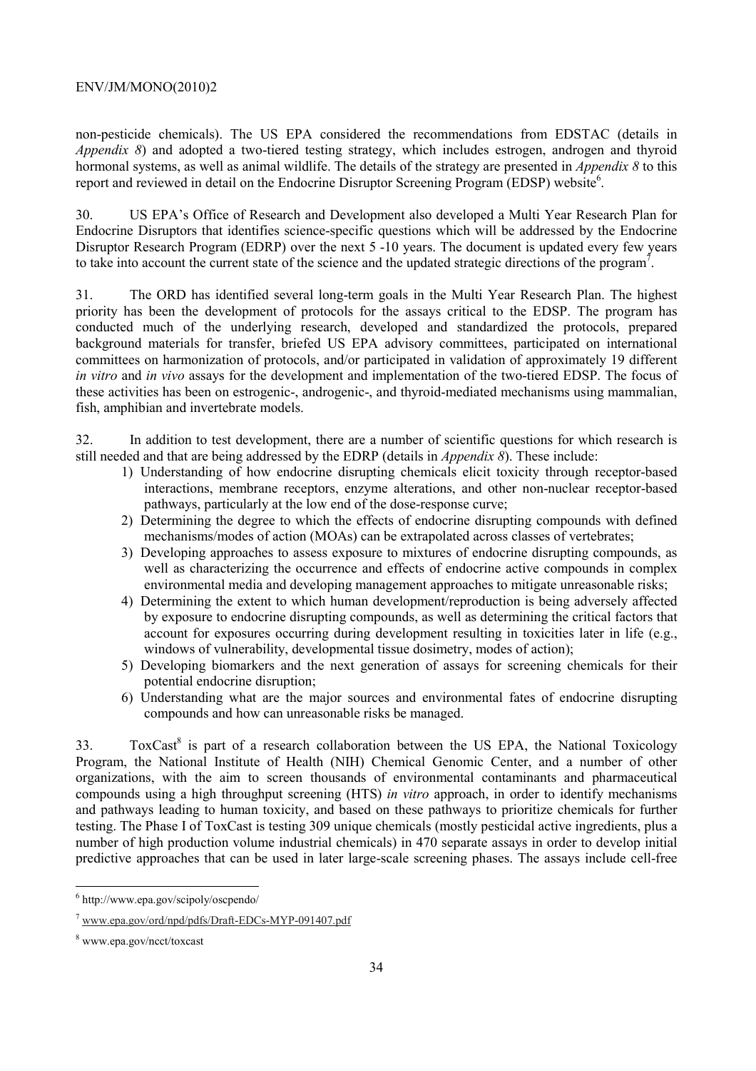non-pesticide chemicals). The US EPA considered the recommendations from EDSTAC (details in *Appendix 8*) and adopted a two-tiered testing strategy, which includes estrogen, androgen and thyroid hormonal systems, as well as animal wildlife. The details of the strategy are presented in *Appendix 8* to this report and reviewed in detail on the Endocrine Disruptor Screening Program (EDSP) website[6].

30. US EPA's Office of Research and Development also developed a Multi Year Research Plan for Endocrine Disruptors that identifies science-specific questions which will be addressed by the Endocrine Disruptor Research Program (EDRP) over the next 5 -10 years. The document is updated every few years to take into account the current state of the science and the updated strategic directions of the program[7].

31. The ORD has identified several long-term goals in the Multi Year Research Plan. The highest priority has been the development of protocols for the assays critical to the EDSP. The program has conducted much of the underlying research, developed and standardized the protocols, prepared background materials for transfer, briefed US EPA advisory committees, participated on international committees on harmonization of protocols, and/or participated in validation of approximately 19 different *in vitro* and *in vivo* assays for the development and implementation of the two-tiered EDSP. The focus of these activities has been on estrogenic-, androgenic-, and thyroid-mediated mechanisms using mammalian, fish, amphibian and invertebrate models.

32. In addition to test development, there are a number of scientific questions for which research is still needed and that are being addressed by the EDRP (details in *Appendix 8*). These include:

1) Understanding of how endocrine disrupting chemicals elicit toxicity through receptor-based interactions, membrane receptors, enzyme alterations, and other non-nuclear receptor-based pathways, particularly at the low end of the dose-response curve;
2) Determining the degree to which the effects of endocrine disrupting compounds with defined mechanisms/modes of action (MOAs) can be extrapolated across classes of vertebrates;
3) Developing approaches to assess exposure to mixtures of endocrine disrupting compounds, as well as characterizing the occurrence and effects of endocrine active compounds in complex environmental media and developing management approaches to mitigate unreasonable risks;
4) Determining the extent to which human development/reproduction is being adversely affected by exposure to endocrine disrupting compounds, as well as determining the critical factors that account for exposures occurring during development resulting in toxicities later in life (e.g., windows of vulnerability, developmental tissue dosimetry, modes of action);
5) Developing biomarkers and the next generation of assays for screening chemicals for their potential endocrine disruption;
6) Understanding what are the major sources and environmental fates of endocrine disrupting compounds and how can unreasonable risks be managed.

33. ToxCast[8] is part of a research collaboration between the US EPA, the National Toxicology Program, the National Institute of Health (NIH) Chemical Genomic Center, and a number of other organizations, with the aim to screen thousands of environmental contaminants and pharmaceutical compounds using a high throughput screening (HTS) *in vitro* approach, in order to identify mechanisms and pathways leading to human toxicity, and based on these pathways to prioritize chemicals for further testing. The Phase I of ToxCast is testing 309 unique chemicals (mostly pesticidal active ingredients, plus a number of high production volume industrial chemicals) in 470 separate assays in order to develop initial predictive approaches that can be used in later large-scale screening phases. The assays include cell-free

---

[6] http://www.epa.gov/scipoly/oscpendo/

[7] www.epa.gov/ord/npd/pdfs/Draft-EDCs-MYP-091407.pdf

[8] www.epa.gov/ncct/toxcast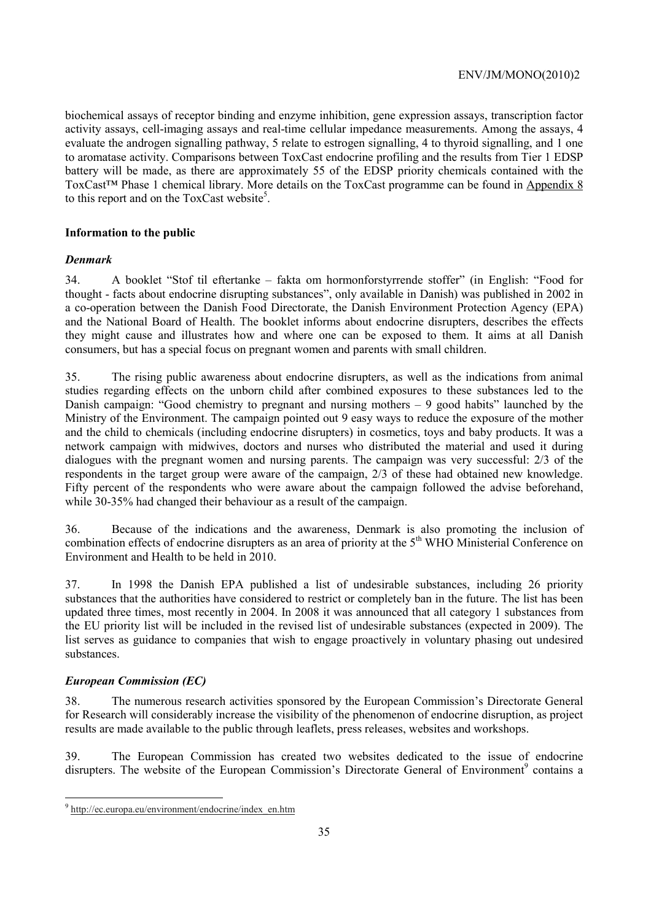biochemical assays of receptor binding and enzyme inhibition, gene expression assays, transcription factor activity assays, cell-imaging assays and real-time cellular impedance measurements. Among the assays, 4 evaluate the androgen signalling pathway, 5 relate to estrogen signalling, 4 to thyroid signalling, and 1 one to aromatase activity. Comparisons between ToxCast endocrine profiling and the results from Tier 1 EDSP battery will be made, as there are approximately 55 of the EDSP priority chemicals contained with the ToxCast™ Phase 1 chemical library. More details on the ToxCast programme can be found in Appendix 8 to this report and on the ToxCast website[5].

**Information to the public**

***Denmark***

34. A booklet "Stof til eftertanke – fakta om hormonforstyrrende stoffer" (in English: "Food for thought - facts about endocrine disrupting substances", only available in Danish) was published in 2002 in a co-operation between the Danish Food Directorate, the Danish Environment Protection Agency (EPA) and the National Board of Health. The booklet informs about endocrine disrupters, describes the effects they might cause and illustrates how and where one can be exposed to them. It aims at all Danish consumers, but has a special focus on pregnant women and parents with small children.

35. The rising public awareness about endocrine disrupters, as well as the indications from animal studies regarding effects on the unborn child after combined exposures to these substances led to the Danish campaign: "Good chemistry to pregnant and nursing mothers – 9 good habits" launched by the Ministry of the Environment. The campaign pointed out 9 easy ways to reduce the exposure of the mother and the child to chemicals (including endocrine disrupters) in cosmetics, toys and baby products. It was a network campaign with midwives, doctors and nurses who distributed the material and used it during dialogues with the pregnant women and nursing parents. The campaign was very successful: 2/3 of the respondents in the target group were aware of the campaign, 2/3 of these had obtained new knowledge. Fifty percent of the respondents who were aware about the campaign followed the advise beforehand, while 30-35% had changed their behaviour as a result of the campaign.

36. Because of the indications and the awareness, Denmark is also promoting the inclusion of combination effects of endocrine disrupters as an area of priority at the 5th WHO Ministerial Conference on Environment and Health to be held in 2010.

37. In 1998 the Danish EPA published a list of undesirable substances, including 26 priority substances that the authorities have considered to restrict or completely ban in the future. The list has been updated three times, most recently in 2004. In 2008 it was announced that all category 1 substances from the EU priority list will be included in the revised list of undesirable substances (expected in 2009). The list serves as guidance to companies that wish to engage proactively in voluntary phasing out undesired substances.

***European Commission (EC)***

38. The numerous research activities sponsored by the European Commission's Directorate General for Research will considerably increase the visibility of the phenomenon of endocrine disruption, as project results are made available to the public through leaflets, press releases, websites and workshops.

39. The European Commission has created two websites dedicated to the issue of endocrine disrupters. The website of the European Commission's Directorate General of Environment[9] contains a

---

[9] http://ec.europa.eu/environment/endocrine/index_en.htm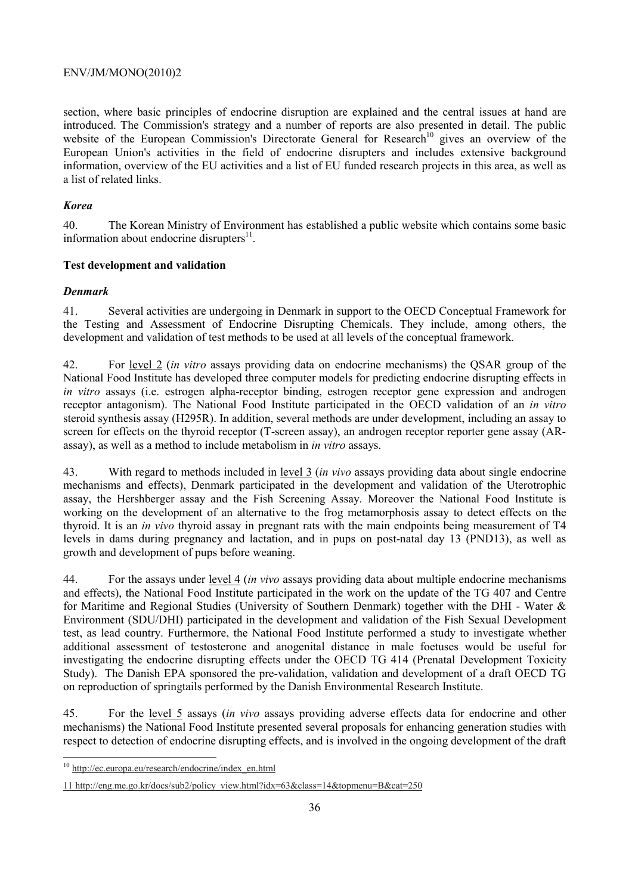section, where basic principles of endocrine disruption are explained and the central issues at hand are introduced. The Commission's strategy and a number of reports are also presented in detail. The public website of the European Commission's Directorate General for Research[10] gives an overview of the European Union's activities in the field of endocrine disrupters and includes extensive background information, overview of the EU activities and a list of EU funded research projects in this area, as well as a list of related links.

***Korea***

40. The Korean Ministry of Environment has established a public website which contains some basic information about endocrine disrupters[11].

**Test development and validation**

***Denmark***

41. Several activities are undergoing in Denmark in support to the OECD Conceptual Framework for the Testing and Assessment of Endocrine Disrupting Chemicals. They include, among others, the development and validation of test methods to be used at all levels of the conceptual framework.

42. For level 2 (*in vitro* assays providing data on endocrine mechanisms) the QSAR group of the National Food Institute has developed three computer models for predicting endocrine disrupting effects in *in vitro* assays (i.e. estrogen alpha-receptor binding, estrogen receptor gene expression and androgen receptor antagonism). The National Food Institute participated in the OECD validation of an *in vitro* steroid synthesis assay (H295R). In addition, several methods are under development, including an assay to screen for effects on the thyroid receptor (T-screen assay), an androgen receptor reporter gene assay (AR-assay), as well as a method to include metabolism in *in vitro* assays.

43. With regard to methods included in level 3 (*in vivo* assays providing data about single endocrine mechanisms and effects), Denmark participated in the development and validation of the Uterotrophic assay, the Hershberger assay and the Fish Screening Assay. Moreover the National Food Institute is working on the development of an alternative to the frog metamorphosis assay to detect effects on the thyroid. It is an *in vivo* thyroid assay in pregnant rats with the main endpoints being measurement of T4 levels in dams during pregnancy and lactation, and in pups on post-natal day 13 (PND13), as well as growth and development of pups before weaning.

44. For the assays under level 4 (*in vivo* assays providing data about multiple endocrine mechanisms and effects), the National Food Institute participated in the work on the update of the TG 407 and Centre for Maritime and Regional Studies (University of Southern Denmark) together with the DHI - Water & Environment (SDU/DHI) participated in the development and validation of the Fish Sexual Development test, as lead country. Furthermore, the National Food Institute performed a study to investigate whether additional assessment of testosterone and anogenital distance in male foetuses would be useful for investigating the endocrine disrupting effects under the OECD TG 414 (Prenatal Development Toxicity Study). The Danish EPA sponsored the pre-validation, validation and development of a draft OECD TG on reproduction of springtails performed by the Danish Environmental Research Institute.

45. For the level 5 assays (*in vivo* assays providing adverse effects data for endocrine and other mechanisms) the National Food Institute presented several proposals for enhancing generation studies with respect to detection of endocrine disrupting effects, and is involved in the ongoing development of the draft

---

[10] http://ec.europa.eu/research/endocrine/index_en.html

[11] http://eng.me.go.kr/docs/sub2/policy_view.html?idx=63&class=14&topmenu=B&cat=250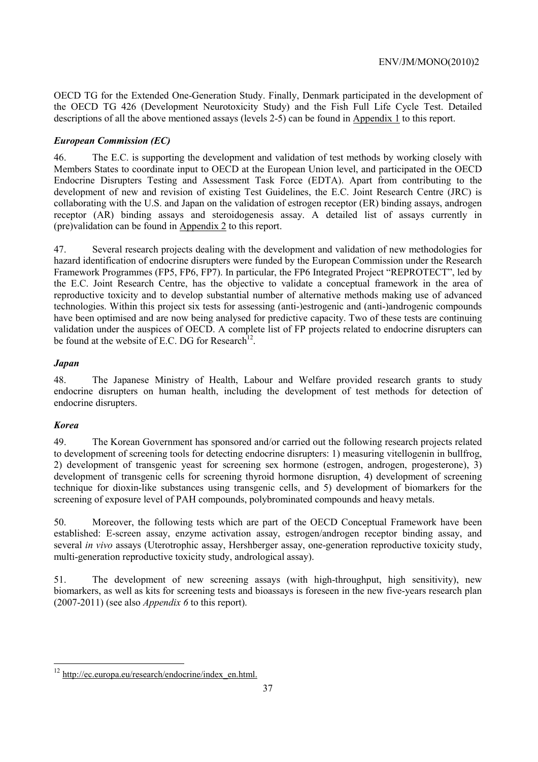OECD TG for the Extended One-Generation Study. Finally, Denmark participated in the development of the OECD TG 426 (Development Neurotoxicity Study) and the Fish Full Life Cycle Test. Detailed descriptions of all the above mentioned assays (levels 2-5) can be found in Appendix 1 to this report.

### *European Commission (EC)*

46. The E.C. is supporting the development and validation of test methods by working closely with Members States to coordinate input to OECD at the European Union level, and participated in the OECD Endocrine Disrupters Testing and Assessment Task Force (EDTA). Apart from contributing to the development of new and revision of existing Test Guidelines, the E.C. Joint Research Centre (JRC) is collaborating with the U.S. and Japan on the validation of estrogen receptor (ER) binding assays, androgen receptor (AR) binding assays and steroidogenesis assay. A detailed list of assays currently in (pre)validation can be found in Appendix 2 to this report.

47. Several research projects dealing with the development and validation of new methodologies for hazard identification of endocrine disrupters were funded by the European Commission under the Research Framework Programmes (FP5, FP6, FP7). In particular, the FP6 Integrated Project "REPROTECT", led by the E.C. Joint Research Centre, has the objective to validate a conceptual framework in the area of reproductive toxicity and to develop substantial number of alternative methods making use of advanced technologies. Within this project six tests for assessing (anti-)estrogenic and (anti-)androgenic compounds have been optimised and are now being analysed for predictive capacity. Two of these tests are continuing validation under the auspices of OECD. A complete list of FP projects related to endocrine disrupters can be found at the website of E.C. DG for Research[12].

### *Japan*

48. The Japanese Ministry of Health, Labour and Welfare provided research grants to study endocrine disrupters on human health, including the development of test methods for detection of endocrine disrupters.

### *Korea*

49. The Korean Government has sponsored and/or carried out the following research projects related to development of screening tools for detecting endocrine disrupters: 1) measuring vitellogenin in bullfrog, 2) development of transgenic yeast for screening sex hormone (estrogen, androgen, progesterone), 3) development of transgenic cells for screening thyroid hormone disruption, 4) development of screening technique for dioxin-like substances using transgenic cells, and 5) development of biomarkers for the screening of exposure level of PAH compounds, polybrominated compounds and heavy metals.

50. Moreover, the following tests which are part of the OECD Conceptual Framework have been established: E-screen assay, enzyme activation assay, estrogen/androgen receptor binding assay, and several *in vivo* assays (Uterotrophic assay, Hershberger assay, one-generation reproductive toxicity study, multi-generation reproductive toxicity study, andrological assay).

51. The development of new screening assays (with high-throughput, high sensitivity), new biomarkers, as well as kits for screening tests and bioassays is foreseen in the new five-years research plan (2007-2011) (see also *Appendix 6* to this report).

---

[12] http://ec.europa.eu/research/endocrine/index_en.html.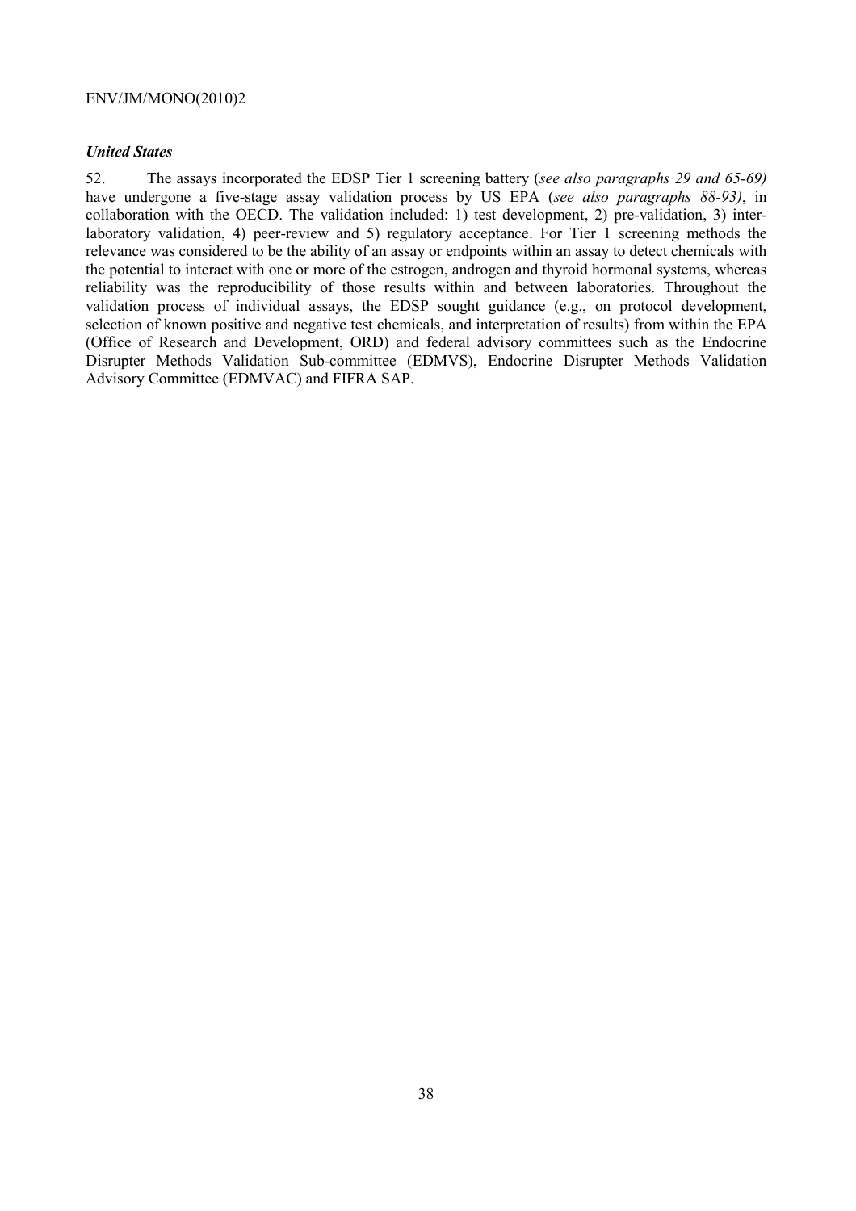*United States*

52. The assays incorporated the EDSP Tier 1 screening battery (*see also paragraphs 29 and 65-69)* have undergone a five-stage assay validation process by US EPA (*see also paragraphs 88-93)*, in collaboration with the OECD. The validation included: 1) test development, 2) pre-validation, 3) inter-laboratory validation, 4) peer-review and 5) regulatory acceptance. For Tier 1 screening methods the relevance was considered to be the ability of an assay or endpoints within an assay to detect chemicals with the potential to interact with one or more of the estrogen, androgen and thyroid hormonal systems, whereas reliability was the reproducibility of those results within and between laboratories. Throughout the validation process of individual assays, the EDSP sought guidance (e.g., on protocol development, selection of known positive and negative test chemicals, and interpretation of results) from within the EPA (Office of Research and Development, ORD) and federal advisory committees such as the Endocrine Disrupter Methods Validation Sub-committee (EDMVS), Endocrine Disrupter Methods Validation Advisory Committee (EDMVAC) and FIFRA SAP.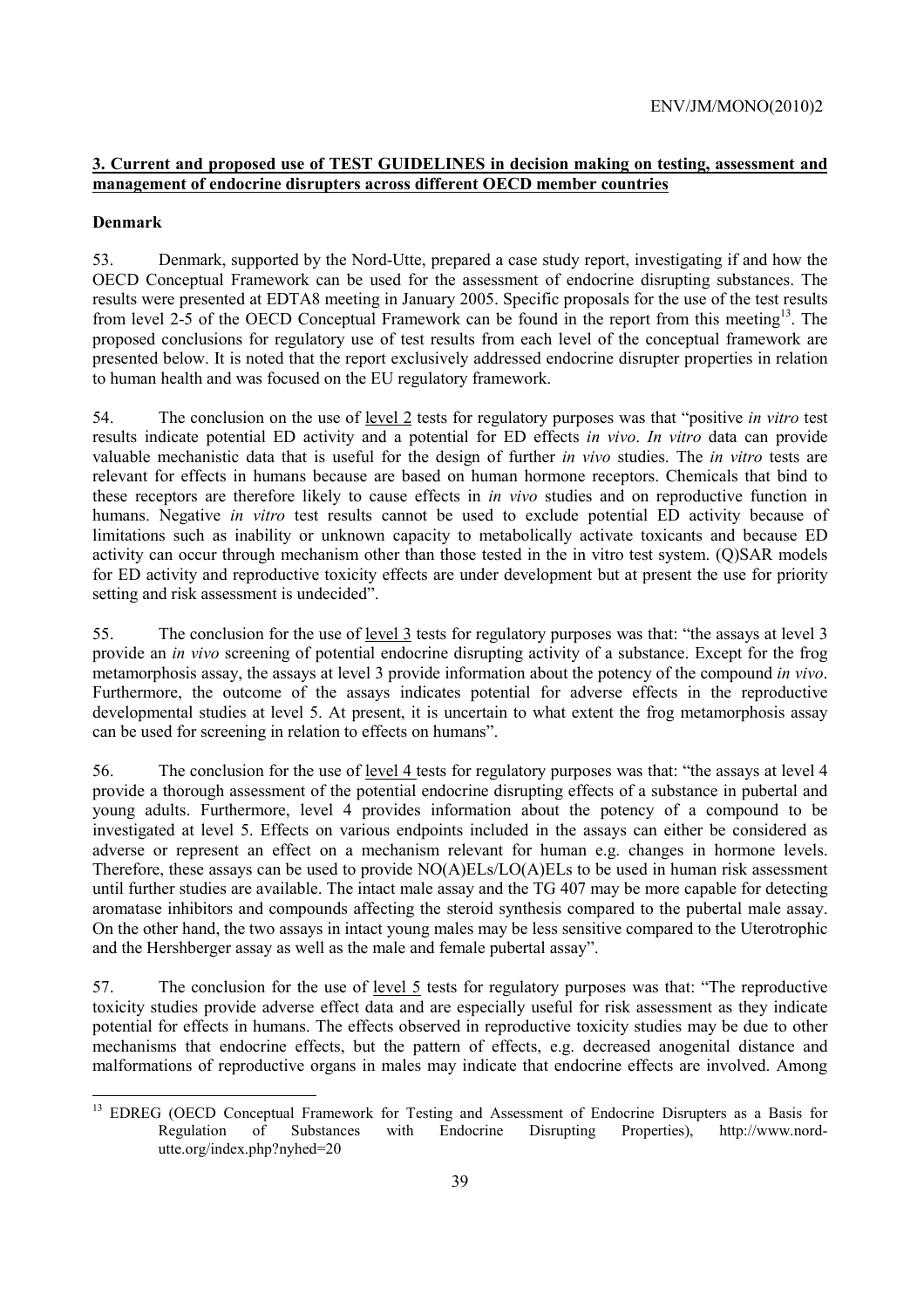**3. Current and proposed use of TEST GUIDELINES in decision making on testing, assessment and management of endocrine disrupters across different OECD member countries**

**Denmark**

53. Denmark, supported by the Nord-Utte, prepared a case study report, investigating if and how the OECD Conceptual Framework can be used for the assessment of endocrine disrupting substances. The results were presented at EDTA8 meeting in January 2005. Specific proposals for the use of the test results from level 2-5 of the OECD Conceptual Framework can be found in the report from this meeting[13]. The proposed conclusions for regulatory use of test results from each level of the conceptual framework are presented below. It is noted that the report exclusively addressed endocrine disrupter properties in relation to human health and was focused on the EU regulatory framework.

54. The conclusion on the use of level 2 tests for regulatory purposes was that "positive *in vitro* test results indicate potential ED activity and a potential for ED effects *in vivo*. *In vitro* data can provide valuable mechanistic data that is useful for the design of further *in vivo* studies. The *in vitro* tests are relevant for effects in humans because are based on human hormone receptors. Chemicals that bind to these receptors are therefore likely to cause effects in *in vivo* studies and on reproductive function in humans. Negative *in vitro* test results cannot be used to exclude potential ED activity because of limitations such as inability or unknown capacity to metabolically activate toxicants and because ED activity can occur through mechanism other than those tested in the in vitro test system. (Q)SAR models for ED activity and reproductive toxicity effects are under development but at present the use for priority setting and risk assessment is undecided".

55. The conclusion for the use of level 3 tests for regulatory purposes was that: "the assays at level 3 provide an *in vivo* screening of potential endocrine disrupting activity of a substance. Except for the frog metamorphosis assay, the assays at level 3 provide information about the potency of the compound *in vivo*. Furthermore, the outcome of the assays indicates potential for adverse effects in the reproductive developmental studies at level 5. At present, it is uncertain to what extent the frog metamorphosis assay can be used for screening in relation to effects on humans".

56. The conclusion for the use of level 4 tests for regulatory purposes was that: "the assays at level 4 provide a thorough assessment of the potential endocrine disrupting effects of a substance in pubertal and young adults. Furthermore, level 4 provides information about the potency of a compound to be investigated at level 5. Effects on various endpoints included in the assays can either be considered as adverse or represent an effect on a mechanism relevant for human e.g. changes in hormone levels. Therefore, these assays can be used to provide NO(A)ELs/LO(A)ELs to be used in human risk assessment until further studies are available. The intact male assay and the TG 407 may be more capable for detecting aromatase inhibitors and compounds affecting the steroid synthesis compared to the pubertal male assay. On the other hand, the two assays in intact young males may be less sensitive compared to the Uterotrophic and the Hershberger assay as well as the male and female pubertal assay".

57. The conclusion for the use of level 5 tests for regulatory purposes was that: "The reproductive toxicity studies provide adverse effect data and are especially useful for risk assessment as they indicate potential for effects in humans. The effects observed in reproductive toxicity studies may be due to other mechanisms that endocrine effects, but the pattern of effects, e.g. decreased anogenital distance and malformations of reproductive organs in males may indicate that endocrine effects are involved. Among

---

[13] EDREG (OECD Conceptual Framework for Testing and Assessment of Endocrine Disrupters as a Basis for Regulation of Substances with Endocrine Disrupting Properties), http://www.nord-utte.org/index.php?nyhed=20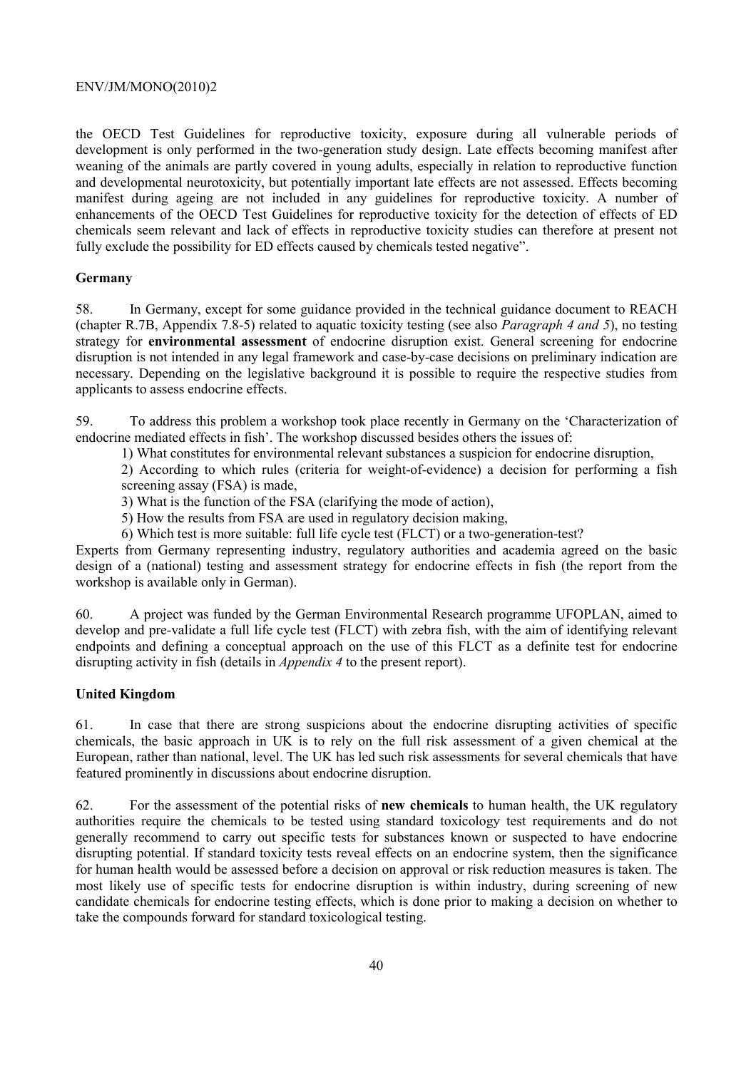the OECD Test Guidelines for reproductive toxicity, exposure during all vulnerable periods of development is only performed in the two-generation study design. Late effects becoming manifest after weaning of the animals are partly covered in young adults, especially in relation to reproductive function and developmental neurotoxicity, but potentially important late effects are not assessed. Effects becoming manifest during ageing are not included in any guidelines for reproductive toxicity. A number of enhancements of the OECD Test Guidelines for reproductive toxicity for the detection of effects of ED chemicals seem relevant and lack of effects in reproductive toxicity studies can therefore at present not fully exclude the possibility for ED effects caused by chemicals tested negative".

**Germany**

58. In Germany, except for some guidance provided in the technical guidance document to REACH (chapter R.7B, Appendix 7.8-5) related to aquatic toxicity testing (see also *Paragraph 4 and 5*), no testing strategy for **environmental assessment** of endocrine disruption exist. General screening for endocrine disruption is not intended in any legal framework and case-by-case decisions on preliminary indication are necessary. Depending on the legislative background it is possible to require the respective studies from applicants to assess endocrine effects.

59. To address this problem a workshop took place recently in Germany on the 'Characterization of endocrine mediated effects in fish'. The workshop discussed besides others the issues of:

1) What constitutes for environmental relevant substances a suspicion for endocrine disruption,

2) According to which rules (criteria for weight-of-evidence) a decision for performing a fish screening assay (FSA) is made,

3) What is the function of the FSA (clarifying the mode of action),

5) How the results from FSA are used in regulatory decision making,

6) Which test is more suitable: full life cycle test (FLCT) or a two-generation-test?

Experts from Germany representing industry, regulatory authorities and academia agreed on the basic design of a (national) testing and assessment strategy for endocrine effects in fish (the report from the workshop is available only in German).

60. A project was funded by the German Environmental Research programme UFOPLAN, aimed to develop and pre-validate a full life cycle test (FLCT) with zebra fish, with the aim of identifying relevant endpoints and defining a conceptual approach on the use of this FLCT as a definite test for endocrine disrupting activity in fish (details in *Appendix 4* to the present report).

**United Kingdom**

61. In case that there are strong suspicions about the endocrine disrupting activities of specific chemicals, the basic approach in UK is to rely on the full risk assessment of a given chemical at the European, rather than national, level. The UK has led such risk assessments for several chemicals that have featured prominently in discussions about endocrine disruption.

62. For the assessment of the potential risks of **new chemicals** to human health, the UK regulatory authorities require the chemicals to be tested using standard toxicology test requirements and do not generally recommend to carry out specific tests for substances known or suspected to have endocrine disrupting potential. If standard toxicity tests reveal effects on an endocrine system, then the significance for human health would be assessed before a decision on approval or risk reduction measures is taken. The most likely use of specific tests for endocrine disruption is within industry, during screening of new candidate chemicals for endocrine testing effects, which is done prior to making a decision on whether to take the compounds forward for standard toxicological testing.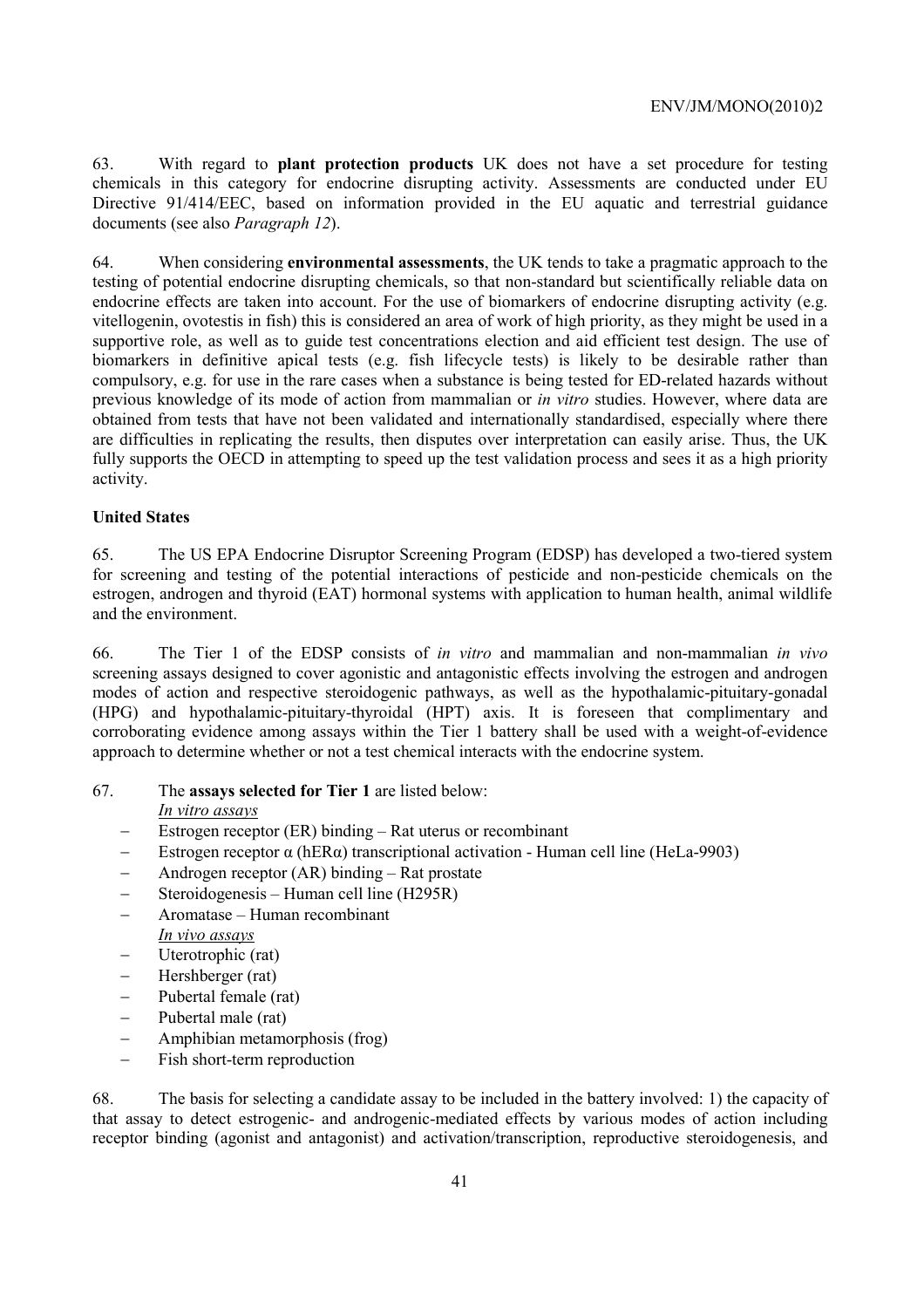63. With regard to **plant protection products** UK does not have a set procedure for testing chemicals in this category for endocrine disrupting activity. Assessments are conducted under EU Directive 91/414/EEC, based on information provided in the EU aquatic and terrestrial guidance documents (see also *Paragraph 12*).

64. When considering **environmental assessments**, the UK tends to take a pragmatic approach to the testing of potential endocrine disrupting chemicals, so that non-standard but scientifically reliable data on endocrine effects are taken into account. For the use of biomarkers of endocrine disrupting activity (e.g. vitellogenin, ovotestis in fish) this is considered an area of work of high priority, as they might be used in a supportive role, as well as to guide test concentrations election and aid efficient test design. The use of biomarkers in definitive apical tests (e.g. fish lifecycle tests) is likely to be desirable rather than compulsory, e.g. for use in the rare cases when a substance is being tested for ED-related hazards without previous knowledge of its mode of action from mammalian or *in vitro* studies. However, where data are obtained from tests that have not been validated and internationally standardised, especially where there are difficulties in replicating the results, then disputes over interpretation can easily arise. Thus, the UK fully supports the OECD in attempting to speed up the test validation process and sees it as a high priority activity.

**United States**

65. The US EPA Endocrine Disruptor Screening Program (EDSP) has developed a two-tiered system for screening and testing of the potential interactions of pesticide and non-pesticide chemicals on the estrogen, androgen and thyroid (EAT) hormonal systems with application to human health, animal wildlife and the environment.

66. The Tier 1 of the EDSP consists of *in vitro* and mammalian and non-mammalian *in vivo* screening assays designed to cover agonistic and antagonistic effects involving the estrogen and androgen modes of action and respective steroidogenic pathways, as well as the hypothalamic-pituitary-gonadal (HPG) and hypothalamic-pituitary-thyroidal (HPT) axis. It is foreseen that complimentary and corroborating evidence among assays within the Tier 1 battery shall be used with a weight-of-evidence approach to determine whether or not a test chemical interacts with the endocrine system.

67. The **assays selected for Tier 1** are listed below:

*In vitro assays*

- Estrogen receptor (ER) binding – Rat uterus or recombinant
- Estrogen receptor α (hERα) transcriptional activation - Human cell line (HeLa-9903)
- Androgen receptor (AR) binding – Rat prostate
- Steroidogenesis – Human cell line (H295R)
- Aromatase – Human recombinant

*In vivo assays*

- Uterotrophic (rat)
- Hershberger (rat)
- Pubertal female (rat)
- Pubertal male (rat)
- Amphibian metamorphosis (frog)
- Fish short-term reproduction

68. The basis for selecting a candidate assay to be included in the battery involved: 1) the capacity of that assay to detect estrogenic- and androgenic-mediated effects by various modes of action including receptor binding (agonist and antagonist) and activation/transcription, reproductive steroidogenesis, and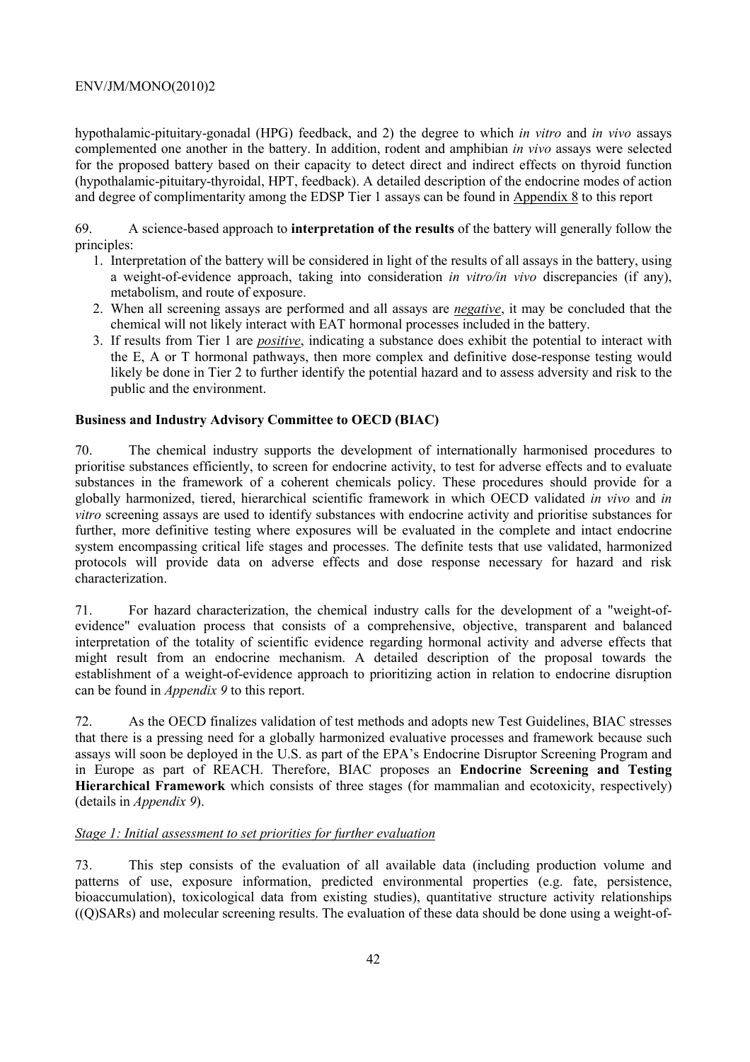hypothalamic-pituitary-gonadal (HPG) feedback, and 2) the degree to which *in vitro* and *in vivo* assays complemented one another in the battery. In addition, rodent and amphibian *in vivo* assays were selected for the proposed battery based on their capacity to detect direct and indirect effects on thyroid function (hypothalamic-pituitary-thyroidal, HPT, feedback). A detailed description of the endocrine modes of action and degree of complimentarity among the EDSP Tier 1 assays can be found in Appendix 8 to this report

69. A science-based approach to **interpretation of the results** of the battery will generally follow the principles:

1. Interpretation of the battery will be considered in light of the results of all assays in the battery, using a weight-of-evidence approach, taking into consideration *in vitro/in vivo* discrepancies (if any), metabolism, and route of exposure.
2. When all screening assays are performed and all assays are ***negative***, it may be concluded that the chemical will not likely interact with EAT hormonal processes included in the battery.
3. If results from Tier 1 are ***positive***, indicating a substance does exhibit the potential to interact with the E, A or T hormonal pathways, then more complex and definitive dose-response testing would likely be done in Tier 2 to further identify the potential hazard and to assess adversity and risk to the public and the environment.

**Business and Industry Advisory Committee to OECD (BIAC)**

70. The chemical industry supports the development of internationally harmonised procedures to prioritise substances efficiently, to screen for endocrine activity, to test for adverse effects and to evaluate substances in the framework of a coherent chemicals policy. These procedures should provide for a globally harmonized, tiered, hierarchical scientific framework in which OECD validated *in vivo* and *in vitro* screening assays are used to identify substances with endocrine activity and prioritise substances for further, more definitive testing where exposures will be evaluated in the complete and intact endocrine system encompassing critical life stages and processes. The definite tests that use validated, harmonized protocols will provide data on adverse effects and dose response necessary for hazard and risk characterization.

71. For hazard characterization, the chemical industry calls for the development of a "weight-of-evidence" evaluation process that consists of a comprehensive, objective, transparent and balanced interpretation of the totality of scientific evidence regarding hormonal activity and adverse effects that might result from an endocrine mechanism. A detailed description of the proposal towards the establishment of a weight-of-evidence approach to prioritizing action in relation to endocrine disruption can be found in *Appendix 9* to this report.

72. As the OECD finalizes validation of test methods and adopts new Test Guidelines, BIAC stresses that there is a pressing need for a globally harmonized evaluative processes and framework because such assays will soon be deployed in the U.S. as part of the EPA's Endocrine Disruptor Screening Program and in Europe as part of REACH. Therefore, BIAC proposes an **Endocrine Screening and Testing Hierarchical Framework** which consists of three stages (for mammalian and ecotoxicity, respectively) (details in *Appendix 9*).

*Stage 1: Initial assessment to set priorities for further evaluation*

73. This step consists of the evaluation of all available data (including production volume and patterns of use, exposure information, predicted environmental properties (e.g. fate, persistence, bioaccumulation), toxicological data from existing studies), quantitative structure activity relationships ((Q)SARs) and molecular screening results. The evaluation of these data should be done using a weight-of-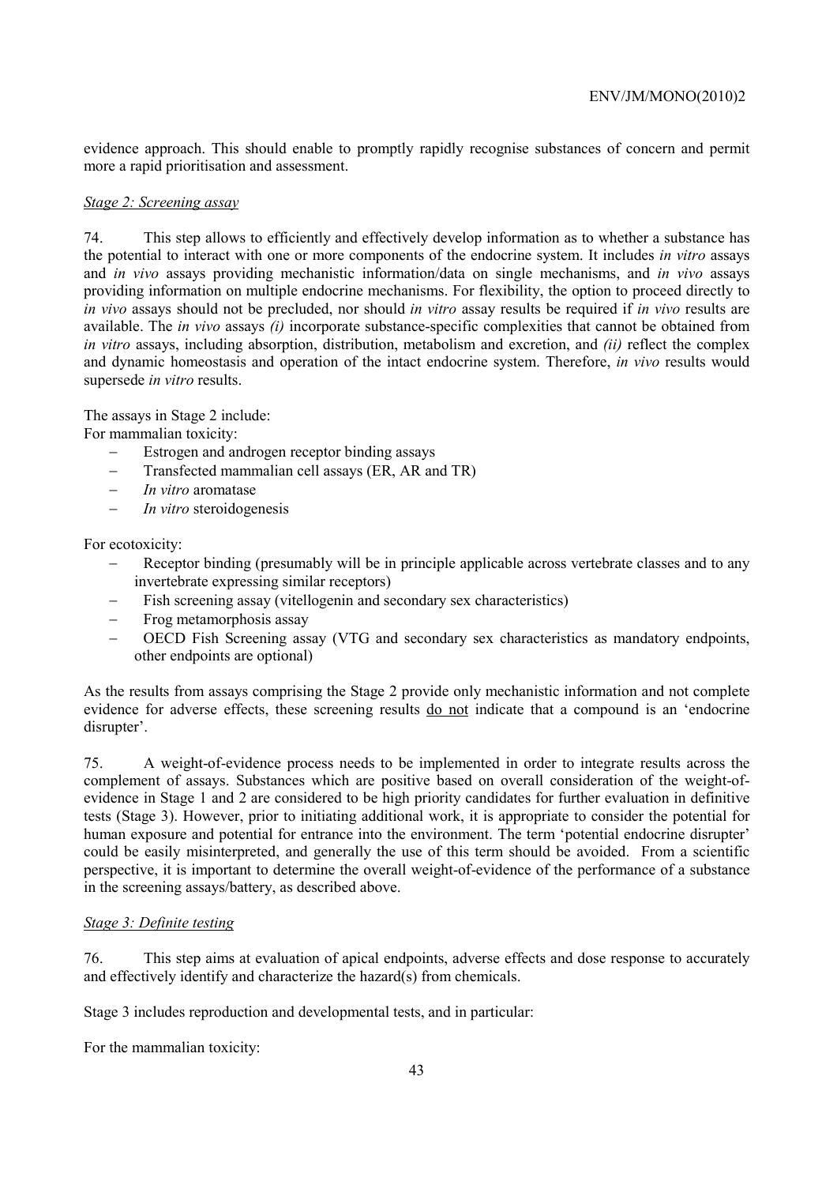evidence approach. This should enable to promptly rapidly recognise substances of concern and permit more a rapid prioritisation and assessment.

*Stage 2: Screening assay*

74. This step allows to efficiently and effectively develop information as to whether a substance has the potential to interact with one or more components of the endocrine system. It includes *in vitro* assays and *in vivo* assays providing mechanistic information/data on single mechanisms, and *in vivo* assays providing information on multiple endocrine mechanisms. For flexibility, the option to proceed directly to *in vivo* assays should not be precluded, nor should *in vitro* assay results be required if *in vivo* results are available. The *in vivo* assays *(i)* incorporate substance-specific complexities that cannot be obtained from *in vitro* assays, including absorption, distribution, metabolism and excretion, and *(ii)* reflect the complex and dynamic homeostasis and operation of the intact endocrine system. Therefore, *in vivo* results would supersede *in vitro* results.

The assays in Stage 2 include:

For mammalian toxicity:

- Estrogen and androgen receptor binding assays
- Transfected mammalian cell assays (ER, AR and TR)
- *In vitro* aromatase
- *In vitro* steroidogenesis

For ecotoxicity:

- Receptor binding (presumably will be in principle applicable across vertebrate classes and to any invertebrate expressing similar receptors)
- Fish screening assay (vitellogenin and secondary sex characteristics)
- Frog metamorphosis assay
- OECD Fish Screening assay (VTG and secondary sex characteristics as mandatory endpoints, other endpoints are optional)

As the results from assays comprising the Stage 2 provide only mechanistic information and not complete evidence for adverse effects, these screening results <u>do not</u> indicate that a compound is an 'endocrine disrupter'.

75. A weight-of-evidence process needs to be implemented in order to integrate results across the complement of assays. Substances which are positive based on overall consideration of the weight-of-evidence in Stage 1 and 2 are considered to be high priority candidates for further evaluation in definitive tests (Stage 3). However, prior to initiating additional work, it is appropriate to consider the potential for human exposure and potential for entrance into the environment. The term 'potential endocrine disrupter' could be easily misinterpreted, and generally the use of this term should be avoided. From a scientific perspective, it is important to determine the overall weight-of-evidence of the performance of a substance in the screening assays/battery, as described above.

*Stage 3: Definite testing*

76. This step aims at evaluation of apical endpoints, adverse effects and dose response to accurately and effectively identify and characterize the hazard(s) from chemicals.

Stage 3 includes reproduction and developmental tests, and in particular:

For the mammalian toxicity: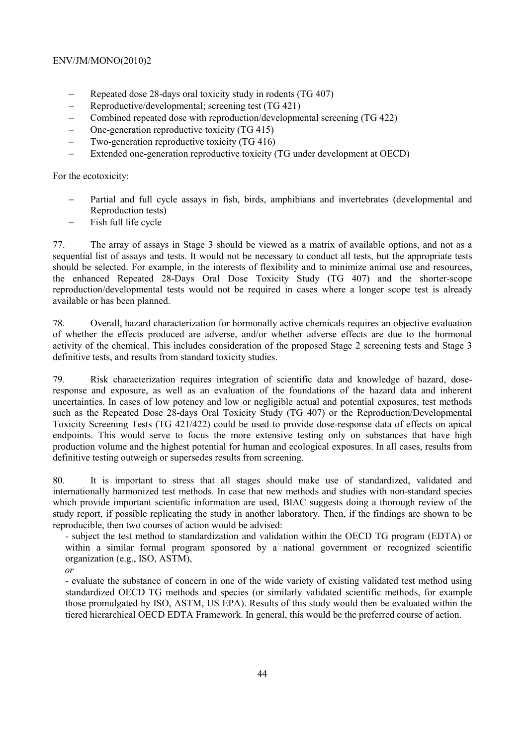- Repeated dose 28-days oral toxicity study in rodents (TG 407)
- Reproductive/developmental; screening test (TG 421)
- Combined repeated dose with reproduction/developmental screening (TG 422)
- One-generation reproductive toxicity (TG 415)
- Two-generation reproductive toxicity (TG 416)
- Extended one-generation reproductive toxicity (TG under development at OECD)

For the ecotoxicity:

- Partial and full cycle assays in fish, birds, amphibians and invertebrates (developmental and Reproduction tests)
- Fish full life cycle

77. The array of assays in Stage 3 should be viewed as a matrix of available options, and not as a sequential list of assays and tests. It would not be necessary to conduct all tests, but the appropriate tests should be selected. For example, in the interests of flexibility and to minimize animal use and resources, the enhanced Repeated 28-Days Oral Dose Toxicity Study (TG 407) and the shorter-scope reproduction/developmental tests would not be required in cases where a longer scope test is already available or has been planned.

78. Overall, hazard characterization for hormonally active chemicals requires an objective evaluation of whether the effects produced are adverse, and/or whether adverse effects are due to the hormonal activity of the chemical. This includes consideration of the proposed Stage 2 screening tests and Stage 3 definitive tests, and results from standard toxicity studies.

79. Risk characterization requires integration of scientific data and knowledge of hazard, dose-response and exposure, as well as an evaluation of the foundations of the hazard data and inherent uncertainties. In cases of low potency and low or negligible actual and potential exposures, test methods such as the Repeated Dose 28-days Oral Toxicity Study (TG 407) or the Reproduction/Developmental Toxicity Screening Tests (TG 421/422) could be used to provide dose-response data of effects on apical endpoints. This would serve to focus the more extensive testing only on substances that have high production volume and the highest potential for human and ecological exposures. In all cases, results from definitive testing outweigh or supersedes results from screening.

80. It is important to stress that all stages should make use of standardized, validated and internationally harmonized test methods. In case that new methods and studies with non-standard species which provide important scientific information are used, BIAC suggests doing a thorough review of the study report, if possible replicating the study in another laboratory. Then, if the findings are shown to be reproducible, then two courses of action would be advised:

- subject the test method to standardization and validation within the OECD TG program (EDTA) or within a similar formal program sponsored by a national government or recognized scientific organization (e.g., ISO, ASTM),

*or*

- evaluate the substance of concern in one of the wide variety of existing validated test method using standardized OECD TG methods and species (or similarly validated scientific methods, for example those promulgated by ISO, ASTM, US EPA). Results of this study would then be evaluated within the tiered hierarchical OECD EDTA Framework. In general, this would be the preferred course of action.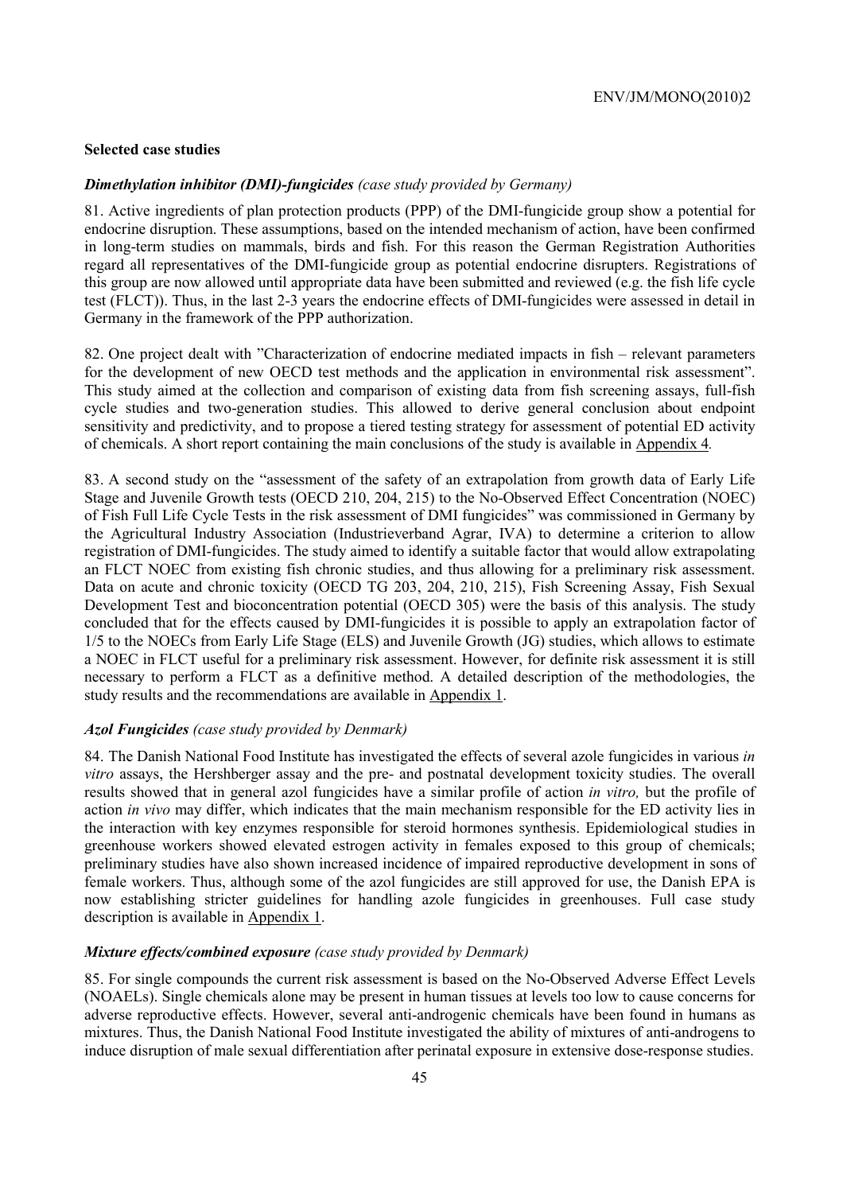## Selected case studies

### *Dimethylation inhibitor (DMI)-fungicides* *(case study provided by Germany)*

81. Active ingredients of plan protection products (PPP) of the DMI-fungicide group show a potential for endocrine disruption. These assumptions, based on the intended mechanism of action, have been confirmed in long-term studies on mammals, birds and fish. For this reason the German Registration Authorities regard all representatives of the DMI-fungicide group as potential endocrine disrupters. Registrations of this group are now allowed until appropriate data have been submitted and reviewed (e.g. the fish life cycle test (FLCT)). Thus, in the last 2-3 years the endocrine effects of DMI-fungicides were assessed in detail in Germany in the framework of the PPP authorization.

82. One project dealt with "Characterization of endocrine mediated impacts in fish – relevant parameters for the development of new OECD test methods and the application in environmental risk assessment". This study aimed at the collection and comparison of existing data from fish screening assays, full-fish cycle studies and two-generation studies. This allowed to derive general conclusion about endpoint sensitivity and predictivity, and to propose a tiered testing strategy for assessment of potential ED activity of chemicals. A short report containing the main conclusions of the study is available in Appendix 4*.*

83. A second study on the "assessment of the safety of an extrapolation from growth data of Early Life Stage and Juvenile Growth tests (OECD 210, 204, 215) to the No-Observed Effect Concentration (NOEC) of Fish Full Life Cycle Tests in the risk assessment of DMI fungicides" was commissioned in Germany by the Agricultural Industry Association (Industrieverband Agrar, IVA) to determine a criterion to allow registration of DMI-fungicides. The study aimed to identify a suitable factor that would allow extrapolating an FLCT NOEC from existing fish chronic studies, and thus allowing for a preliminary risk assessment. Data on acute and chronic toxicity (OECD TG 203, 204, 210, 215), Fish Screening Assay, Fish Sexual Development Test and bioconcentration potential (OECD 305) were the basis of this analysis. The study concluded that for the effects caused by DMI-fungicides it is possible to apply an extrapolation factor of 1/5 to the NOECs from Early Life Stage (ELS) and Juvenile Growth (JG) studies, which allows to estimate a NOEC in FLCT useful for a preliminary risk assessment. However, for definite risk assessment it is still necessary to perform a FLCT as a definitive method. A detailed description of the methodologies, the study results and the recommendations are available in Appendix 1.

### *Azol Fungicides* *(case study provided by Denmark)*

84. The Danish National Food Institute has investigated the effects of several azole fungicides in various *in vitro* assays, the Hershberger assay and the pre- and postnatal development toxicity studies. The overall results showed that in general azol fungicides have a similar profile of action *in vitro,* but the profile of action *in vivo* may differ, which indicates that the main mechanism responsible for the ED activity lies in the interaction with key enzymes responsible for steroid hormones synthesis. Epidemiological studies in greenhouse workers showed elevated estrogen activity in females exposed to this group of chemicals; preliminary studies have also shown increased incidence of impaired reproductive development in sons of female workers. Thus, although some of the azol fungicides are still approved for use, the Danish EPA is now establishing stricter guidelines for handling azole fungicides in greenhouses. Full case study description is available in Appendix 1.

### *Mixture effects/combined exposure* *(case study provided by Denmark)*

85. For single compounds the current risk assessment is based on the No-Observed Adverse Effect Levels (NOAELs). Single chemicals alone may be present in human tissues at levels too low to cause concerns for adverse reproductive effects. However, several anti-androgenic chemicals have been found in humans as mixtures. Thus, the Danish National Food Institute investigated the ability of mixtures of anti-androgens to induce disruption of male sexual differentiation after perinatal exposure in extensive dose-response studies.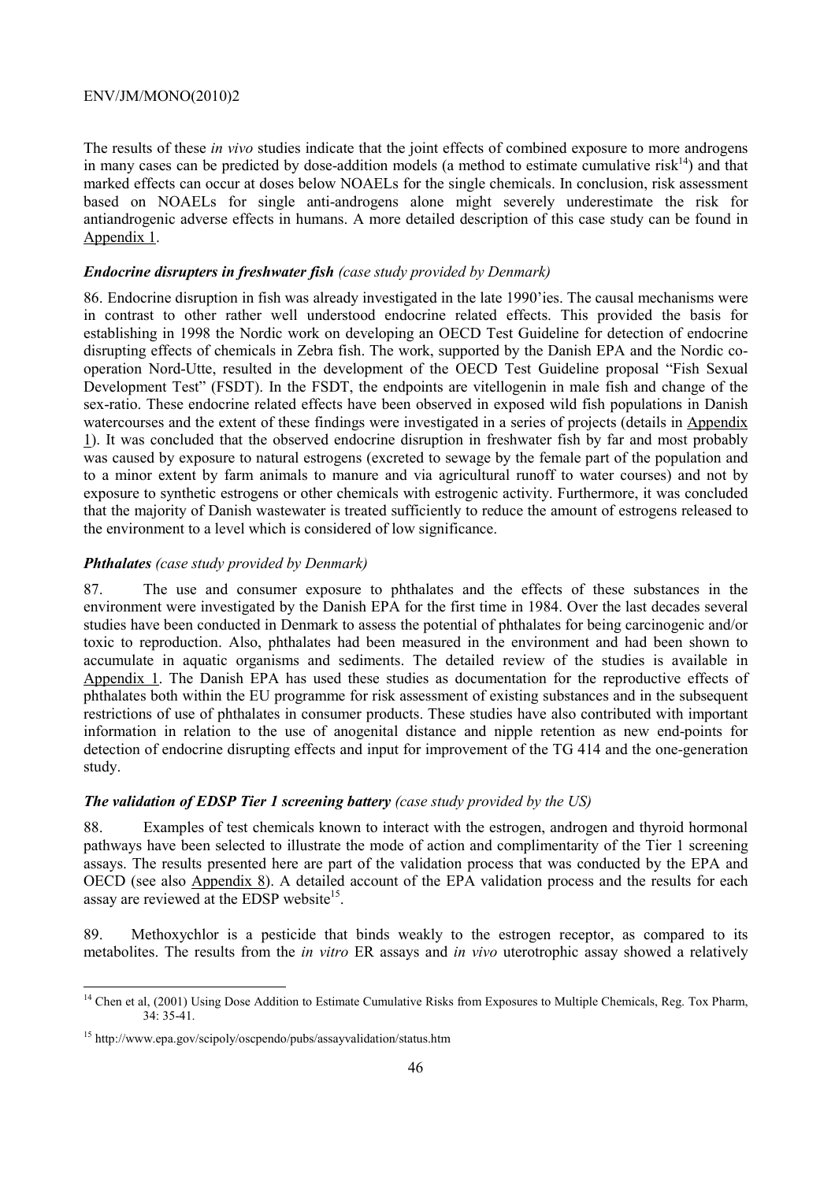The results of these *in vivo* studies indicate that the joint effects of combined exposure to more androgens in many cases can be predicted by dose-addition models (a method to estimate cumulative risk[14]) and that marked effects can occur at doses below NOAELs for the single chemicals. In conclusion, risk assessment based on NOAELs for single anti-androgens alone might severely underestimate the risk for antiandrogenic adverse effects in humans. A more detailed description of this case study can be found in Appendix 1.

### *Endocrine disrupters in freshwater fish (case study provided by Denmark)*

86. Endocrine disruption in fish was already investigated in the late 1990'ies. The causal mechanisms were in contrast to other rather well understood endocrine related effects. This provided the basis for establishing in 1998 the Nordic work on developing an OECD Test Guideline for detection of endocrine disrupting effects of chemicals in Zebra fish. The work, supported by the Danish EPA and the Nordic co-operation Nord-Utte, resulted in the development of the OECD Test Guideline proposal "Fish Sexual Development Test" (FSDT). In the FSDT, the endpoints are vitellogenin in male fish and change of the sex-ratio. These endocrine related effects have been observed in exposed wild fish populations in Danish watercourses and the extent of these findings were investigated in a series of projects (details in Appendix 1). It was concluded that the observed endocrine disruption in freshwater fish by far and most probably was caused by exposure to natural estrogens (excreted to sewage by the female part of the population and to a minor extent by farm animals to manure and via agricultural runoff to water courses) and not by exposure to synthetic estrogens or other chemicals with estrogenic activity. Furthermore, it was concluded that the majority of Danish wastewater is treated sufficiently to reduce the amount of estrogens released to the environment to a level which is considered of low significance.

### *Phthalates (case study provided by Denmark)*

87. The use and consumer exposure to phthalates and the effects of these substances in the environment were investigated by the Danish EPA for the first time in 1984. Over the last decades several studies have been conducted in Denmark to assess the potential of phthalates for being carcinogenic and/or toxic to reproduction. Also, phthalates had been measured in the environment and had been shown to accumulate in aquatic organisms and sediments. The detailed review of the studies is available in Appendix 1. The Danish EPA has used these studies as documentation for the reproductive effects of phthalates both within the EU programme for risk assessment of existing substances and in the subsequent restrictions of use of phthalates in consumer products. These studies have also contributed with important information in relation to the use of anogenital distance and nipple retention as new end-points for detection of endocrine disrupting effects and input for improvement of the TG 414 and the one-generation study.

### *The validation of EDSP Tier 1 screening battery (case study provided by the US)*

88. Examples of test chemicals known to interact with the estrogen, androgen and thyroid hormonal pathways have been selected to illustrate the mode of action and complimentarity of the Tier 1 screening assays. The results presented here are part of the validation process that was conducted by the EPA and OECD (see also Appendix 8). A detailed account of the EPA validation process and the results for each assay are reviewed at the EDSP website[15].

89. Methoxychlor is a pesticide that binds weakly to the estrogen receptor, as compared to its metabolites. The results from the *in vitro* ER assays and *in vivo* uterotrophic assay showed a relatively

---

[14] Chen et al, (2001) Using Dose Addition to Estimate Cumulative Risks from Exposures to Multiple Chemicals, Reg. Tox Pharm, 34: 35-41.

[15] http://www.epa.gov/scipoly/oscpendo/pubs/assayvalidation/status.htm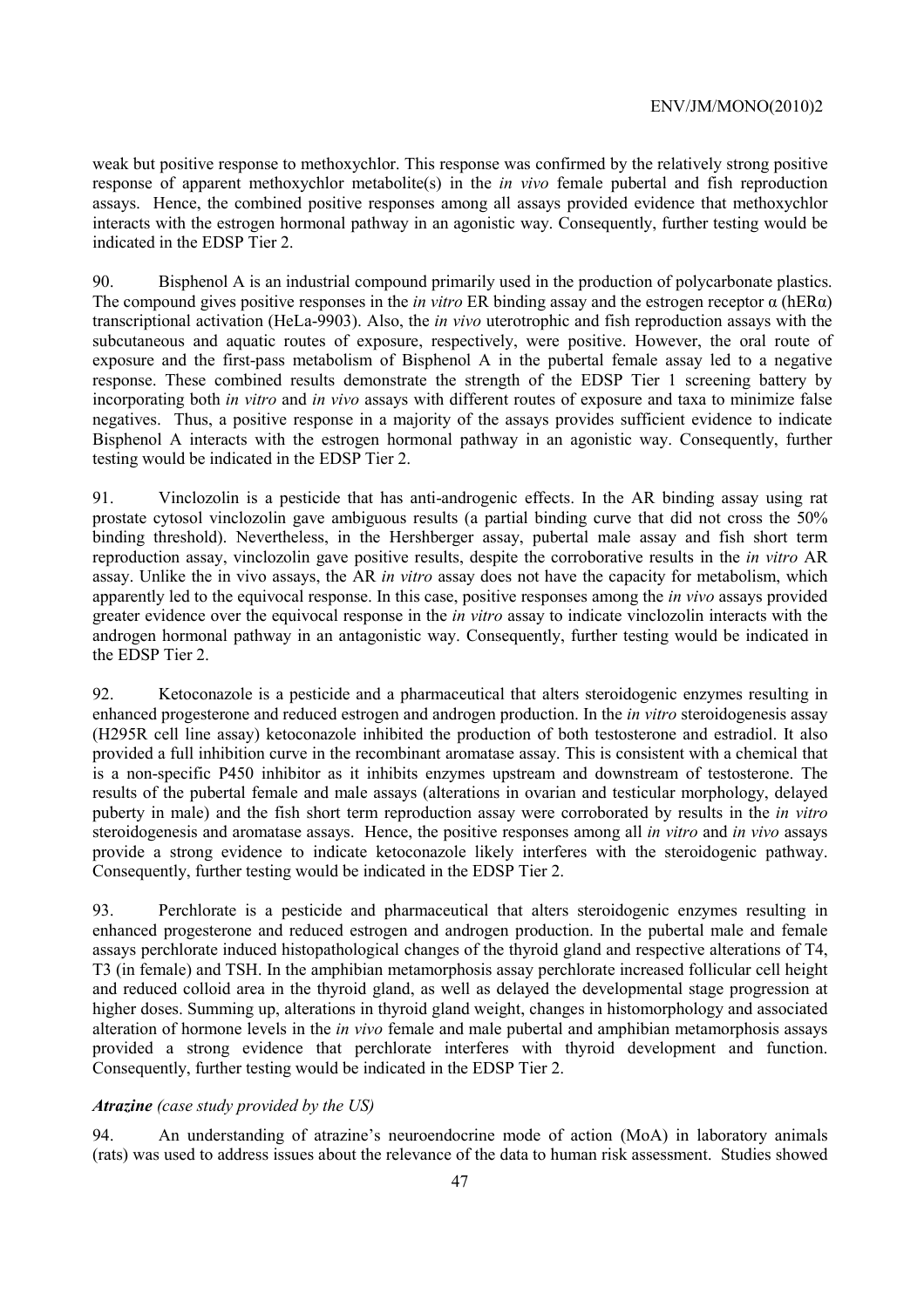weak but positive response to methoxychlor. This response was confirmed by the relatively strong positive response of apparent methoxychlor metabolite(s) in the *in vivo* female pubertal and fish reproduction assays. Hence, the combined positive responses among all assays provided evidence that methoxychlor interacts with the estrogen hormonal pathway in an agonistic way. Consequently, further testing would be indicated in the EDSP Tier 2.

90. Bisphenol A is an industrial compound primarily used in the production of polycarbonate plastics. The compound gives positive responses in the *in vitro* ER binding assay and the estrogen receptor α (hERα) transcriptional activation (HeLa-9903). Also, the *in vivo* uterotrophic and fish reproduction assays with the subcutaneous and aquatic routes of exposure, respectively, were positive. However, the oral route of exposure and the first-pass metabolism of Bisphenol A in the pubertal female assay led to a negative response. These combined results demonstrate the strength of the EDSP Tier 1 screening battery by incorporating both *in vitro* and *in vivo* assays with different routes of exposure and taxa to minimize false negatives. Thus, a positive response in a majority of the assays provides sufficient evidence to indicate Bisphenol A interacts with the estrogen hormonal pathway in an agonistic way. Consequently, further testing would be indicated in the EDSP Tier 2.

91. Vinclozolin is a pesticide that has anti-androgenic effects. In the AR binding assay using rat prostate cytosol vinclozolin gave ambiguous results (a partial binding curve that did not cross the 50% binding threshold). Nevertheless, in the Hershberger assay, pubertal male assay and fish short term reproduction assay, vinclozolin gave positive results, despite the corroborative results in the *in vitro* AR assay. Unlike the in vivo assays, the AR *in vitro* assay does not have the capacity for metabolism, which apparently led to the equivocal response. In this case, positive responses among the *in vivo* assays provided greater evidence over the equivocal response in the *in vitro* assay to indicate vinclozolin interacts with the androgen hormonal pathway in an antagonistic way. Consequently, further testing would be indicated in the EDSP Tier 2.

92. Ketoconazole is a pesticide and a pharmaceutical that alters steroidogenic enzymes resulting in enhanced progesterone and reduced estrogen and androgen production. In the *in vitro* steroidogenesis assay (H295R cell line assay) ketoconazole inhibited the production of both testosterone and estradiol. It also provided a full inhibition curve in the recombinant aromatase assay. This is consistent with a chemical that is a non-specific P450 inhibitor as it inhibits enzymes upstream and downstream of testosterone. The results of the pubertal female and male assays (alterations in ovarian and testicular morphology, delayed puberty in male) and the fish short term reproduction assay were corroborated by results in the *in vitro* steroidogenesis and aromatase assays. Hence, the positive responses among all *in vitro* and *in vivo* assays provide a strong evidence to indicate ketoconazole likely interferes with the steroidogenic pathway. Consequently, further testing would be indicated in the EDSP Tier 2.

93. Perchlorate is a pesticide and pharmaceutical that alters steroidogenic enzymes resulting in enhanced progesterone and reduced estrogen and androgen production. In the pubertal male and female assays perchlorate induced histopathological changes of the thyroid gland and respective alterations of T4, T3 (in female) and TSH. In the amphibian metamorphosis assay perchlorate increased follicular cell height and reduced colloid area in the thyroid gland, as well as delayed the developmental stage progression at higher doses. Summing up, alterations in thyroid gland weight, changes in histomorphology and associated alteration of hormone levels in the *in vivo* female and male pubertal and amphibian metamorphosis assays provided a strong evidence that perchlorate interferes with thyroid development and function. Consequently, further testing would be indicated in the EDSP Tier 2.

***Atrazine** (case study provided by the US)*

94. An understanding of atrazine's neuroendocrine mode of action (MoA) in laboratory animals (rats) was used to address issues about the relevance of the data to human risk assessment. Studies showed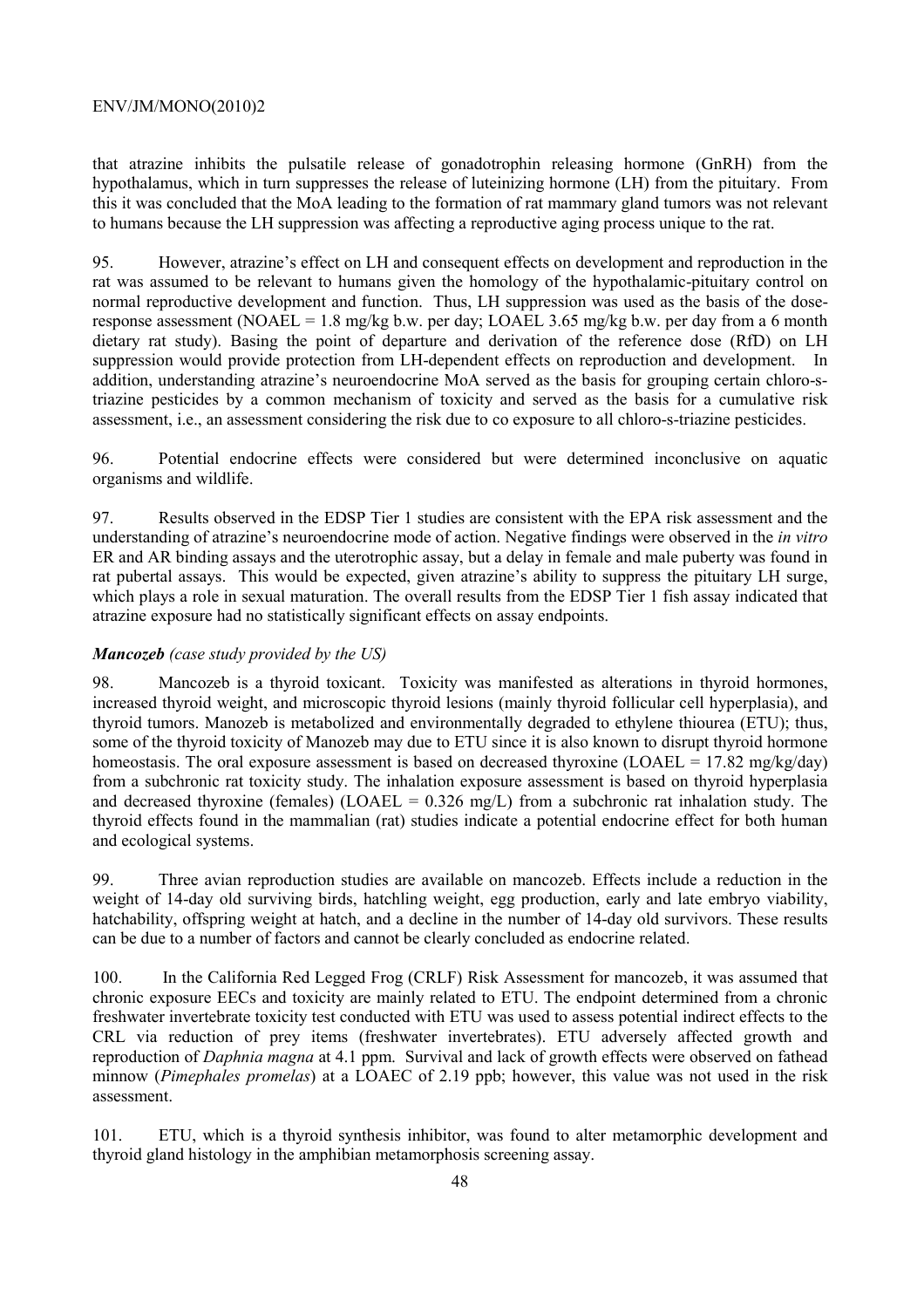that atrazine inhibits the pulsatile release of gonadotrophin releasing hormone (GnRH) from the hypothalamus, which in turn suppresses the release of luteinizing hormone (LH) from the pituitary. From this it was concluded that the MoA leading to the formation of rat mammary gland tumors was not relevant to humans because the LH suppression was affecting a reproductive aging process unique to the rat.

95. However, atrazine's effect on LH and consequent effects on development and reproduction in the rat was assumed to be relevant to humans given the homology of the hypothalamic-pituitary control on normal reproductive development and function. Thus, LH suppression was used as the basis of the dose-response assessment (NOAEL = 1.8 mg/kg b.w. per day; LOAEL 3.65 mg/kg b.w. per day from a 6 month dietary rat study). Basing the point of departure and derivation of the reference dose (RfD) on LH suppression would provide protection from LH-dependent effects on reproduction and development. In addition, understanding atrazine's neuroendocrine MoA served as the basis for grouping certain chloro-s-triazine pesticides by a common mechanism of toxicity and served as the basis for a cumulative risk assessment, i.e., an assessment considering the risk due to co exposure to all chloro-s-triazine pesticides.

96. Potential endocrine effects were considered but were determined inconclusive on aquatic organisms and wildlife.

97. Results observed in the EDSP Tier 1 studies are consistent with the EPA risk assessment and the understanding of atrazine's neuroendocrine mode of action. Negative findings were observed in the *in vitro* ER and AR binding assays and the uterotrophic assay, but a delay in female and male puberty was found in rat pubertal assays. This would be expected, given atrazine's ability to suppress the pituitary LH surge, which plays a role in sexual maturation. The overall results from the EDSP Tier 1 fish assay indicated that atrazine exposure had no statistically significant effects on assay endpoints.

***Mancozeb*** *(case study provided by the US)*

98. Mancozeb is a thyroid toxicant. Toxicity was manifested as alterations in thyroid hormones, increased thyroid weight, and microscopic thyroid lesions (mainly thyroid follicular cell hyperplasia), and thyroid tumors. Manozeb is metabolized and environmentally degraded to ethylene thiourea (ETU); thus, some of the thyroid toxicity of Manozeb may due to ETU since it is also known to disrupt thyroid hormone homeostasis. The oral exposure assessment is based on decreased thyroxine (LOAEL = 17.82 mg/kg/day) from a subchronic rat toxicity study. The inhalation exposure assessment is based on thyroid hyperplasia and decreased thyroxine (females) (LOAEL = 0.326 mg/L) from a subchronic rat inhalation study. The thyroid effects found in the mammalian (rat) studies indicate a potential endocrine effect for both human and ecological systems.

99. Three avian reproduction studies are available on mancozeb. Effects include a reduction in the weight of 14-day old surviving birds, hatchling weight, egg production, early and late embryo viability, hatchability, offspring weight at hatch, and a decline in the number of 14-day old survivors. These results can be due to a number of factors and cannot be clearly concluded as endocrine related.

100. In the California Red Legged Frog (CRLF) Risk Assessment for mancozeb, it was assumed that chronic exposure EECs and toxicity are mainly related to ETU. The endpoint determined from a chronic freshwater invertebrate toxicity test conducted with ETU was used to assess potential indirect effects to the CRL via reduction of prey items (freshwater invertebrates). ETU adversely affected growth and reproduction of *Daphnia magna* at 4.1 ppm. Survival and lack of growth effects were observed on fathead minnow (*Pimephales promelas*) at a LOAEC of 2.19 ppb; however, this value was not used in the risk assessment.

101. ETU, which is a thyroid synthesis inhibitor, was found to alter metamorphic development and thyroid gland histology in the amphibian metamorphosis screening assay.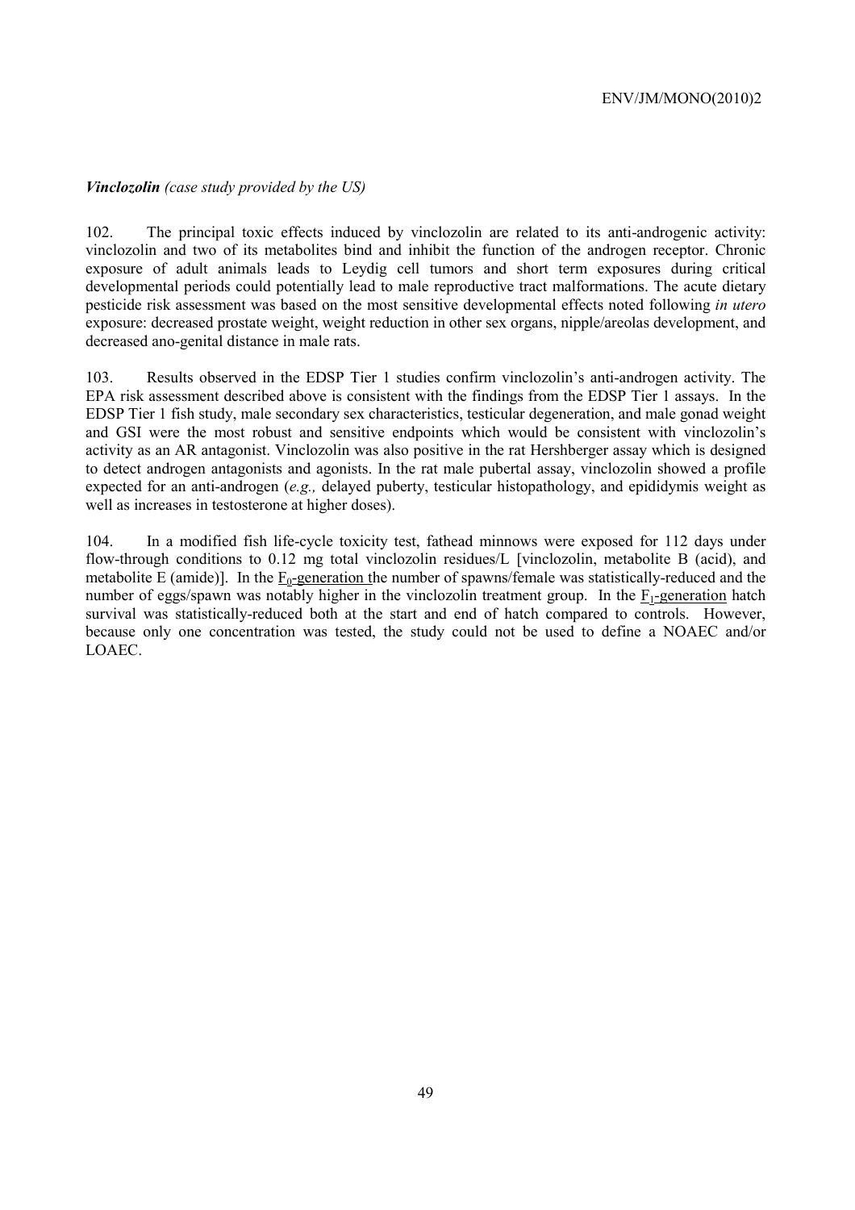***Vinclozolin*** *(case study provided by the US)*

102. The principal toxic effects induced by vinclozolin are related to its anti-androgenic activity: vinclozolin and two of its metabolites bind and inhibit the function of the androgen receptor. Chronic exposure of adult animals leads to Leydig cell tumors and short term exposures during critical developmental periods could potentially lead to male reproductive tract malformations. The acute dietary pesticide risk assessment was based on the most sensitive developmental effects noted following *in utero* exposure: decreased prostate weight, weight reduction in other sex organs, nipple/areolas development, and decreased ano-genital distance in male rats.

103. Results observed in the EDSP Tier 1 studies confirm vinclozolin's anti-androgen activity. The EPA risk assessment described above is consistent with the findings from the EDSP Tier 1 assays. In the EDSP Tier 1 fish study, male secondary sex characteristics, testicular degeneration, and male gonad weight and GSI were the most robust and sensitive endpoints which would be consistent with vinclozolin's activity as an AR antagonist. Vinclozolin was also positive in the rat Hershberger assay which is designed to detect androgen antagonists and agonists. In the rat male pubertal assay, vinclozolin showed a profile expected for an anti-androgen (*e.g.,* delayed puberty, testicular histopathology, and epididymis weight as well as increases in testosterone at higher doses).

104. In a modified fish life-cycle toxicity test, fathead minnows were exposed for 112 days under flow-through conditions to 0.12 mg total vinclozolin residues/L [vinclozolin, metabolite B (acid), and metabolite E (amide)]. In the $F_0$-generation the number of spawns/female was statistically-reduced and the number of eggs/spawn was notably higher in the vinclozolin treatment group. In the $F_1$-generation hatch survival was statistically-reduced both at the start and end of hatch compared to controls. However, because only one concentration was tested, the study could not be used to define a NOAEC and/or LOAEC.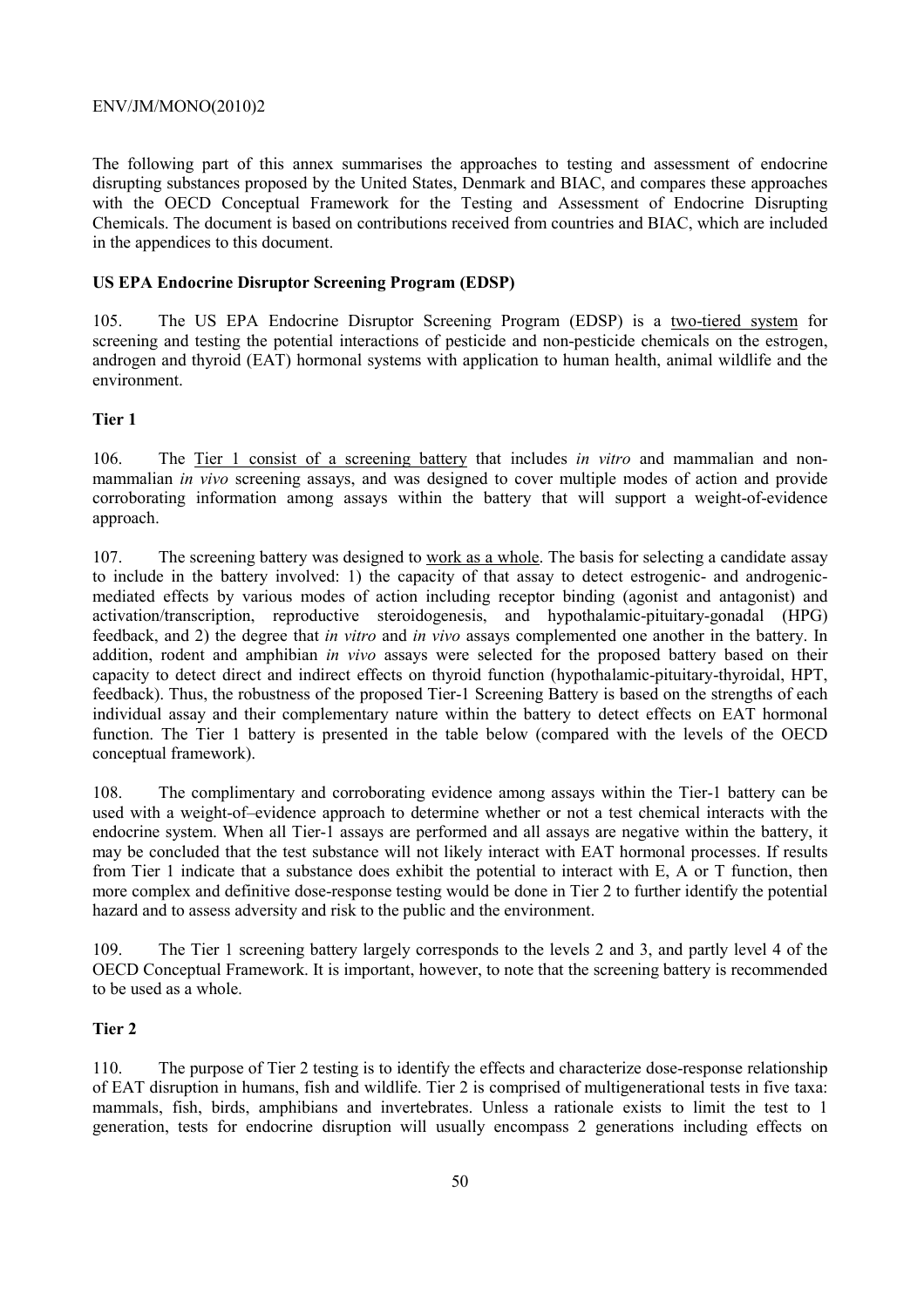The following part of this annex summarises the approaches to testing and assessment of endocrine disrupting substances proposed by the United States, Denmark and BIAC, and compares these approaches with the OECD Conceptual Framework for the Testing and Assessment of Endocrine Disrupting Chemicals. The document is based on contributions received from countries and BIAC, which are included in the appendices to this document.

**US EPA Endocrine Disruptor Screening Program (EDSP)**

105. The US EPA Endocrine Disruptor Screening Program (EDSP) is a two-tiered system for screening and testing the potential interactions of pesticide and non-pesticide chemicals on the estrogen, androgen and thyroid (EAT) hormonal systems with application to human health, animal wildlife and the environment.

**Tier 1**

106. The Tier 1 consist of a screening battery that includes *in vitro* and mammalian and non-mammalian *in vivo* screening assays, and was designed to cover multiple modes of action and provide corroborating information among assays within the battery that will support a weight-of-evidence approach.

107. The screening battery was designed to work as a whole. The basis for selecting a candidate assay to include in the battery involved: 1) the capacity of that assay to detect estrogenic- and androgenic-mediated effects by various modes of action including receptor binding (agonist and antagonist) and activation/transcription, reproductive steroidogenesis, and hypothalamic-pituitary-gonadal (HPG) feedback, and 2) the degree that *in vitro* and *in vivo* assays complemented one another in the battery. In addition, rodent and amphibian *in vivo* assays were selected for the proposed battery based on their capacity to detect direct and indirect effects on thyroid function (hypothalamic-pituitary-thyroidal, HPT, feedback). Thus, the robustness of the proposed Tier-1 Screening Battery is based on the strengths of each individual assay and their complementary nature within the battery to detect effects on EAT hormonal function. The Tier 1 battery is presented in the table below (compared with the levels of the OECD conceptual framework).

108. The complimentary and corroborating evidence among assays within the Tier-1 battery can be used with a weight-of–evidence approach to determine whether or not a test chemical interacts with the endocrine system. When all Tier-1 assays are performed and all assays are negative within the battery, it may be concluded that the test substance will not likely interact with EAT hormonal processes. If results from Tier 1 indicate that a substance does exhibit the potential to interact with E, A or T function, then more complex and definitive dose-response testing would be done in Tier 2 to further identify the potential hazard and to assess adversity and risk to the public and the environment.

109. The Tier 1 screening battery largely corresponds to the levels 2 and 3, and partly level 4 of the OECD Conceptual Framework. It is important, however, to note that the screening battery is recommended to be used as a whole.

**Tier 2**

110. The purpose of Tier 2 testing is to identify the effects and characterize dose-response relationship of EAT disruption in humans, fish and wildlife. Tier 2 is comprised of multigenerational tests in five taxa: mammals, fish, birds, amphibians and invertebrates. Unless a rationale exists to limit the test to 1 generation, tests for endocrine disruption will usually encompass 2 generations including effects on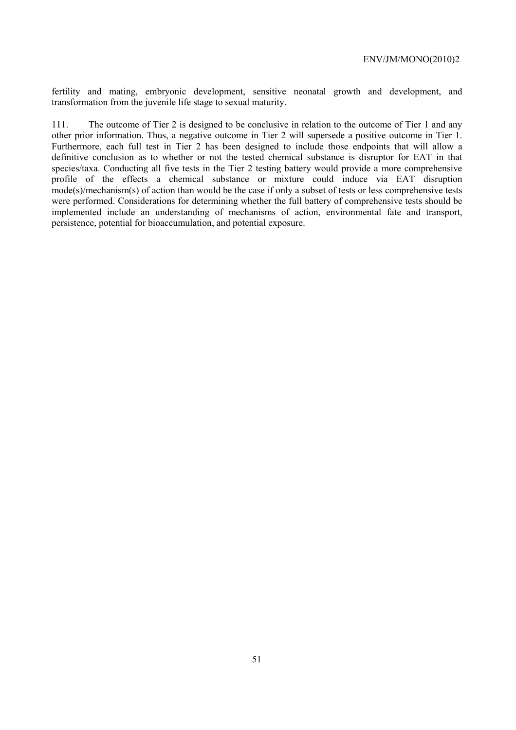fertility and mating, embryonic development, sensitive neonatal growth and development, and transformation from the juvenile life stage to sexual maturity.

111. The outcome of Tier 2 is designed to be conclusive in relation to the outcome of Tier 1 and any other prior information. Thus, a negative outcome in Tier 2 will supersede a positive outcome in Tier 1. Furthermore, each full test in Tier 2 has been designed to include those endpoints that will allow a definitive conclusion as to whether or not the tested chemical substance is disruptor for EAT in that species/taxa. Conducting all five tests in the Tier 2 testing battery would provide a more comprehensive profile of the effects a chemical substance or mixture could induce via EAT disruption mode(s)/mechanism(s) of action than would be the case if only a subset of tests or less comprehensive tests were performed. Considerations for determining whether the full battery of comprehensive tests should be implemented include an understanding of mechanisms of action, environmental fate and transport, persistence, potential for bioaccumulation, and potential exposure.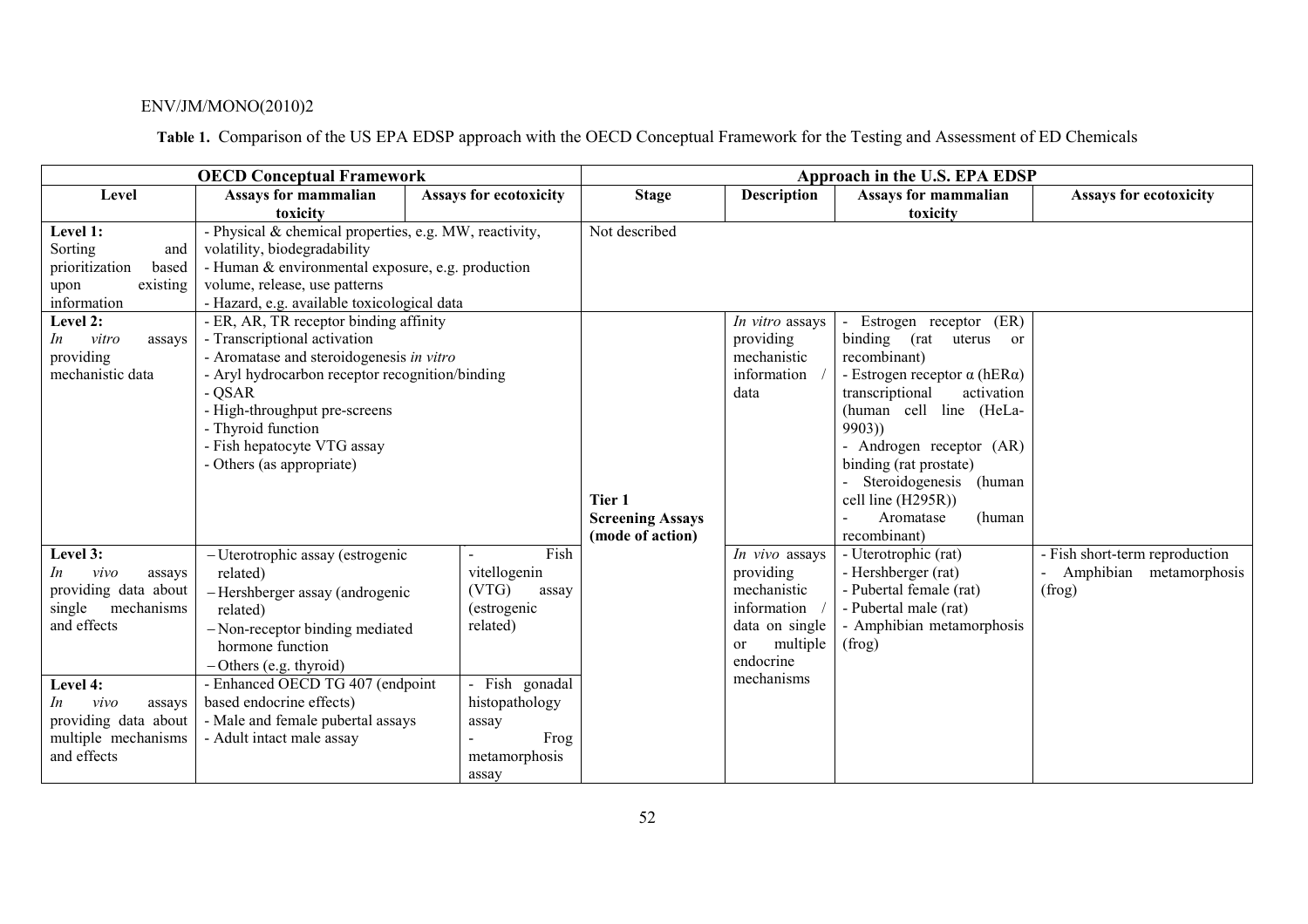**Table 1.** Comparison of the US EPA EDSP approach with the OECD Conceptual Framework for the Testing and Assessment of ED Chemicals

| OECD Conceptual Framework | | | Approach in the U.S. EPA EDSP | | | |
|---|---|---|---|---|---|---|
| **Level** | **Assays for mammalian toxicity** | **Assays for ecotoxicity** | **Stage** | **Description** | **Assays for mammalian toxicity** | **Assays for ecotoxicity** |
| **Level 1:** Sorting and prioritization based upon existing information | - Physical & chemical properties, e.g. MW, reactivity, volatility, biodegradability<br>- Human & environmental exposure, e.g. production volume, release, use patterns<br>- Hazard, e.g. available toxicological data | | Not described | | | |
| **Level 2:** *In vitro* assays providing mechanistic data | - ER, AR, TR receptor binding affinity<br>- Transcriptional activation<br>- Aromatase and steroidogenesis *in vitro*<br>- Aryl hydrocarbon receptor recognition/binding<br>- QSAR<br>- High-throughput pre-screens<br>- Thyroid function<br>- Fish hepatocyte VTG assay<br>- Others (as appropriate) | | **Tier 1 Screening Assays (mode of action)** | *In vitro* assays providing mechanistic information / data | - Estrogen receptor (ER) binding (rat uterus or recombinant)<br>- Estrogen receptor α (hERα) transcriptional activation (human cell line (HeLa-9903))<br>- Androgen receptor (AR) binding (rat prostate)<br>- Steroidogenesis (human cell line (H295R))<br>- Aromatase (human recombinant) | |
| **Level 3:** *In vivo* assays providing data about single mechanisms and effects | – Uterotrophic assay (estrogenic related)<br>– Hershberger assay (androgenic related)<br>– Non-receptor binding mediated hormone function<br>– Others (e.g. thyroid) | - Fish vitellogenin (VTG) assay (estrogenic related) | | *In vivo* assays providing mechanistic information / data on single or multiple endocrine mechanisms | - Uterotrophic (rat)<br>- Hershberger (rat)<br>- Pubertal female (rat)<br>- Pubertal male (rat)<br>- Amphibian metamorphosis (frog) | - Fish short-term reproduction<br>- Amphibian metamorphosis (frog) |
| **Level 4:** *In vivo* assays providing data about multiple mechanisms and effects | - Enhanced OECD TG 407 (endpoint based endocrine effects)<br>- Male and female pubertal assays<br>- Adult intact male assay | - Fish gonadal histopathology assay<br>- Frog metamorphosis assay | | | | |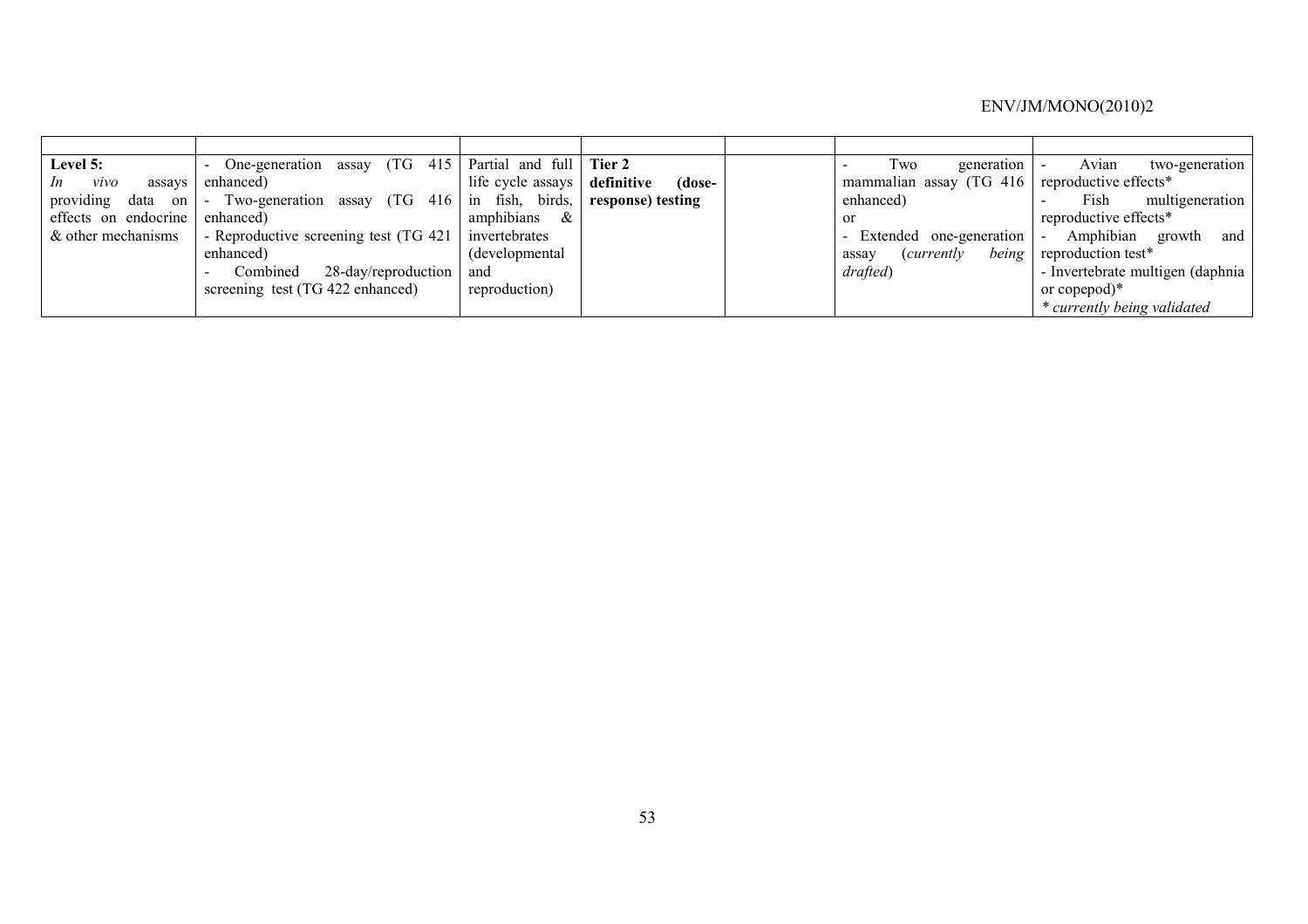| | | | | | | |
|---|---|---|---|---|---|---|
| **Level 5:**<br>*In vivo* assays providing data on effects on endocrine & other mechanisms | - One-generation assay (TG 415 enhanced)<br>- Two-generation assay (TG 416 enhanced)<br>- Reproductive screening test (TG 421 enhanced)<br>- Combined 28-day/reproduction screening test (TG 422 enhanced) | Partial and full life cycle assays in fish, birds, amphibians & invertebrates (developmental and reproduction) | **Tier 2 definitive (dose-response) testing** | | - Two generation mammalian assay (TG 416 enhanced)<br>or<br>- Extended one-generation assay (*currently being drafted*) | - Avian two-generation reproductive effects*<br>- Fish multigeneration reproductive effects*<br>- Amphibian growth and reproduction test*<br>- Invertebrate multigen (daphnia or copepod)*<br>*\* currently being validated* |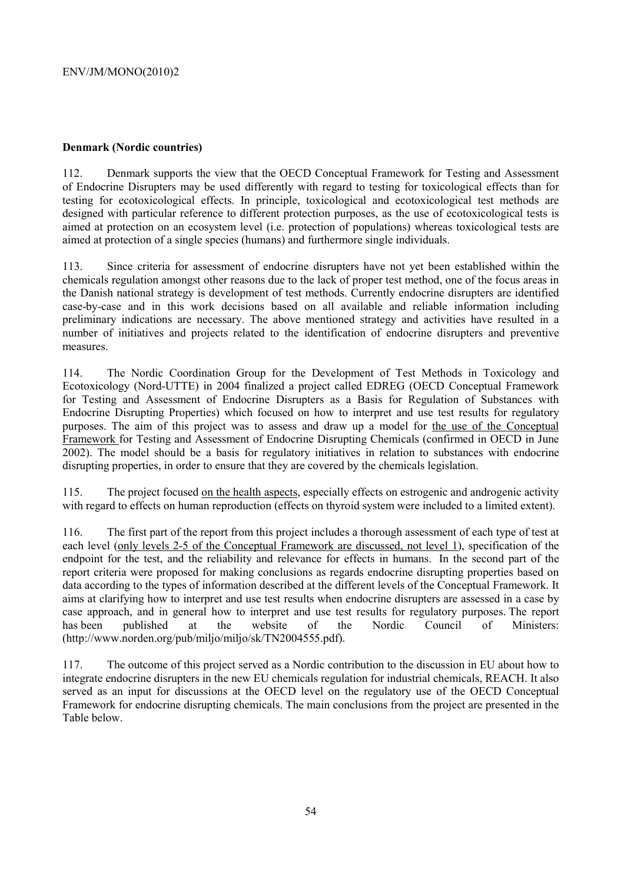**Denmark (Nordic countries)**

112. Denmark supports the view that the OECD Conceptual Framework for Testing and Assessment of Endocrine Disrupters may be used differently with regard to testing for toxicological effects than for testing for ecotoxicological effects. In principle, toxicological and ecotoxicological test methods are designed with particular reference to different protection purposes, as the use of ecotoxicological tests is aimed at protection on an ecosystem level (i.e. protection of populations) whereas toxicological tests are aimed at protection of a single species (humans) and furthermore single individuals.

113. Since criteria for assessment of endocrine disrupters have not yet been established within the chemicals regulation amongst other reasons due to the lack of proper test method, one of the focus areas in the Danish national strategy is development of test methods. Currently endocrine disrupters are identified case-by-case and in this work decisions based on all available and reliable information including preliminary indications are necessary. The above mentioned strategy and activities have resulted in a number of initiatives and projects related to the identification of endocrine disrupters and preventive measures.

114. The Nordic Coordination Group for the Development of Test Methods in Toxicology and Ecotoxicology (Nord-UTTE) in 2004 finalized a project called EDREG (OECD Conceptual Framework for Testing and Assessment of Endocrine Disrupters as a Basis for Regulation of Substances with Endocrine Disrupting Properties) which focused on how to interpret and use test results for regulatory purposes. The aim of this project was to assess and draw up a model for <u>the use of the Conceptual Framework</u> for Testing and Assessment of Endocrine Disrupting Chemicals (confirmed in OECD in June 2002). The model should be a basis for regulatory initiatives in relation to substances with endocrine disrupting properties, in order to ensure that they are covered by the chemicals legislation.

115. The project focused <u>on the health aspects</u>, especially effects on estrogenic and androgenic activity with regard to effects on human reproduction (effects on thyroid system were included to a limited extent).

116. The first part of the report from this project includes a thorough assessment of each type of test at each level (<u>only levels 2-5 of the Conceptual Framework are discussed, not level 1</u>), specification of the endpoint for the test, and the reliability and relevance for effects in humans. In the second part of the report criteria were proposed for making conclusions as regards endocrine disrupting properties based on data according to the types of information described at the different levels of the Conceptual Framework. It aims at clarifying how to interpret and use test results when endocrine disrupters are assessed in a case by case approach, and in general how to interpret and use test results for regulatory purposes. The report has been published at the website of the Nordic Council of Ministers: (http://www.norden.org/pub/miljo/miljo/sk/TN2004555.pdf).

117. The outcome of this project served as a Nordic contribution to the discussion in EU about how to integrate endocrine disrupters in the new EU chemicals regulation for industrial chemicals, REACH. It also served as an input for discussions at the OECD level on the regulatory use of the OECD Conceptual Framework for endocrine disrupting chemicals. The main conclusions from the project are presented in the Table below.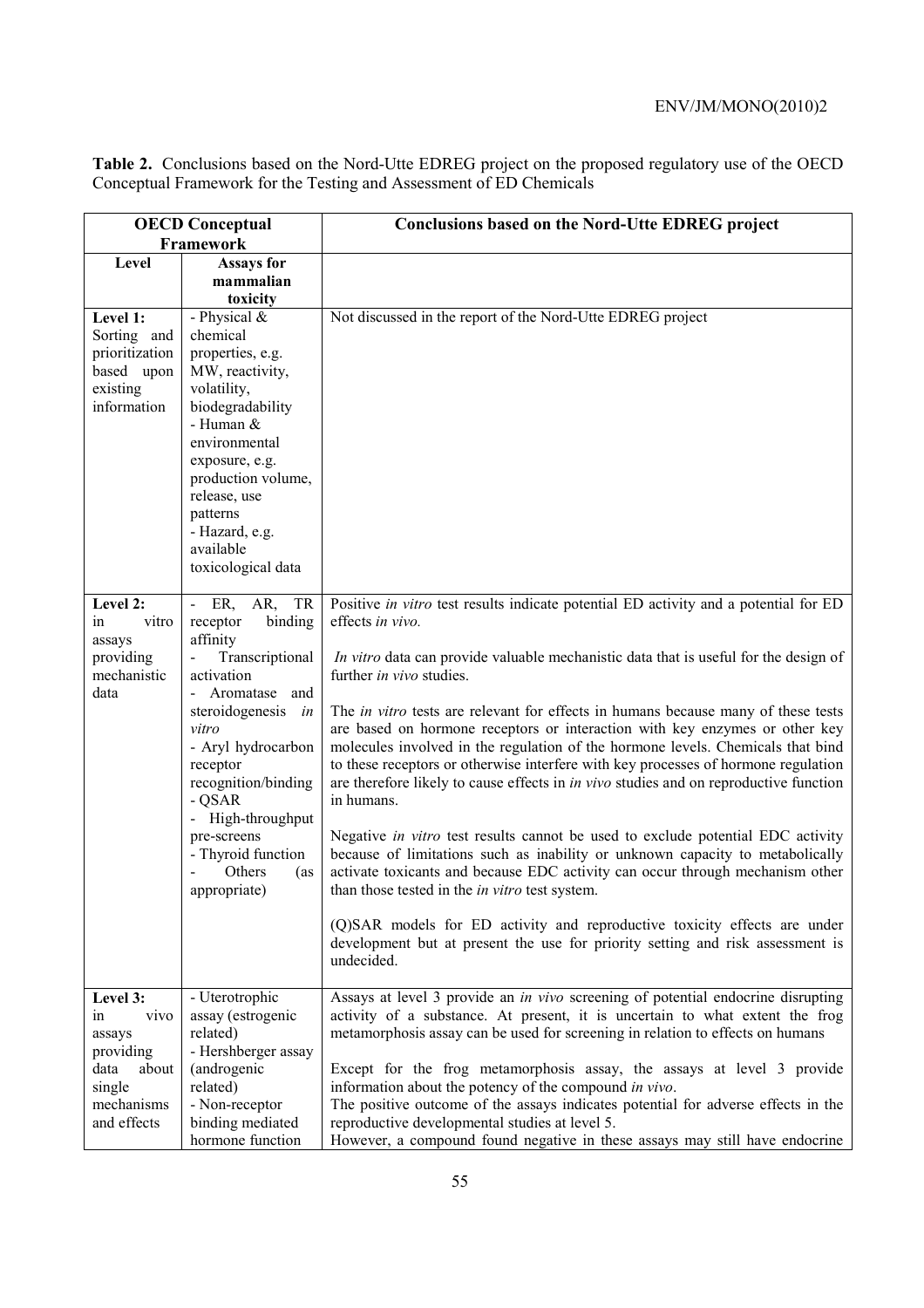**Table 2.** Conclusions based on the Nord-Utte EDREG project on the proposed regulatory use of the OECD Conceptual Framework for the Testing and Assessment of ED Chemicals

| OECD Conceptual Framework | | Conclusions based on the Nord-Utte EDREG project |
|---|---|---|
| **Level** | **Assays for mammalian toxicity** | |
| **Level 1:** Sorting and prioritization based upon existing information | - Physical & chemical properties, e.g. MW, reactivity, volatility, biodegradability<br>- Human & environmental exposure, e.g. production volume, release, use patterns<br>- Hazard, e.g. available toxicological data | Not discussed in the report of the Nord-Utte EDREG project |
| **Level 2:** in vitro assays providing mechanistic data | - ER, AR, TR receptor binding affinity<br>- Transcriptional activation<br>- Aromatase and steroidogenesis *in vitro*<br>- Aryl hydrocarbon receptor recognition/binding<br>- QSAR<br>- High-throughput pre-screens<br>- Thyroid function<br>- Others (as appropriate) | Positive *in vitro* test results indicate potential ED activity and a potential for ED effects *in vivo.*<br><br>*In vitro* data can provide valuable mechanistic data that is useful for the design of further *in vivo* studies.<br><br>The *in vitro* tests are relevant for effects in humans because many of these tests are based on hormone receptors or interaction with key enzymes or other key molecules involved in the regulation of the hormone levels. Chemicals that bind to these receptors or otherwise interfere with key processes of hormone regulation are therefore likely to cause effects in *in vivo* studies and on reproductive function in humans.<br><br>Negative *in vitro* test results cannot be used to exclude potential EDC activity because of limitations such as inability or unknown capacity to metabolically activate toxicants and because EDC activity can occur through mechanism other than those tested in the *in vitro* test system.<br><br>(Q)SAR models for ED activity and reproductive toxicity effects are under development but at present the use for priority setting and risk assessment is undecided. |
| **Level 3:** in vivo assays providing data about single mechanisms and effects | - Uterotrophic assay (estrogenic related)<br>- Hershberger assay (androgenic related)<br>- Non-receptor binding mediated hormone function | Assays at level 3 provide an *in vivo* screening of potential endocrine disrupting activity of a substance. At present, it is uncertain to what extent the frog metamorphosis assay can be used for screening in relation to effects on humans<br><br>Except for the frog metamorphosis assay, the assays at level 3 provide information about the potency of the compound *in vivo*.<br>The positive outcome of the assays indicates potential for adverse effects in the reproductive developmental studies at level 5.<br>However, a compound found negative in these assays may still have endocrine |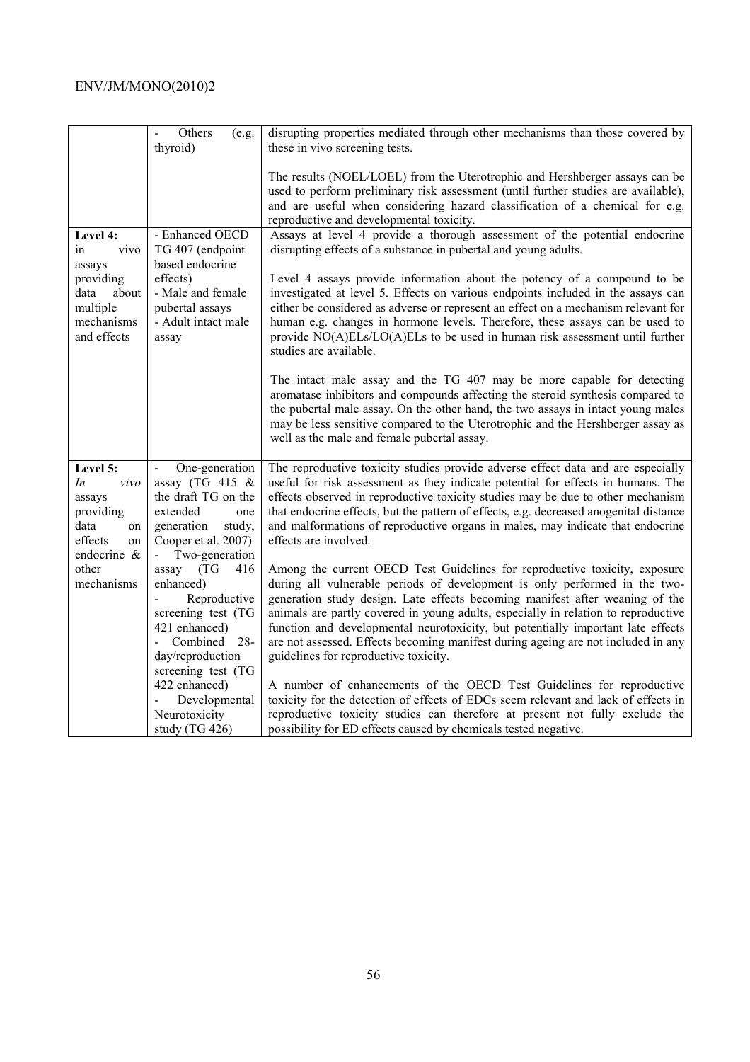| | | |
|---|---|---|
| | - Others (e.g. thyroid) | disrupting properties mediated through other mechanisms than those covered by these in vivo screening tests.<br><br>The results (NOEL/LOEL) from the Uterotrophic and Hershberger assays can be used to perform preliminary risk assessment (until further studies are available), and are useful when considering hazard classification of a chemical for e.g. reproductive and developmental toxicity. |
| **Level 4:** in vivo assays providing data about multiple mechanisms and effects | - Enhanced OECD TG 407 (endpoint based endocrine effects)<br>- Male and female pubertal assays<br>- Adult intact male assay | Assays at level 4 provide a thorough assessment of the potential endocrine disrupting effects of a substance in pubertal and young adults.<br><br>Level 4 assays provide information about the potency of a compound to be investigated at level 5. Effects on various endpoints included in the assays can either be considered as adverse or represent an effect on a mechanism relevant for human e.g. changes in hormone levels. Therefore, these assays can be used to provide NO(A)ELs/LO(A)ELs to be used in human risk assessment until further studies are available.<br><br>The intact male assay and the TG 407 may be more capable for detecting aromatase inhibitors and compounds affecting the steroid synthesis compared to the pubertal male assay. On the other hand, the two assays in intact young males may be less sensitive compared to the Uterotrophic and the Hershberger assay as well as the male and female pubertal assay. |
| **Level 5:** *In vivo* assays providing data on effects on endocrine & other mechanisms | - One-generation assay (TG 415 & the draft TG on the extended one generation study, Cooper et al. 2007)<br>- Two-generation assay (TG 416 enhanced)<br>- Reproductive screening test (TG 421 enhanced)<br>- Combined 28-day/reproduction screening test (TG 422 enhanced)<br>- Developmental Neurotoxicity study (TG 426) | The reproductive toxicity studies provide adverse effect data and are especially useful for risk assessment as they indicate potential for effects in humans. The effects observed in reproductive toxicity studies may be due to other mechanism that endocrine effects, but the pattern of effects, e.g. decreased anogenital distance and malformations of reproductive organs in males, may indicate that endocrine effects are involved.<br><br>Among the current OECD Test Guidelines for reproductive toxicity, exposure during all vulnerable periods of development is only performed in the two-generation study design. Late effects becoming manifest after weaning of the animals are partly covered in young adults, especially in relation to reproductive function and developmental neurotoxicity, but potentially important late effects are not assessed. Effects becoming manifest during ageing are not included in any guidelines for reproductive toxicity.<br><br>A number of enhancements of the OECD Test Guidelines for reproductive toxicity for the detection of effects of EDCs seem relevant and lack of effects in reproductive toxicity studies can therefore at present not fully exclude the possibility for ED effects caused by chemicals tested negative. |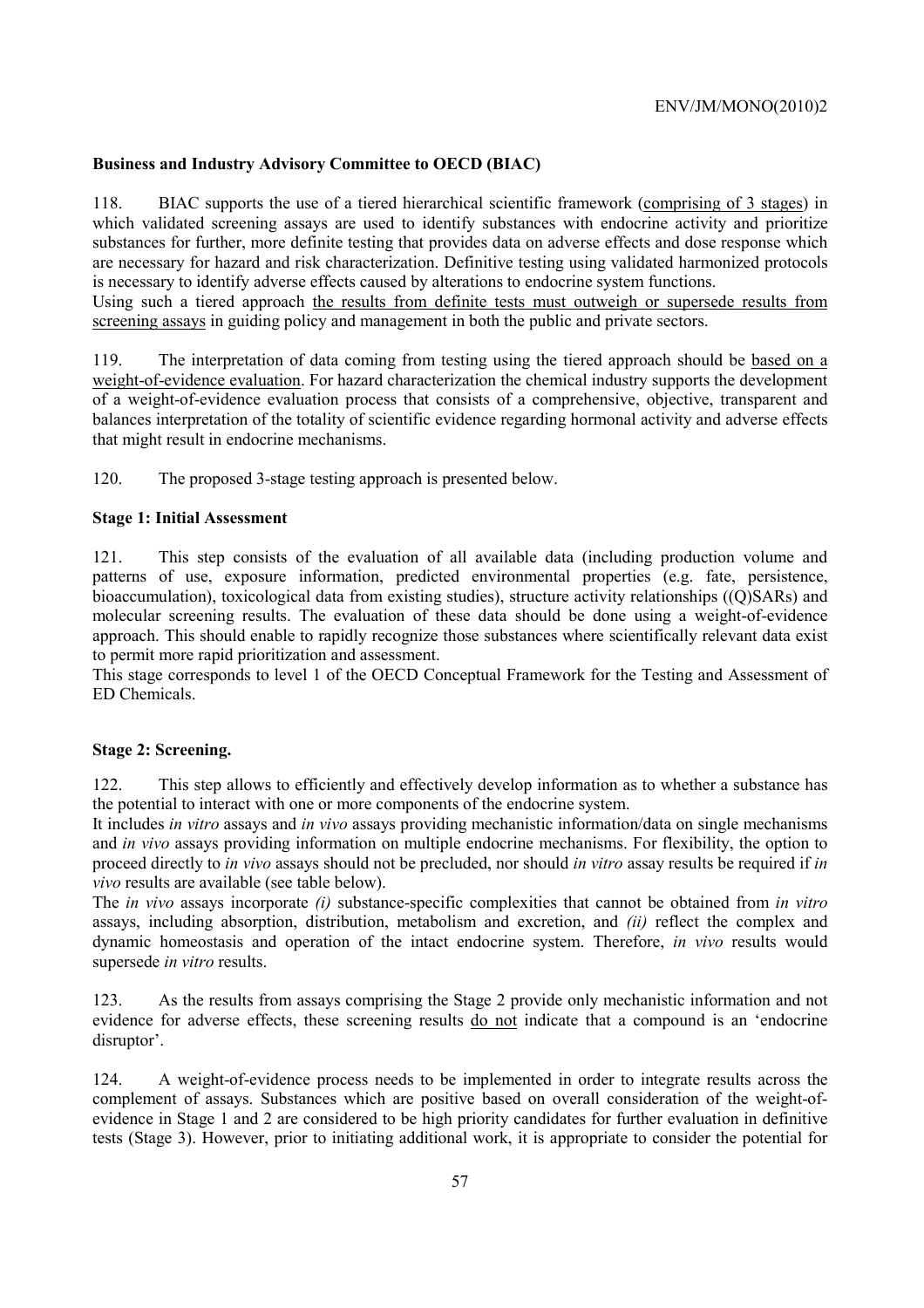### Business and Industry Advisory Committee to OECD (BIAC)

118. BIAC supports the use of a tiered hierarchical scientific framework (comprising of 3 stages) in which validated screening assays are used to identify substances with endocrine activity and prioritize substances for further, more definite testing that provides data on adverse effects and dose response which are necessary for hazard and risk characterization. Definitive testing using validated harmonized protocols is necessary to identify adverse effects caused by alterations to endocrine system functions.
Using such a tiered approach the results from definite tests must outweigh or supersede results from screening assays in guiding policy and management in both the public and private sectors.

119. The interpretation of data coming from testing using the tiered approach should be based on a weight-of-evidence evaluation. For hazard characterization the chemical industry supports the development of a weight-of-evidence evaluation process that consists of a comprehensive, objective, transparent and balances interpretation of the totality of scientific evidence regarding hormonal activity and adverse effects that might result in endocrine mechanisms.

120. The proposed 3-stage testing approach is presented below.

#### Stage 1: Initial Assessment

121. This step consists of the evaluation of all available data (including production volume and patterns of use, exposure information, predicted environmental properties (e.g. fate, persistence, bioaccumulation), toxicological data from existing studies), structure activity relationships ((Q)SARs) and molecular screening results. The evaluation of these data should be done using a weight-of-evidence approach. This should enable to rapidly recognize those substances where scientifically relevant data exist to permit more rapid prioritization and assessment.
This stage corresponds to level 1 of the OECD Conceptual Framework for the Testing and Assessment of ED Chemicals.

#### Stage 2: Screening.

122. This step allows to efficiently and effectively develop information as to whether a substance has the potential to interact with one or more components of the endocrine system.
It includes *in vitro* assays and *in vivo* assays providing mechanistic information/data on single mechanisms and *in vivo* assays providing information on multiple endocrine mechanisms. For flexibility, the option to proceed directly to *in vivo* assays should not be precluded, nor should *in vitro* assay results be required if *in vivo* results are available (see table below).
The *in vivo* assays incorporate *(i)* substance-specific complexities that cannot be obtained from *in vitro* assays, including absorption, distribution, metabolism and excretion, and *(ii)* reflect the complex and dynamic homeostasis and operation of the intact endocrine system. Therefore, *in vivo* results would supersede *in vitro* results.

123. As the results from assays comprising the Stage 2 provide only mechanistic information and not evidence for adverse effects, these screening results do not indicate that a compound is an 'endocrine disruptor'.

124. A weight-of-evidence process needs to be implemented in order to integrate results across the complement of assays. Substances which are positive based on overall consideration of the weight-of-evidence in Stage 1 and 2 are considered to be high priority candidates for further evaluation in definitive tests (Stage 3). However, prior to initiating additional work, it is appropriate to consider the potential for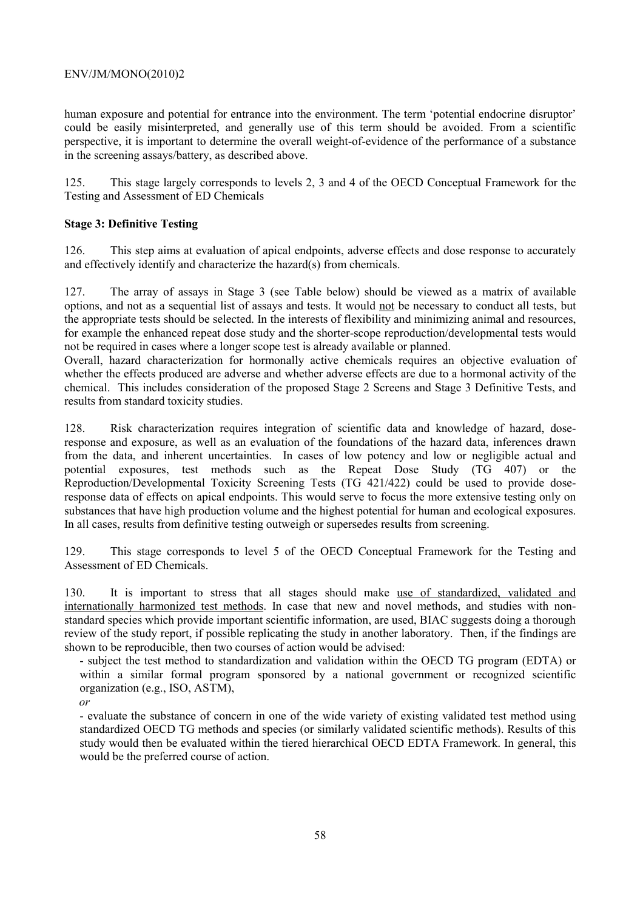human exposure and potential for entrance into the environment. The term 'potential endocrine disruptor' could be easily misinterpreted, and generally use of this term should be avoided. From a scientific perspective, it is important to determine the overall weight-of-evidence of the performance of a substance in the screening assays/battery, as described above.

125. This stage largely corresponds to levels 2, 3 and 4 of the OECD Conceptual Framework for the Testing and Assessment of ED Chemicals

**Stage 3: Definitive Testing**

126. This step aims at evaluation of apical endpoints, adverse effects and dose response to accurately and effectively identify and characterize the hazard(s) from chemicals.

127. The array of assays in Stage 3 (see Table below) should be viewed as a matrix of available options, and not as a sequential list of assays and tests. It would not be necessary to conduct all tests, but the appropriate tests should be selected. In the interests of flexibility and minimizing animal and resources, for example the enhanced repeat dose study and the shorter-scope reproduction/developmental tests would not be required in cases where a longer scope test is already available or planned.
Overall, hazard characterization for hormonally active chemicals requires an objective evaluation of whether the effects produced are adverse and whether adverse effects are due to a hormonal activity of the chemical. This includes consideration of the proposed Stage 2 Screens and Stage 3 Definitive Tests, and results from standard toxicity studies.

128. Risk characterization requires integration of scientific data and knowledge of hazard, dose-response and exposure, as well as an evaluation of the foundations of the hazard data, inferences drawn from the data, and inherent uncertainties. In cases of low potency and low or negligible actual and potential exposures, test methods such as the Repeat Dose Study (TG 407) or the Reproduction/Developmental Toxicity Screening Tests (TG 421/422) could be used to provide dose-response data of effects on apical endpoints. This would serve to focus the more extensive testing only on substances that have high production volume and the highest potential for human and ecological exposures. In all cases, results from definitive testing outweigh or supersedes results from screening.

129. This stage corresponds to level 5 of the OECD Conceptual Framework for the Testing and Assessment of ED Chemicals.

130. It is important to stress that all stages should make use of standardized, validated and internationally harmonized test methods. In case that new and novel methods, and studies with non-standard species which provide important scientific information, are used, BIAC suggests doing a thorough review of the study report, if possible replicating the study in another laboratory. Then, if the findings are shown to be reproducible, then two courses of action would be advised:

- subject the test method to standardization and validation within the OECD TG program (EDTA) or within a similar formal program sponsored by a national government or recognized scientific organization (e.g., ISO, ASTM),

*or*

- evaluate the substance of concern in one of the wide variety of existing validated test method using standardized OECD TG methods and species (or similarly validated scientific methods). Results of this study would then be evaluated within the tiered hierarchical OECD EDTA Framework. In general, this would be the preferred course of action.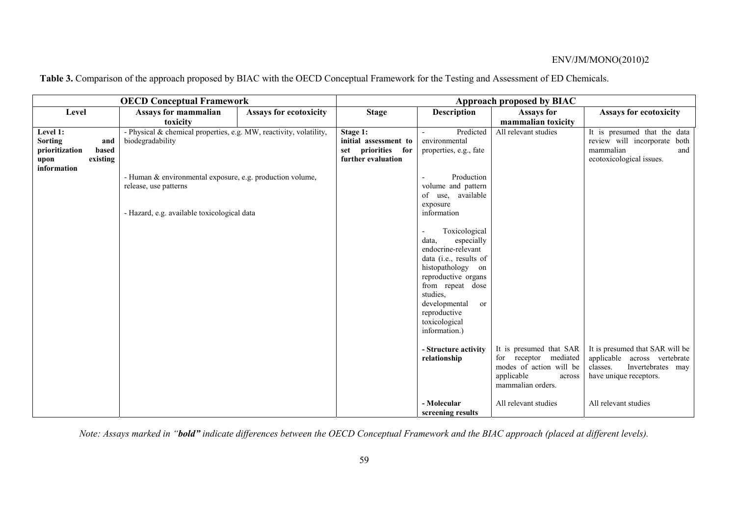**Table 3.** Comparison of the approach proposed by BIAC with the OECD Conceptual Framework for the Testing and Assessment of ED Chemicals.

| OECD Conceptual Framework | | | Approach proposed by BIAC | | | |
|---|---|---|---|---|---|---|
| **Level** | **Assays for mammalian toxicity** | **Assays for ecotoxicity** | **Stage** | **Description** | **Assays for mammalian toxicity** | **Assays for ecotoxicity** |
| **Level 1: Sorting and prioritization based upon existing information** | - Physical & chemical properties, e.g. MW, reactivity, volatility, biodegradability | | **Stage 1: initial assessment to set priorities for further evaluation** | - Predicted environmental properties, e.g., fate | All relevant studies | It is presumed that the data review will incorporate both mammalian and ecotoxicological issues. |
| | - Human & environmental exposure, e.g. production volume, release, use patterns | | | - Production volume and pattern of use, available exposure information | | |
| | - Hazard, e.g. available toxicological data | | | - Toxicological data, especially endocrine-relevant data (i.e., results of histopathology on reproductive organs from repeat dose studies, developmental or reproductive toxicological information.) | | |
| | | | | **- Structure activity relationship** | It is presumed that SAR for receptor mediated modes of action will be applicable across mammalian orders. | It is presumed that SAR will be applicable across vertebrate classes. Invertebrates may have unique receptors. |
| | | | | **- Molecular screening results** | All relevant studies | All relevant studies |

*Note: Assays marked in "**bold**" indicate differences between the OECD Conceptual Framework and the BIAC approach (placed at different levels).*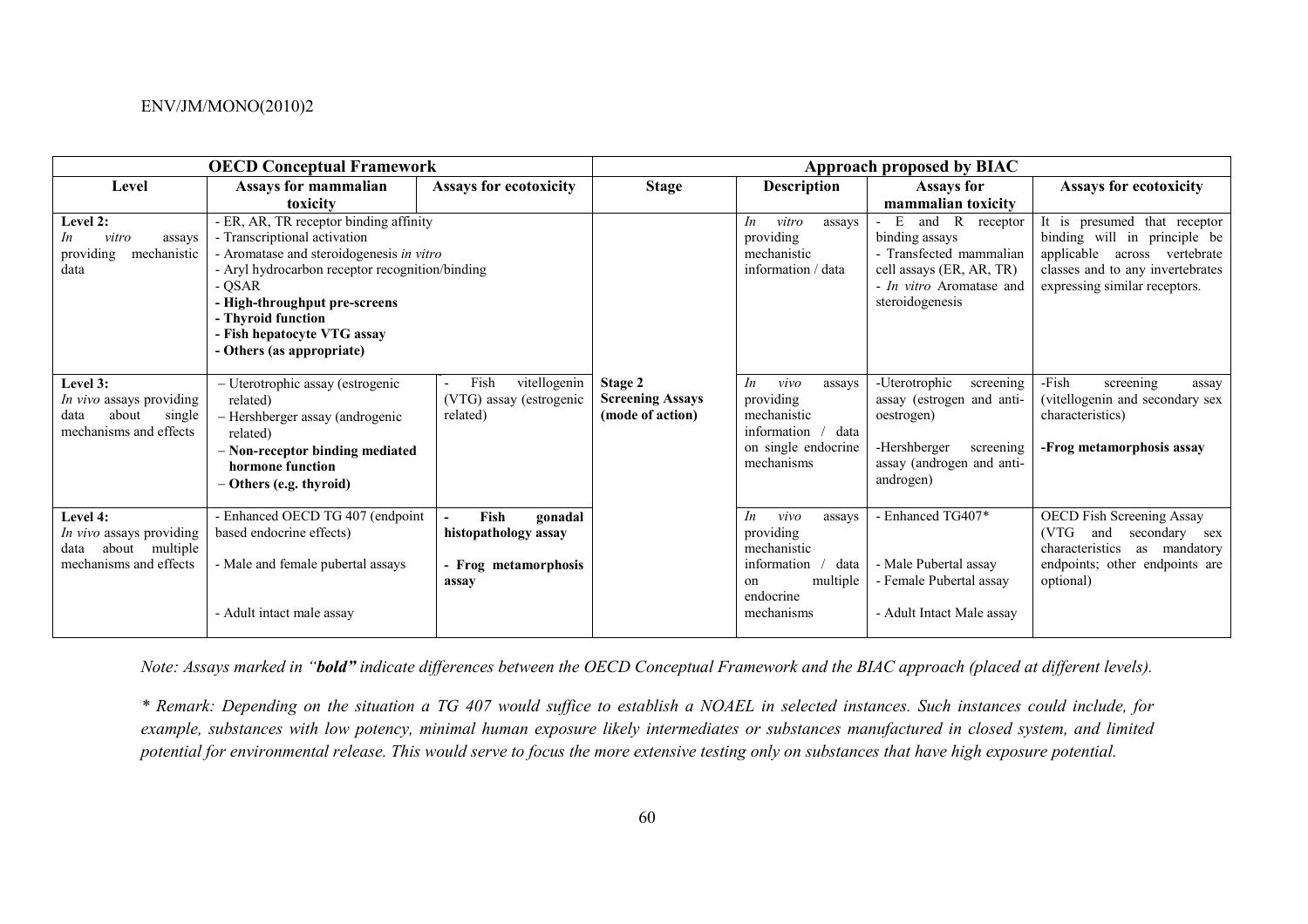| OECD Conceptual Framework | | | Approach proposed by BIAC | | | |
|---|---|---|---|---|---|---|
| **Level** | **Assays for mammalian toxicity** | **Assays for ecotoxicity** | **Stage** | **Description** | **Assays for mammalian toxicity** | **Assays for ecotoxicity** |
| **Level 2:** *In vitro* assays providing mechanistic data | - ER, AR, TR receptor binding affinity<br>- Transcriptional activation<br>- Aromatase and steroidogenesis *in vitro*<br>- Aryl hydrocarbon receptor recognition/binding<br>- QSAR<br>**- High-throughput pre-screens**<br>**- Thyroid function**<br>**- Fish hepatocyte VTG assay**<br>**- Others (as appropriate)** | | | *In vitro* assays providing mechanistic information / data | - E and R receptor binding assays<br>- Transfected mammalian cell assays (ER, AR, TR)<br>- *In vitro* Aromatase and steroidogenesis | It is presumed that receptor binding will in principle be applicable across vertebrate classes and to any invertebrates expressing similar receptors. |
| **Level 3:** *In vivo* assays providing data about single mechanisms and effects | – Uterotrophic assay (estrogenic related)<br>– Hershberger assay (androgenic related)<br>**– Non-receptor binding mediated hormone function**<br>**– Others (e.g. thyroid)** | - Fish vitellogenin (VTG) assay (estrogenic related) | **Stage 2 Screening Assays (mode of action)** | *In vivo* assays providing mechanistic information / data on single endocrine mechanisms | -Uterotrophic screening assay (estrogen and anti-oestrogen)<br><br>-Hershberger screening assay (androgen and anti-androgen) | -Fish screening assay (vitellogenin and secondary sex characteristics)<br><br>**-Frog metamorphosis assay** |
| **Level 4:** *In vivo* assays providing data about multiple mechanisms and effects | - Enhanced OECD TG 407 (endpoint based endocrine effects)<br><br>- Male and female pubertal assays<br><br>- Adult intact male assay | **- Fish gonadal histopathology assay**<br><br>**- Frog metamorphosis assay** | | *In vivo* assays providing mechanistic information / data on multiple endocrine mechanisms | - Enhanced TG407*<br><br>- Male Pubertal assay<br>- Female Pubertal assay<br><br>- Adult Intact Male assay | OECD Fish Screening Assay (VTG and secondary sex characteristics as mandatory endpoints; other endpoints are optional) |

*Note: Assays marked in "**bold**" indicate differences between the OECD Conceptual Framework and the BIAC approach (placed at different levels).*

*\* Remark: Depending on the situation a TG 407 would suffice to establish a NOAEL in selected instances. Such instances could include, for example, substances with low potency, minimal human exposure likely intermediates or substances manufactured in closed system, and limited potential for environmental release. This would serve to focus the more extensive testing only on substances that have high exposure potential.*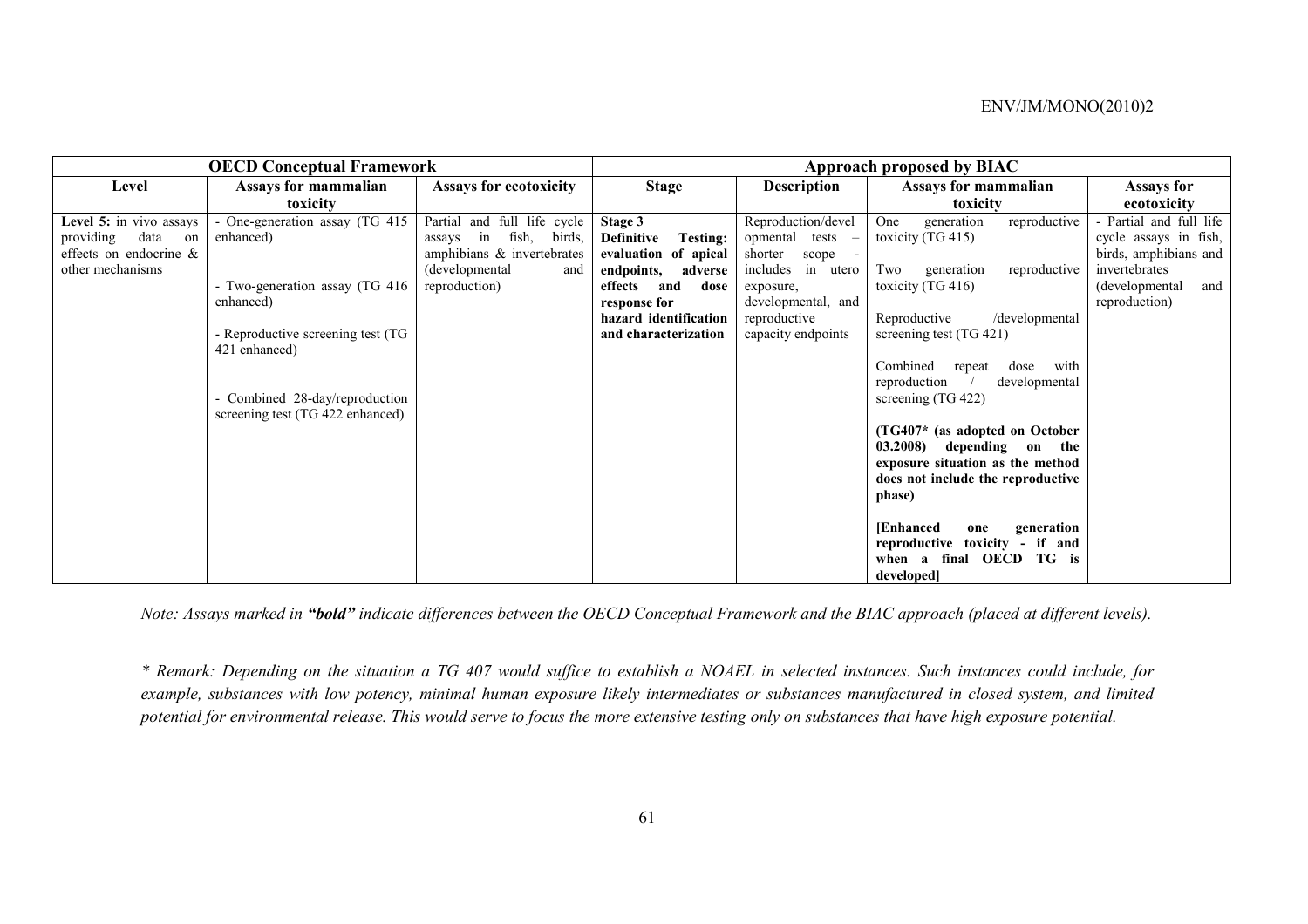| OECD Conceptual Framework | | | Approach proposed by BIAC | | | |
|---|---|---|---|---|---|---|
| **Level** | **Assays for mammalian toxicity** | **Assays for ecotoxicity** | **Stage** | **Description** | **Assays for mammalian toxicity** | **Assays for ecotoxicity** |
| **Level 5:** in vivo assays providing data on effects on endocrine & other mechanisms | - One-generation assay (TG 415 enhanced)<br><br>- Two-generation assay (TG 416 enhanced)<br><br>- Reproductive screening test (TG 421 enhanced)<br><br>- Combined 28-day/reproduction screening test (TG 422 enhanced) | Partial and full life cycle assays in fish, birds, amphibians & invertebrates (developmental and reproduction) | **Stage 3**<br>**Definitive Testing: evaluation of apical endpoints, adverse effects and dose response for hazard identification and characterization** | Reproduction/developmental tests – shorter scope - includes in utero exposure, developmental, and reproductive capacity endpoints | One generation reproductive toxicity (TG 415)<br><br>Two generation reproductive toxicity (TG 416)<br><br>Reproductive /developmental screening test (TG 421)<br><br>Combined repeat dose with reproduction / developmental screening (TG 422)<br><br>**(TG407* (as adopted on October 03.2008) depending on the exposure situation as the method does not include the reproductive phase)**<br><br>**[Enhanced one generation reproductive toxicity - if and when a final OECD TG is developed]** | - Partial and full life cycle assays in fish, birds, amphibians and invertebrates (developmental and reproduction) |

*Note: Assays marked in **"bold"** indicate differences between the OECD Conceptual Framework and the BIAC approach (placed at different levels).*

*\* Remark: Depending on the situation a TG 407 would suffice to establish a NOAEL in selected instances. Such instances could include, for example, substances with low potency, minimal human exposure likely intermediates or substances manufactured in closed system, and limited potential for environmental release. This would serve to focus the more extensive testing only on substances that have high exposure potential.*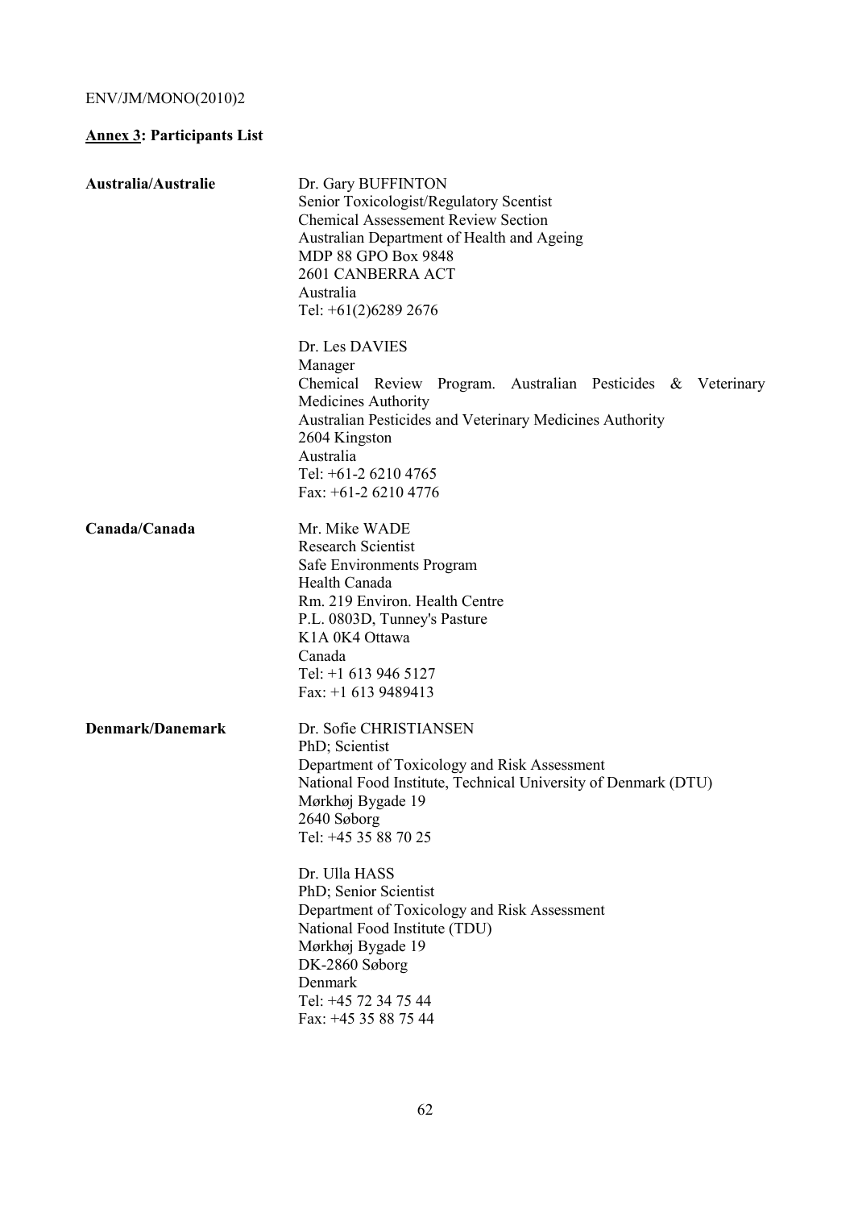## **Annex 3**: Participants List

| | |
|---|---|
| **Australia/Australie** | Dr. Gary BUFFINTON<br>Senior Toxicologist/Regulatory Scentist<br>Chemical Assessement Review Section<br>Australian Department of Health and Ageing<br>MDP 88 GPO Box 9848<br>2601 CANBERRA ACT<br>Australia<br>Tel: +61(2)6289 2676 |
| | Dr. Les DAVIES<br>Manager<br>Chemical Review Program. Australian Pesticides & Veterinary Medicines Authority<br>Australian Pesticides and Veterinary Medicines Authority<br>2604 Kingston<br>Australia<br>Tel: +61-2 6210 4765<br>Fax: +61-2 6210 4776 |
| **Canada/Canada** | Mr. Mike WADE<br>Research Scientist<br>Safe Environments Program<br>Health Canada<br>Rm. 219 Environ. Health Centre<br>P.L. 0803D, Tunney's Pasture<br>K1A 0K4 Ottawa<br>Canada<br>Tel: +1 613 946 5127<br>Fax: +1 613 9489413 |
| **Denmark/Danemark** | Dr. Sofie CHRISTIANSEN<br>PhD; Scientist<br>Department of Toxicology and Risk Assessment<br>National Food Institute, Technical University of Denmark (DTU)<br>Mørkhøj Bygade 19<br>2640 Søborg<br>Tel: +45 35 88 70 25 |
| | Dr. Ulla HASS<br>PhD; Senior Scientist<br>Department of Toxicology and Risk Assessment<br>National Food Institute (TDU)<br>Mørkhøj Bygade 19<br>DK-2860 Søborg<br>Denmark<br>Tel: +45 72 34 75 44<br>Fax: +45 35 88 75 44 |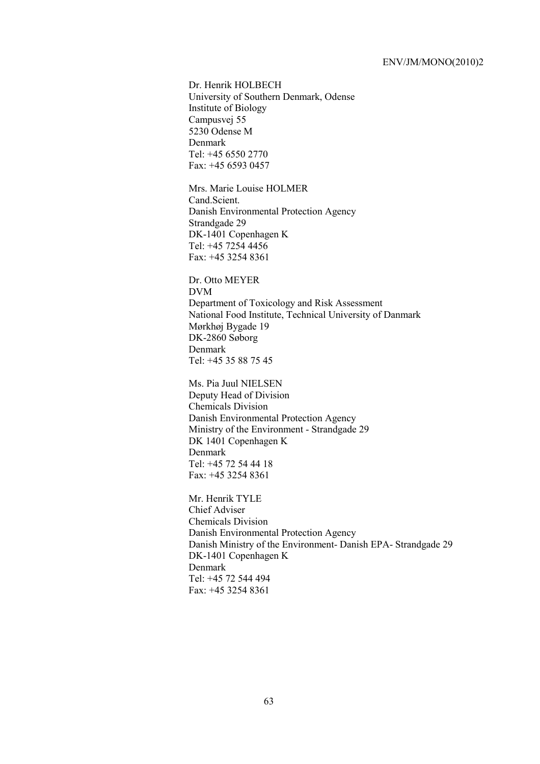Dr. Henrik HOLBECH
University of Southern Denmark, Odense
Institute of Biology
Campusvej 55
5230 Odense M
Denmark
Tel: +45 6550 2770
Fax: +45 6593 0457

Mrs. Marie Louise HOLMER
Cand.Scient.
Danish Environmental Protection Agency
Strandgade 29
DK-1401 Copenhagen K
Tel: +45 7254 4456
Fax: +45 3254 8361

Dr. Otto MEYER
DVM
Department of Toxicology and Risk Assessment
National Food Institute, Technical University of Danmark
Mørkhøj Bygade 19
DK-2860 Søborg
Denmark
Tel: +45 35 88 75 45

Ms. Pia Juul NIELSEN
Deputy Head of Division
Chemicals Division
Danish Environmental Protection Agency
Ministry of the Environment - Strandgade 29
DK 1401 Copenhagen K
Denmark
Tel: +45 72 54 44 18
Fax: +45 3254 8361

Mr. Henrik TYLE
Chief Adviser
Chemicals Division
Danish Environmental Protection Agency
Danish Ministry of the Environment- Danish EPA- Strandgade 29
DK-1401 Copenhagen K
Denmark
Tel: +45 72 544 494
Fax: +45 3254 8361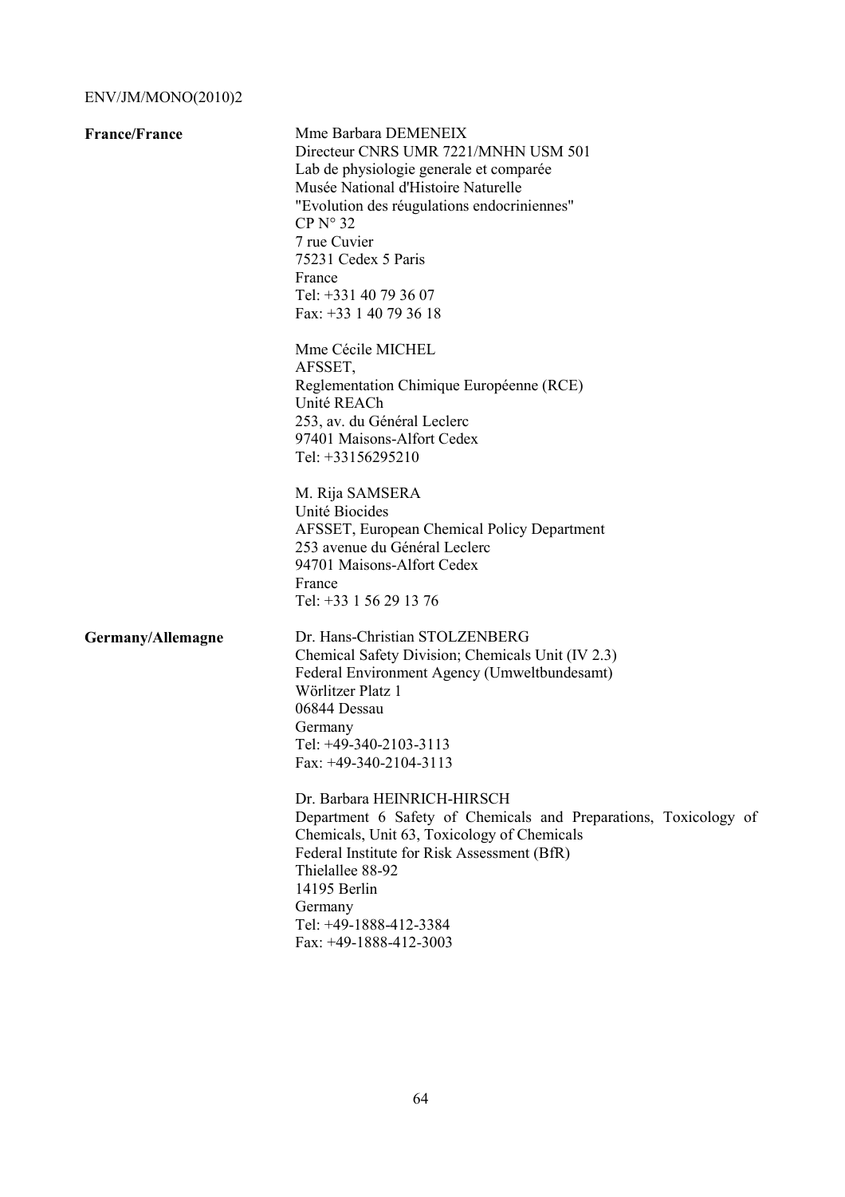**France/France**

Mme Barbara DEMENEIX
Directeur CNRS UMR 7221/MNHN USM 501
Lab de physiologie generale et comparée
Musée National d'Histoire Naturelle
"Evolution des réugulations endocriniennes"
CP N° 32
7 rue Cuvier
75231 Cedex 5 Paris
France
Tel: +331 40 79 36 07
Fax: +33 1 40 79 36 18

Mme Cécile MICHEL
AFSSET,
Reglementation Chimique Européenne (RCE)
Unité REACh
253, av. du Général Leclerc
97401 Maisons-Alfort Cedex
Tel: +33156295210

M. Rija SAMSERA
Unité Biocides
AFSSET, European Chemical Policy Department
253 avenue du Général Leclerc
94701 Maisons-Alfort Cedex
France
Tel: +33 1 56 29 13 76

**Germany/Allemagne**

Dr. Hans-Christian STOLZENBERG
Chemical Safety Division; Chemicals Unit (IV 2.3)
Federal Environment Agency (Umweltbundesamt)
Wörlitzer Platz 1
06844 Dessau
Germany
Tel: +49-340-2103-3113
Fax: +49-340-2104-3113

Dr. Barbara HEINRICH-HIRSCH
Department 6 Safety of Chemicals and Preparations, Toxicology of Chemicals, Unit 63, Toxicology of Chemicals
Federal Institute for Risk Assessment (BfR)
Thielallee 88-92
14195 Berlin
Germany
Tel: +49-1888-412-3384
Fax: +49-1888-412-3003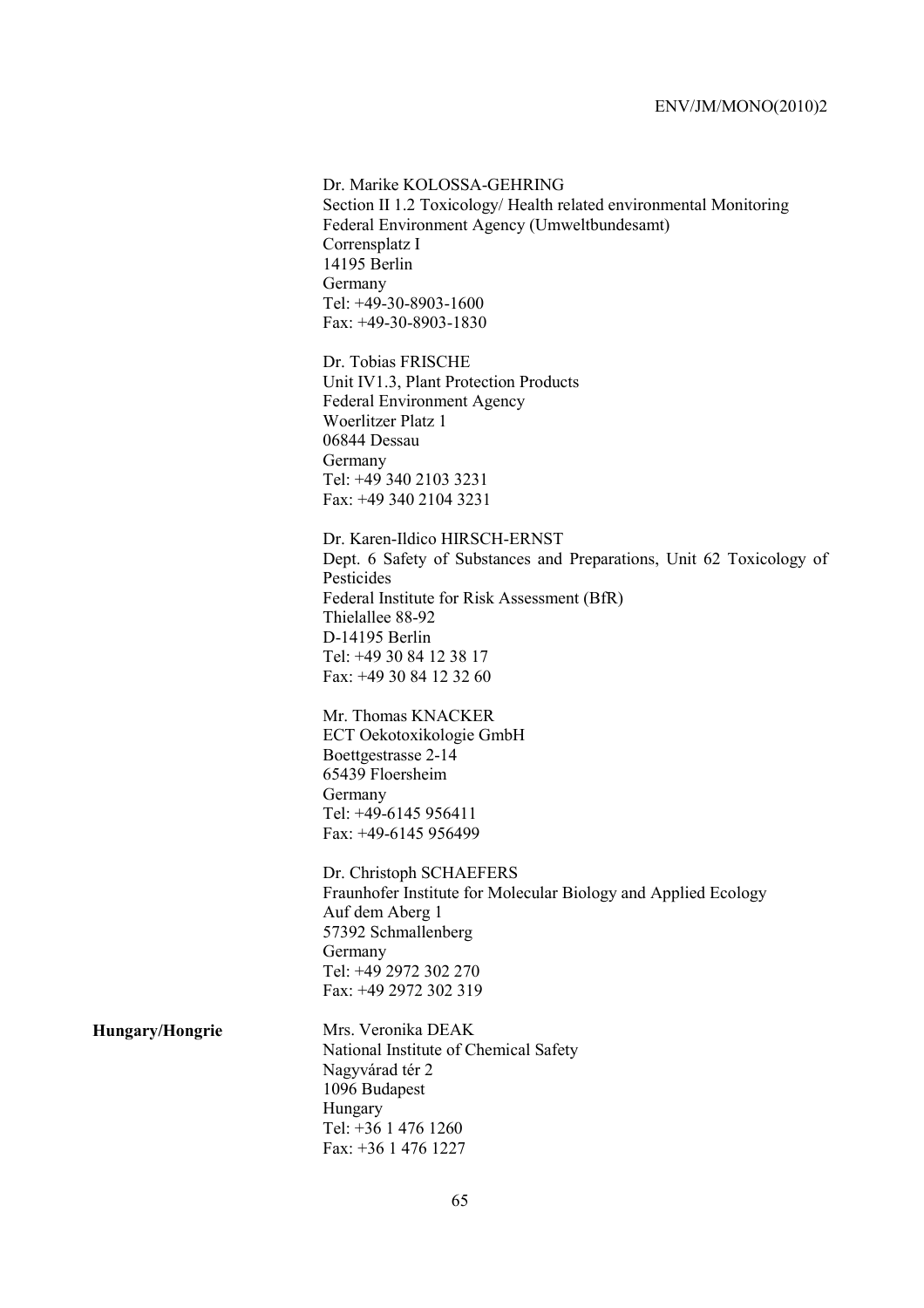Dr. Marike KOLOSSA-GEHRING
Section II 1.2 Toxicology/ Health related environmental Monitoring
Federal Environment Agency (Umweltbundesamt)
Corrensplatz I
14195 Berlin
Germany
Tel: +49-30-8903-1600
Fax: +49-30-8903-1830

Dr. Tobias FRISCHE
Unit IV1.3, Plant Protection Products
Federal Environment Agency
Woerlitzer Platz 1
06844 Dessau
Germany
Tel: +49 340 2103 3231
Fax: +49 340 2104 3231

Dr. Karen-Ildico HIRSCH-ERNST
Dept. 6 Safety of Substances and Preparations, Unit 62 Toxicology of Pesticides
Federal Institute for Risk Assessment (BfR)
Thielallee 88-92
D-14195 Berlin
Tel: +49 30 84 12 38 17
Fax: +49 30 84 12 32 60

Mr. Thomas KNACKER
ECT Oekotoxikologie GmbH
Boettgestrasse 2-14
65439 Floersheim
Germany
Tel: +49-6145 956411
Fax: +49-6145 956499

Dr. Christoph SCHAEFERS
Fraunhofer Institute for Molecular Biology and Applied Ecology
Auf dem Aberg 1
57392 Schmallenberg
Germany
Tel: +49 2972 302 270
Fax: +49 2972 302 319

**Hungary/Hongrie**

Mrs. Veronika DEAK
National Institute of Chemical Safety
Nagyvárad tér 2
1096 Budapest
Hungary
Tel: +36 1 476 1260
Fax: +36 1 476 1227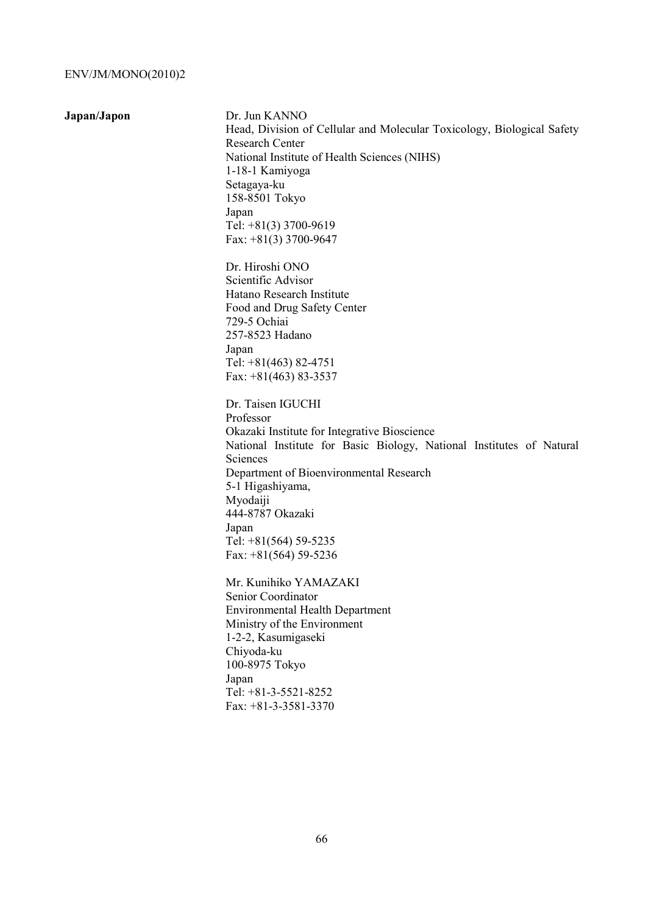**Japan/Japon**

Dr. Jun KANNO
Head, Division of Cellular and Molecular Toxicology, Biological Safety Research Center
National Institute of Health Sciences (NIHS)
1-18-1 Kamiyoga
Setagaya-ku
158-8501 Tokyo
Japan
Tel: +81(3) 3700-9619
Fax: +81(3) 3700-9647

Dr. Hiroshi ONO
Scientific Advisor
Hatano Research Institute
Food and Drug Safety Center
729-5 Ochiai
257-8523 Hadano
Japan
Tel: +81(463) 82-4751
Fax: +81(463) 83-3537

Dr. Taisen IGUCHI
Professor
Okazaki Institute for Integrative Bioscience
National Institute for Basic Biology, National Institutes of Natural Sciences
Department of Bioenvironmental Research
5-1 Higashiyama,
Myodaiji
444-8787 Okazaki
Japan
Tel: +81(564) 59-5235
Fax: +81(564) 59-5236

Mr. Kunihiko YAMAZAKI
Senior Coordinator
Environmental Health Department
Ministry of the Environment
1-2-2, Kasumigaseki
Chiyoda-ku
100-8975 Tokyo
Japan
Tel: +81-3-5521-8252
Fax: +81-3-3581-3370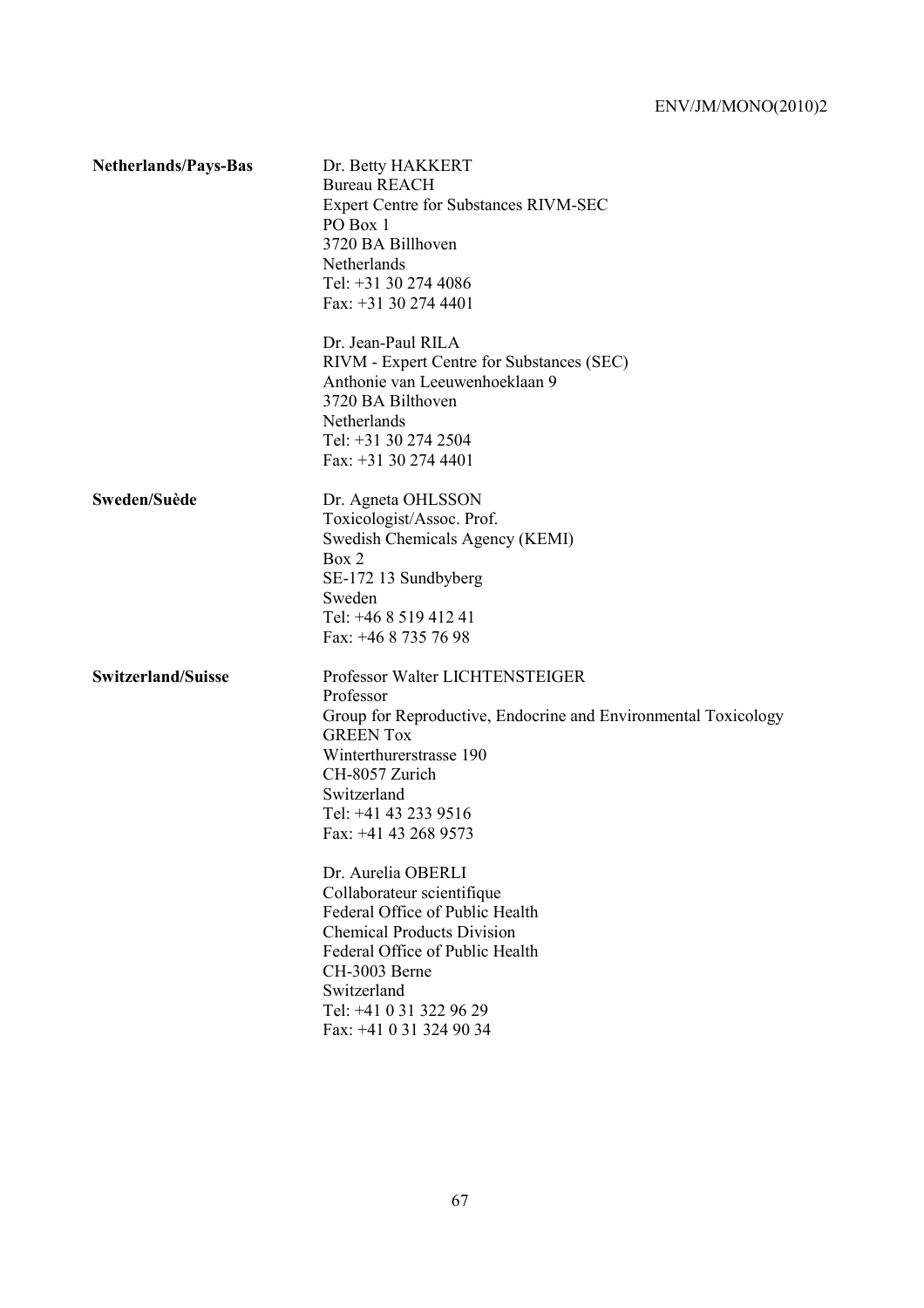**Netherlands/Pays-Bas**

Dr. Betty HAKKERT
Bureau REACH
Expert Centre for Substances RIVM-SEC
PO Box 1
3720 BA Billhoven
Netherlands
Tel: +31 30 274 4086
Fax: +31 30 274 4401

Dr. Jean-Paul RILA
RIVM - Expert Centre for Substances (SEC)
Anthonie van Leeuwenhoeklaan 9
3720 BA Bilthoven
Netherlands
Tel: +31 30 274 2504
Fax: +31 30 274 4401

**Sweden/Suède**

Dr. Agneta OHLSSON
Toxicologist/Assoc. Prof.
Swedish Chemicals Agency (KEMI)
Box 2
SE-172 13 Sundbyberg
Sweden
Tel: +46 8 519 412 41
Fax: +46 8 735 76 98

**Switzerland/Suisse**

Professor Walter LICHTENSTEIGER
Professor
Group for Reproductive, Endocrine and Environmental Toxicology
GREEN Tox
Winterthurerstrasse 190
CH-8057 Zurich
Switzerland
Tel: +41 43 233 9516
Fax: +41 43 268 9573

Dr. Aurelia OBERLI
Collaborateur scientifique
Federal Office of Public Health
Chemical Products Division
Federal Office of Public Health
CH-3003 Berne
Switzerland
Tel: +41 0 31 322 96 29
Fax: +41 0 31 324 90 34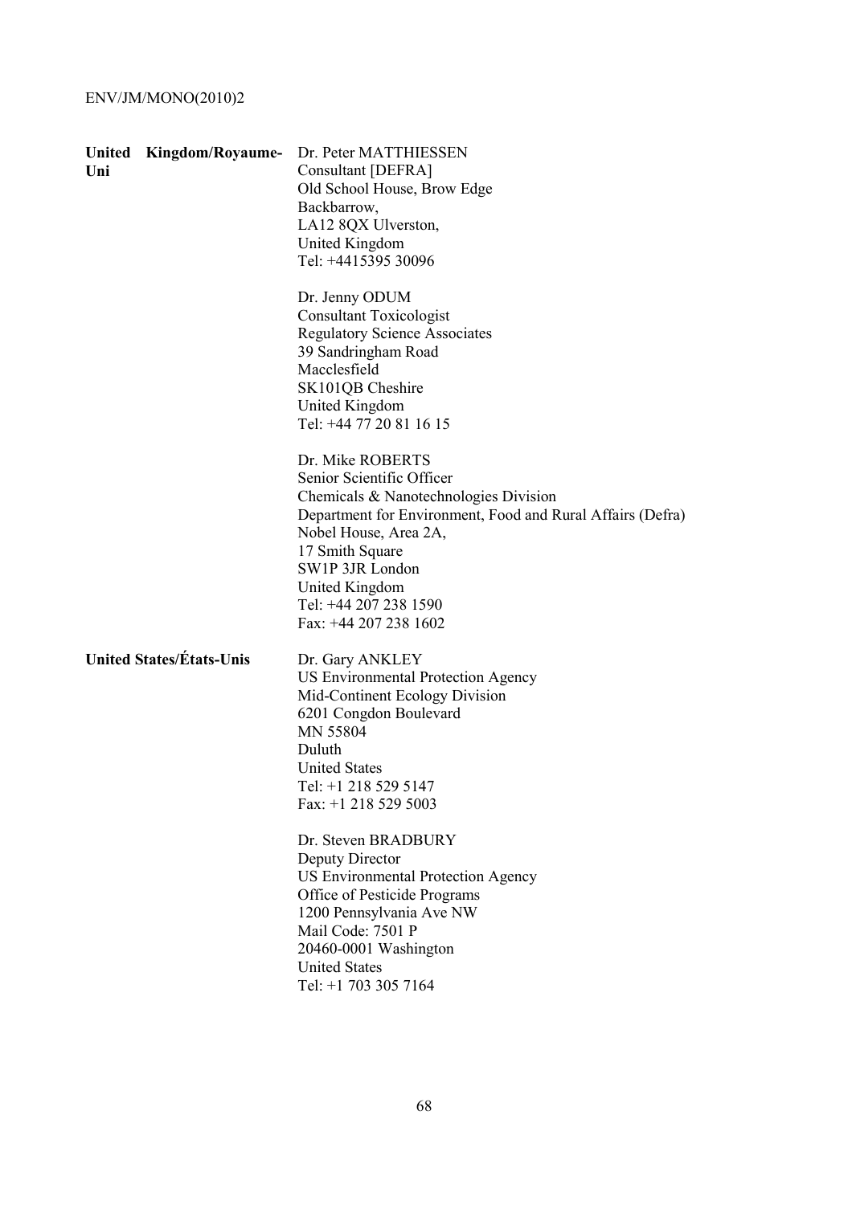| | |
|---|---|
| **United Kingdom/Royaume-Uni** | Dr. Peter MATTHIESSEN<br>Consultant [DEFRA]<br>Old School House, Brow Edge<br>Backbarrow,<br>LA12 8QX Ulverston,<br>United Kingdom<br>Tel: +4415395 30096 |
| | Dr. Jenny ODUM<br>Consultant Toxicologist<br>Regulatory Science Associates<br>39 Sandringham Road<br>Macclesfield<br>SK101QB Cheshire<br>United Kingdom<br>Tel: +44 77 20 81 16 15 |
| | Dr. Mike ROBERTS<br>Senior Scientific Officer<br>Chemicals & Nanotechnologies Division<br>Department for Environment, Food and Rural Affairs (Defra)<br>Nobel House, Area 2A,<br>17 Smith Square<br>SW1P 3JR London<br>United Kingdom<br>Tel: +44 207 238 1590<br>Fax: +44 207 238 1602 |
| **United States/États-Unis** | Dr. Gary ANKLEY<br>US Environmental Protection Agency<br>Mid-Continent Ecology Division<br>6201 Congdon Boulevard<br>MN 55804<br>Duluth<br>United States<br>Tel: +1 218 529 5147<br>Fax: +1 218 529 5003 |
| | Dr. Steven BRADBURY<br>Deputy Director<br>US Environmental Protection Agency<br>Office of Pesticide Programs<br>1200 Pennsylvania Ave NW<br>Mail Code: 7501 P<br>20460-0001 Washington<br>United States<br>Tel: +1 703 305 7164 |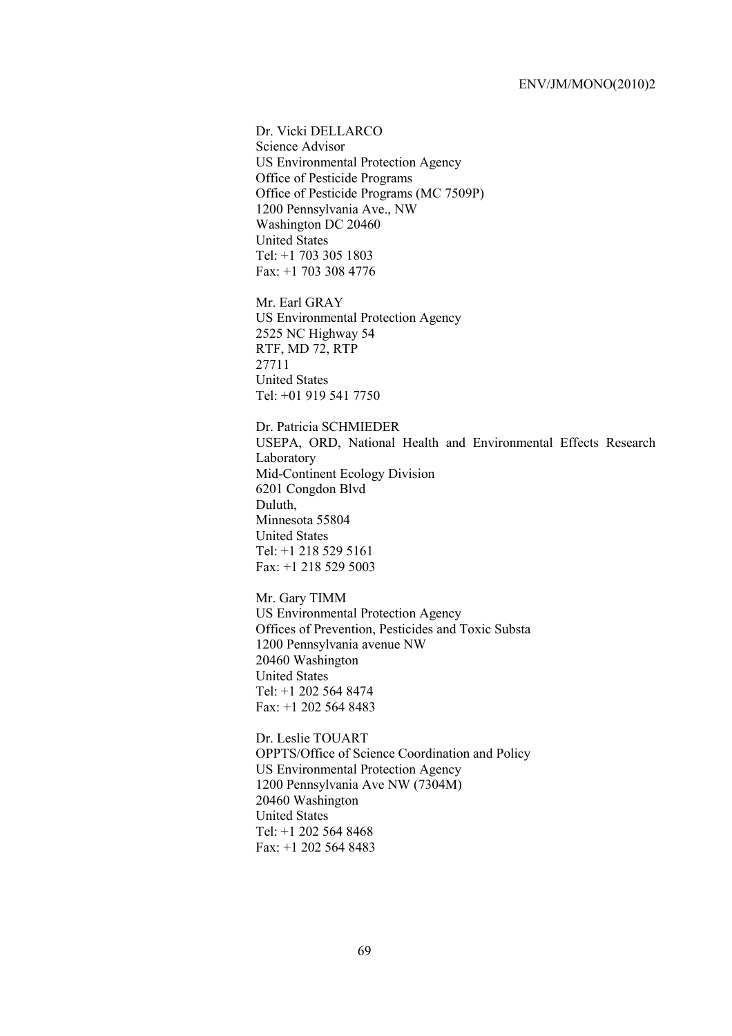Dr. Vicki DELLARCO
Science Advisor
US Environmental Protection Agency
Office of Pesticide Programs
Office of Pesticide Programs (MC 7509P)
1200 Pennsylvania Ave., NW
Washington DC 20460
United States
Tel: +1 703 305 1803
Fax: +1 703 308 4776

Mr. Earl GRAY
US Environmental Protection Agency
2525 NC Highway 54
RTF, MD 72, RTP
27711
United States
Tel: +01 919 541 7750

Dr. Patricia SCHMIEDER
USEPA, ORD, National Health and Environmental Effects Research Laboratory
Mid-Continent Ecology Division
6201 Congdon Blvd
Duluth,
Minnesota 55804
United States
Tel: +1 218 529 5161
Fax: +1 218 529 5003

Mr. Gary TIMM
US Environmental Protection Agency
Offices of Prevention, Pesticides and Toxic Substa
1200 Pennsylvania avenue NW
20460 Washington
United States
Tel: +1 202 564 8474
Fax: +1 202 564 8483

Dr. Leslie TOUART
OPPTS/Office of Science Coordination and Policy
US Environmental Protection Agency
1200 Pennsylvania Ave NW (7304M)
20460 Washington
United States
Tel: +1 202 564 8468
Fax: +1 202 564 8483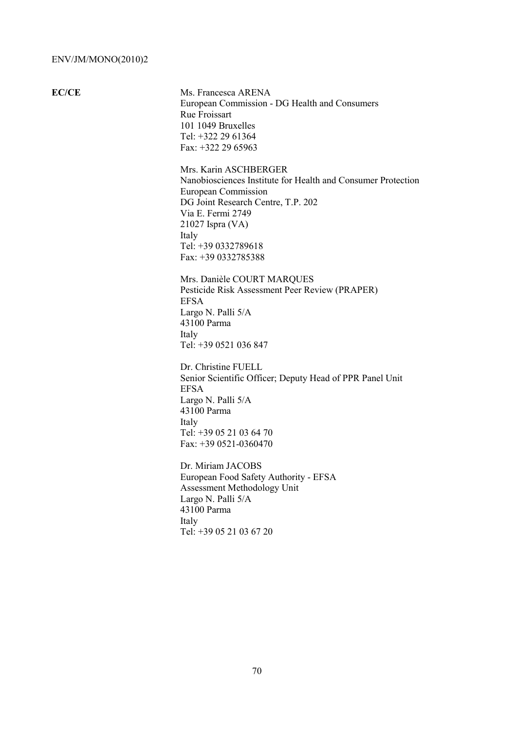**EC/CE**

Ms. Francesca ARENA
European Commission - DG Health and Consumers
Rue Froissart
101 1049 Bruxelles
Tel: +322 29 61364
Fax: +322 29 65963

Mrs. Karin ASCHBERGER
Nanobiosciences Institute for Health and Consumer Protection
European Commission
DG Joint Research Centre, T.P. 202
Via E. Fermi 2749
21027 Ispra (VA)
Italy
Tel: +39 0332789618
Fax: +39 0332785388

Mrs. Danièle COURT MARQUES
Pesticide Risk Assessment Peer Review (PRAPER)
EFSA
Largo N. Palli 5/A
43100 Parma
Italy
Tel: +39 0521 036 847

Dr. Christine FUELL
Senior Scientific Officer; Deputy Head of PPR Panel Unit
EFSA
Largo N. Palli 5/A
43100 Parma
Italy
Tel: +39 05 21 03 64 70
Fax: +39 0521-0360470

Dr. Miriam JACOBS
European Food Safety Authority - EFSA
Assessment Methodology Unit
Largo N. Palli 5/A
43100 Parma
Italy
Tel: +39 05 21 03 67 20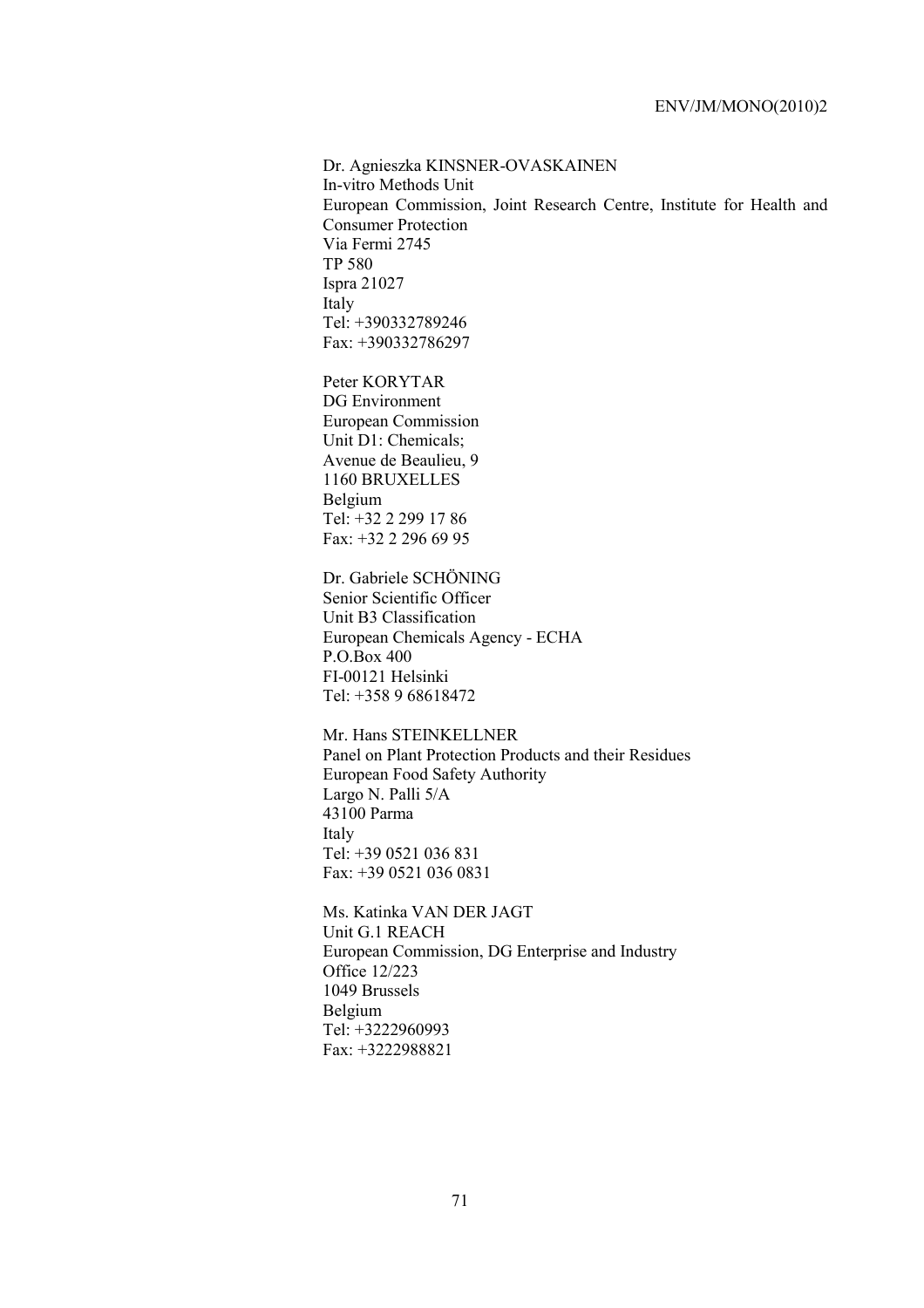Dr. Agnieszka KINSNER-OVASKAINEN
In-vitro Methods Unit
European Commission, Joint Research Centre, Institute for Health and Consumer Protection
Via Fermi 2745
TP 580
Ispra 21027
Italy
Tel: +390332789246
Fax: +390332786297

Peter KORYTAR
DG Environment
European Commission
Unit D1: Chemicals;
Avenue de Beaulieu, 9
1160 BRUXELLES
Belgium
Tel: +32 2 299 17 86
Fax: +32 2 296 69 95

Dr. Gabriele SCHÖNING
Senior Scientific Officer
Unit B3 Classification
European Chemicals Agency - ECHA
P.O.Box 400
FI-00121 Helsinki
Tel: +358 9 68618472

Mr. Hans STEINKELLNER
Panel on Plant Protection Products and their Residues
European Food Safety Authority
Largo N. Palli 5/A
43100 Parma
Italy
Tel: +39 0521 036 831
Fax: +39 0521 036 0831

Ms. Katinka VAN DER JAGT
Unit G.1 REACH
European Commission, DG Enterprise and Industry
Office 12/223
1049 Brussels
Belgium
Tel: +3222960993
Fax: +3222988821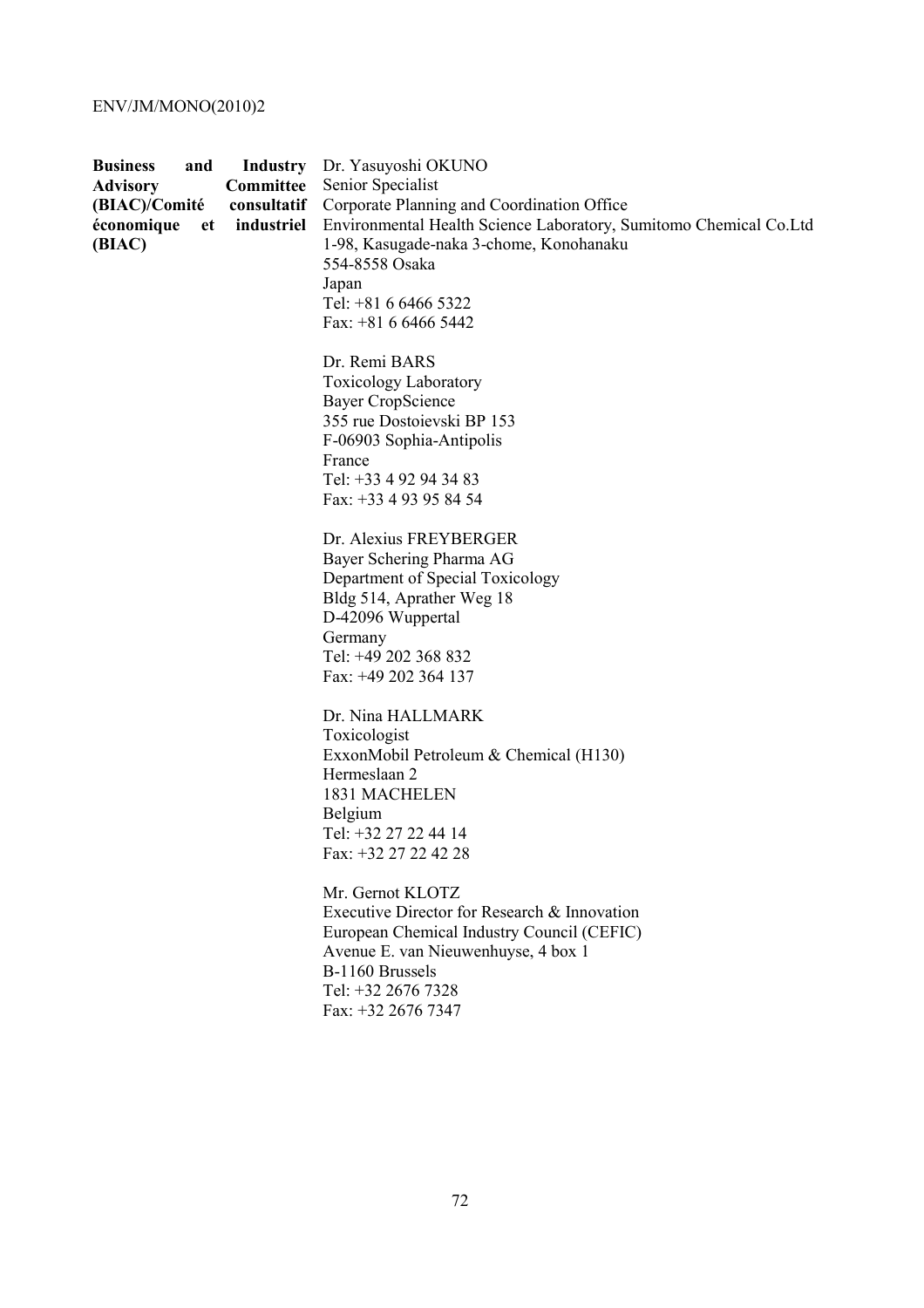| | |
|---|---|
| **Business and Industry Advisory Committee (BIAC)/Comité consultatif économique et industriel (BIAC)** | Dr. Yasuyoshi OKUNO<br>Senior Specialist<br>Corporate Planning and Coordination Office<br>Environmental Health Science Laboratory, Sumitomo Chemical Co.Ltd<br>1-98, Kasugade-naka 3-chome, Konohanaku<br>554-8558 Osaka<br>Japan<br>Tel: +81 6 6466 5322<br>Fax: +81 6 6466 5442 |
| | Dr. Remi BARS<br>Toxicology Laboratory<br>Bayer CropScience<br>355 rue Dostoievski BP 153<br>F-06903 Sophia-Antipolis<br>France<br>Tel: +33 4 92 94 34 83<br>Fax: +33 4 93 95 84 54 |
| | Dr. Alexius FREYBERGER<br>Bayer Schering Pharma AG<br>Department of Special Toxicology<br>Bldg 514, Aprather Weg 18<br>D-42096 Wuppertal<br>Germany<br>Tel: +49 202 368 832<br>Fax: +49 202 364 137 |
| | Dr. Nina HALLMARK<br>Toxicologist<br>ExxonMobil Petroleum & Chemical (H130)<br>Hermeslaan 2<br>1831 MACHELEN<br>Belgium<br>Tel: +32 27 22 44 14<br>Fax: +32 27 22 42 28 |
| | Mr. Gernot KLOTZ<br>Executive Director for Research & Innovation<br>European Chemical Industry Council (CEFIC)<br>Avenue E. van Nieuwenhuyse, 4 box 1<br>B-1160 Brussels<br>Tel: +32 2676 7328<br>Fax: +32 2676 7347 |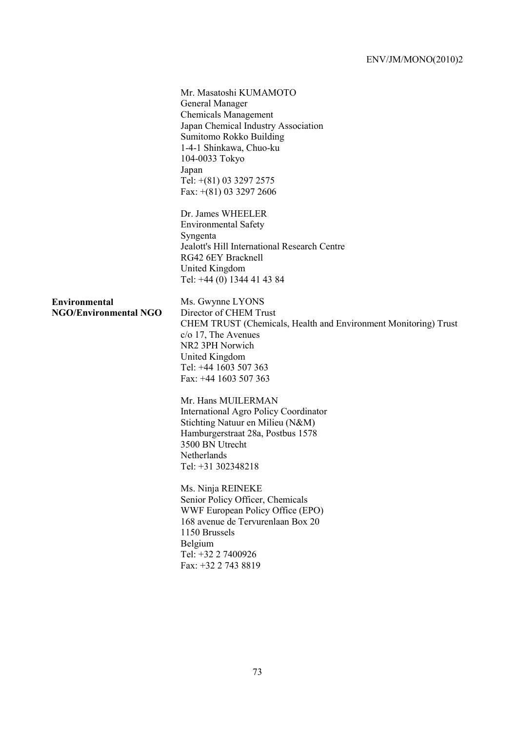Mr. Masatoshi KUMAMOTO
General Manager
Chemicals Management
Japan Chemical Industry Association
Sumitomo Rokko Building
1-4-1 Shinkawa, Chuo-ku
104-0033 Tokyo
Japan
Tel: +(81) 03 3297 2575
Fax: +(81) 03 3297 2606

Dr. James WHEELER
Environmental Safety
Syngenta
Jealott's Hill International Research Centre
RG42 6EY Bracknell
United Kingdom
Tel: +44 (0) 1344 41 43 84

**Environmental NGO/Environmental NGO**

Ms. Gwynne LYONS
Director of CHEM Trust
CHEM TRUST (Chemicals, Health and Environment Monitoring) Trust
c/o 17, The Avenues
NR2 3PH Norwich
United Kingdom
Tel: +44 1603 507 363
Fax: +44 1603 507 363

Mr. Hans MUILERMAN
International Agro Policy Coordinator
Stichting Natuur en Milieu (N&M)
Hamburgerstraat 28a, Postbus 1578
3500 BN Utrecht
Netherlands
Tel: +31 302348218

Ms. Ninja REINEKE
Senior Policy Officer, Chemicals
WWF European Policy Office (EPO)
168 avenue de Tervurenlaan Box 20
1150 Brussels
Belgium
Tel: +32 2 7400926
Fax: +32 2 743 8819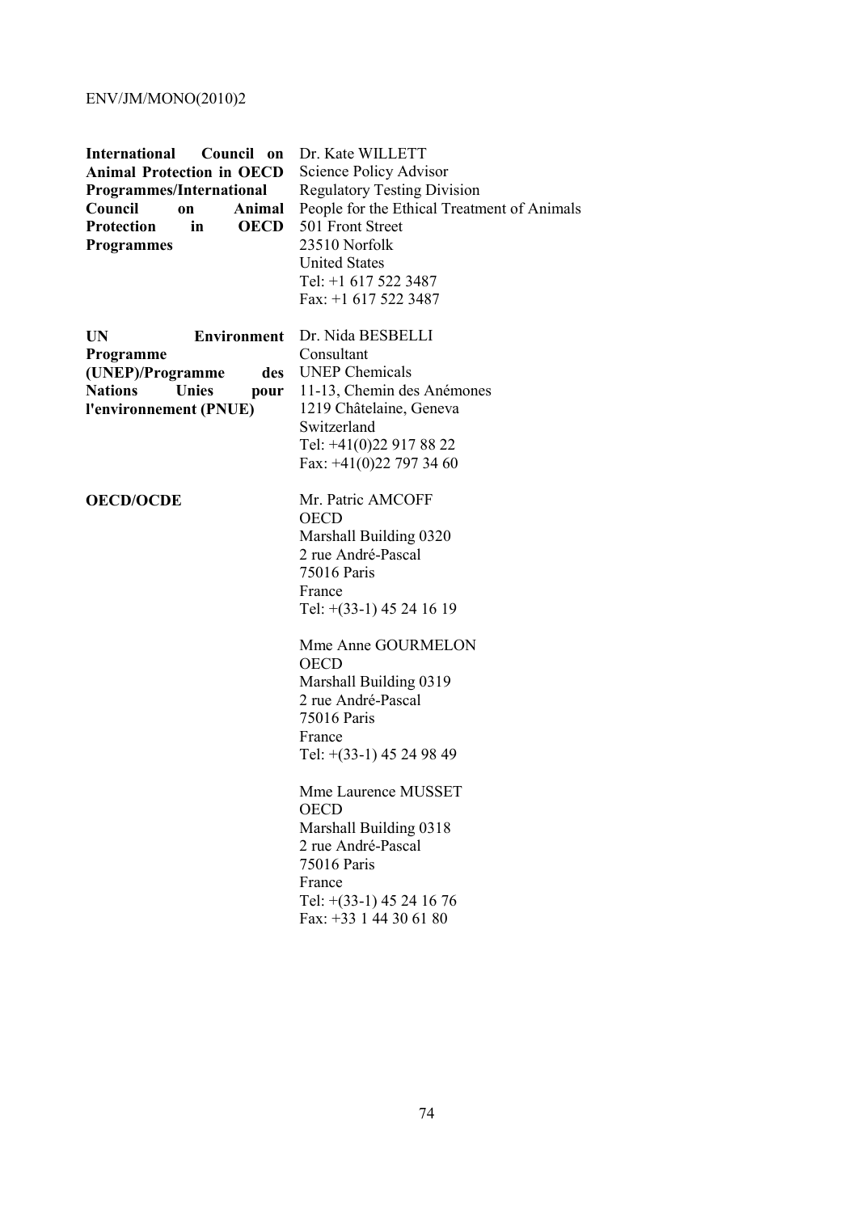| | |
|---|---|
| **International Council on Animal Protection in OECD Programmes/International Council on Animal Protection in OECD Programmes** | Dr. Kate WILLETT<br>Science Policy Advisor<br>Regulatory Testing Division<br>People for the Ethical Treatment of Animals<br>501 Front Street<br>23510 Norfolk<br>United States<br>Tel: +1 617 522 3487<br>Fax: +1 617 522 3487 |
| **UN Environment Programme (UNEP)/Programme des Nations Unies pour l'environnement (PNUE)** | Dr. Nida BESBELLI<br>Consultant<br>UNEP Chemicals<br>11-13, Chemin des Anémones<br>1219 Châtelaine, Geneva<br>Switzerland<br>Tel: +41(0)22 917 88 22<br>Fax: +41(0)22 797 34 60 |
| **OECD/OCDE** | Mr. Patric AMCOFF<br>OECD<br>Marshall Building 0320<br>2 rue André-Pascal<br>75016 Paris<br>France<br>Tel: +(33-1) 45 24 16 19 |
| | Mme Anne GOURMELON<br>OECD<br>Marshall Building 0319<br>2 rue André-Pascal<br>75016 Paris<br>France<br>Tel: +(33-1) 45 24 98 49 |
| | Mme Laurence MUSSET<br>OECD<br>Marshall Building 0318<br>2 rue André-Pascal<br>75016 Paris<br>France<br>Tel: +(33-1) 45 24 16 76<br>Fax: +33 1 44 30 61 80 |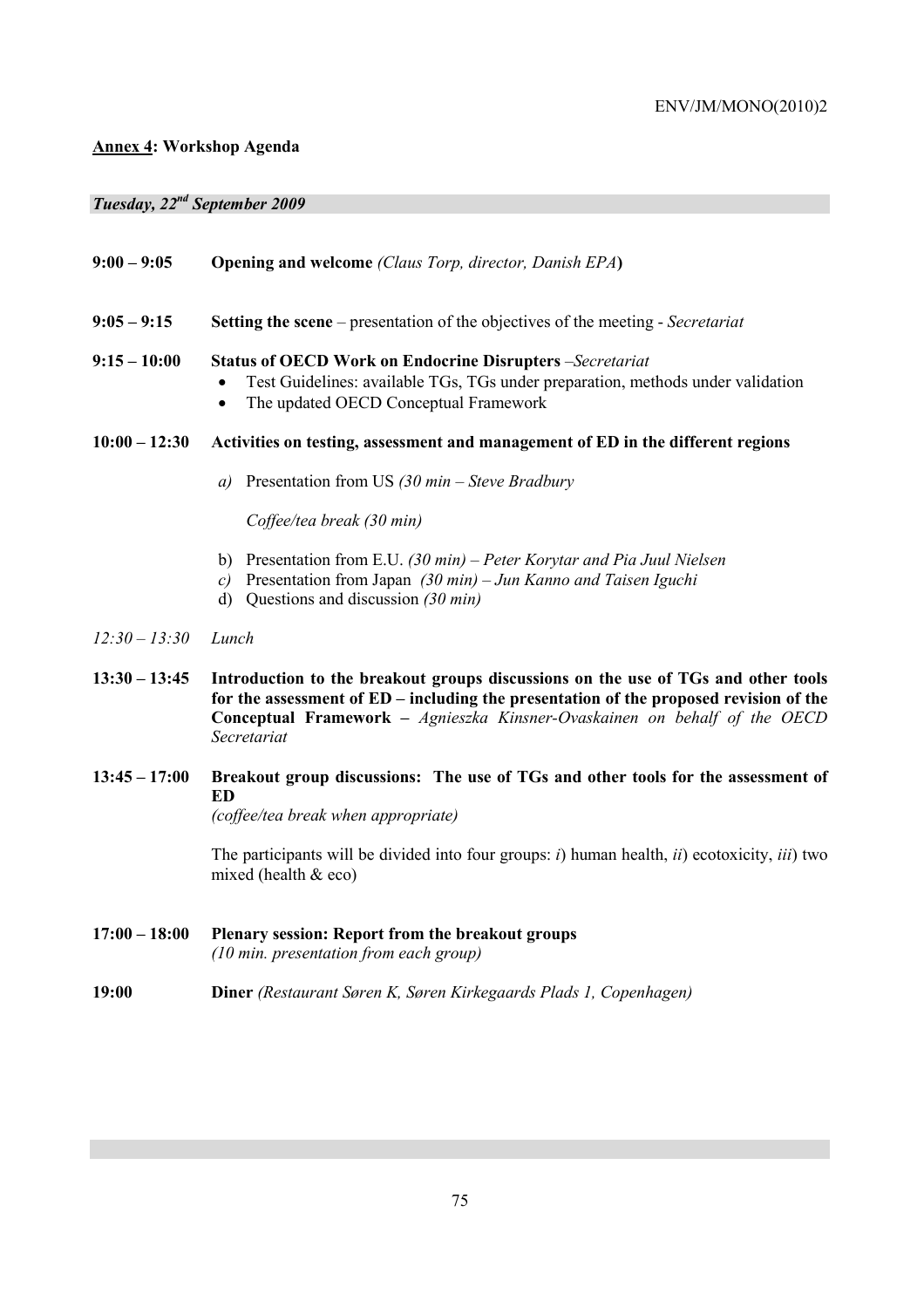**Annex 4: Workshop Agenda**

***Tuesday, 22nd September 2009***

**9:00 – 9:05** **Opening and welcome** *(Claus Torp, director, Danish EPA)*

**9:05 – 9:15** **Setting the scene** – presentation of the objectives of the meeting - *Secretariat*

**9:15 – 10:00** **Status of OECD Work on Endocrine Disrupters** –*Secretariat*

- Test Guidelines: available TGs, TGs under preparation, methods under validation
- The updated OECD Conceptual Framework

**10:00 – 12:30** **Activities on testing, assessment and management of ED in the different regions**

*a)* Presentation from US *(30 min – Steve Bradbury*

*Coffee/tea break (30 min)*

b) Presentation from E.U. *(30 min) – Peter Korytar and Pia Juul Nielsen*
*c)* Presentation from Japan *(30 min) – Jun Kanno and Taisen Iguchi*
d) Questions and discussion *(30 min)*

*12:30 – 13:30* *Lunch*

**13:30 – 13:45** **Introduction to the breakout groups discussions on the use of TGs and other tools for the assessment of ED – including the presentation of the proposed revision of the Conceptual Framework –** *Agnieszka Kinsner-Ovaskainen on behalf of the OECD Secretariat*

**13:45 – 17:00** **Breakout group discussions: The use of TGs and other tools for the assessment of ED**
*(coffee/tea break when appropriate)*

The participants will be divided into four groups: *i*) human health, *ii*) ecotoxicity, *iii*) two mixed (health & eco)

**17:00 – 18:00** **Plenary session: Report from the breakout groups**
*(10 min. presentation from each group)*

**19:00** **Diner** *(Restaurant Søren K, Søren Kirkegaards Plads 1, Copenhagen)*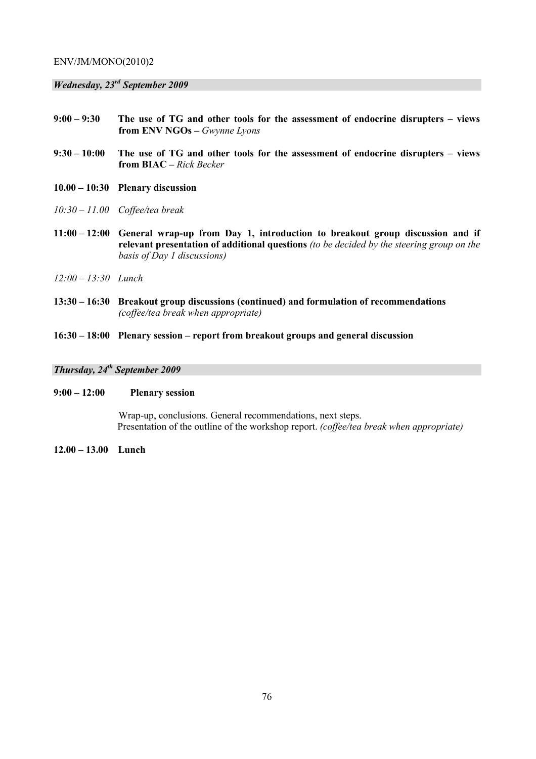***Wednesday, 23rd September 2009***

**9:00 – 9:30** **The use of TG and other tools for the assessment of endocrine disrupters – views from ENV NGOs –** *Gwynne Lyons*

**9:30 – 10:00** **The use of TG and other tools for the assessment of endocrine disrupters – views from BIAC –** *Rick Becker*

**10.00 – 10:30** **Plenary discussion**

*10:30 – 11.00* *Coffee/tea break*

**11:00 – 12:00** **General wrap-up from Day 1, introduction to breakout group discussion and if relevant presentation of additional questions** *(to be decided by the steering group on the basis of Day 1 discussions)*

*12:00 – 13:30* *Lunch*

**13:30 – 16:30** **Breakout group discussions (continued) and formulation of recommendations** *(coffee/tea break when appropriate)*

**16:30 – 18:00** **Plenary session – report from breakout groups and general discussion**

***Thursday, 24th September 2009***

**9:00 – 12:00** **Plenary session**

Wrap-up, conclusions. General recommendations, next steps.
Presentation of the outline of the workshop report. *(coffee/tea break when appropriate)*

**12.00 – 13.00** **Lunch**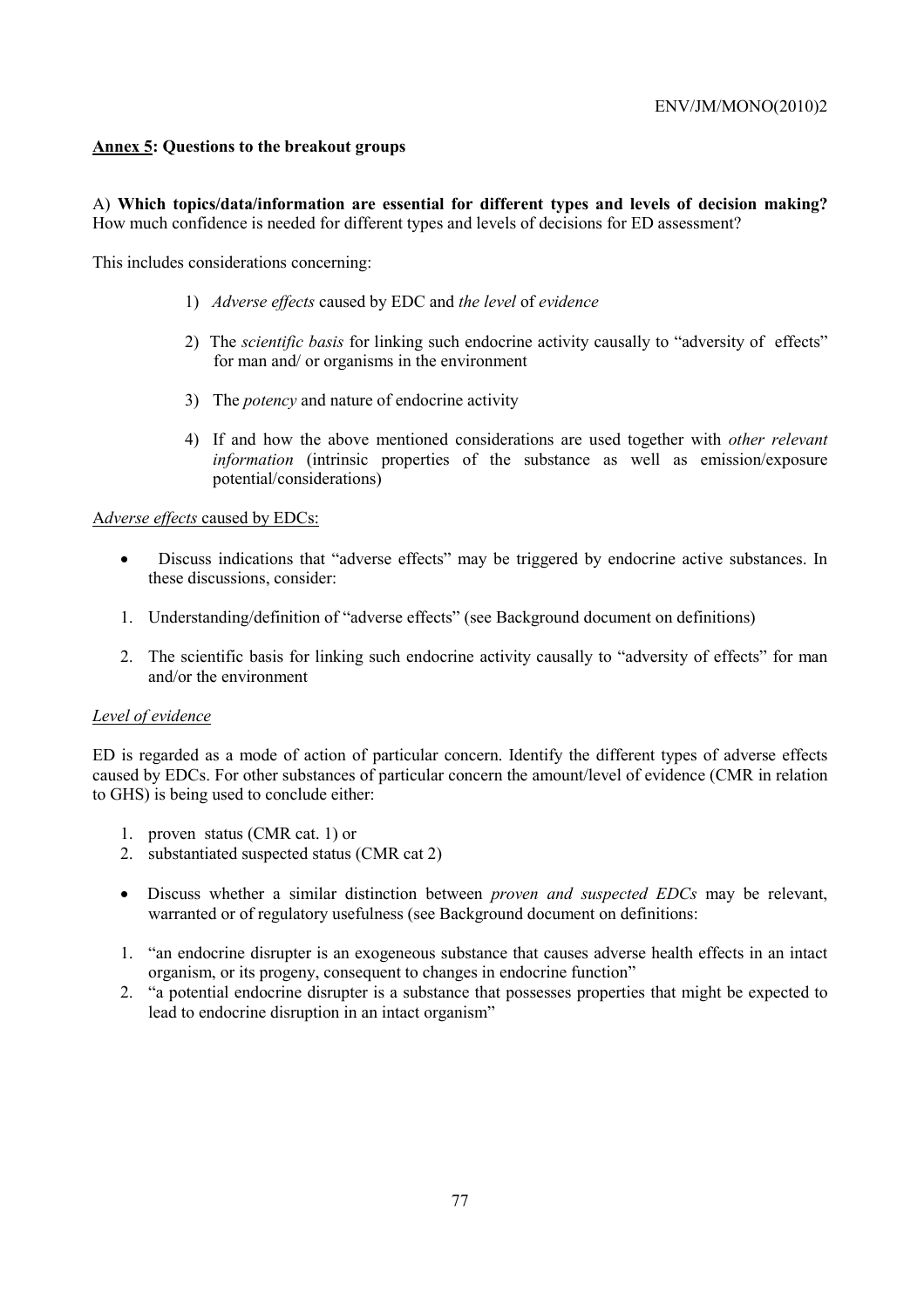**<u>Annex 5</u>: Questions to the breakout groups**

A) **Which topics/data/information are essential for different types and levels of decision making?** How much confidence is needed for different types and levels of decisions for ED assessment?

This includes considerations concerning:

1) *Adverse effects* caused by EDC and *the level* of *evidence*
2) The *scientific basis* for linking such endocrine activity causally to "adversity of effects" for man and/ or organisms in the environment
3) The *potency* and nature of endocrine activity
4) If and how the above mentioned considerations are used together with *other relevant information* (intrinsic properties of the substance as well as emission/exposure potential/considerations)

<u>A*dverse effects* caused by EDCs:</u>

- Discuss indications that "adverse effects" may be triggered by endocrine active substances. In these discussions, consider:

1. Understanding/definition of "adverse effects" (see Background document on definitions)
2. The scientific basis for linking such endocrine activity causally to "adversity of effects" for man and/or the environment

<u>*Level of evidence*</u>

ED is regarded as a mode of action of particular concern. Identify the different types of adverse effects caused by EDCs. For other substances of particular concern the amount/level of evidence (CMR in relation to GHS) is being used to conclude either:

1. proven status (CMR cat. 1) or
2. substantiated suspected status (CMR cat 2)

- Discuss whether a similar distinction between *proven and suspected EDCs* may be relevant, warranted or of regulatory usefulness (see Background document on definitions:

1. "an endocrine disrupter is an exogeneous substance that causes adverse health effects in an intact organism, or its progeny, consequent to changes in endocrine function"
2. "a potential endocrine disrupter is a substance that possesses properties that might be expected to lead to endocrine disruption in an intact organism"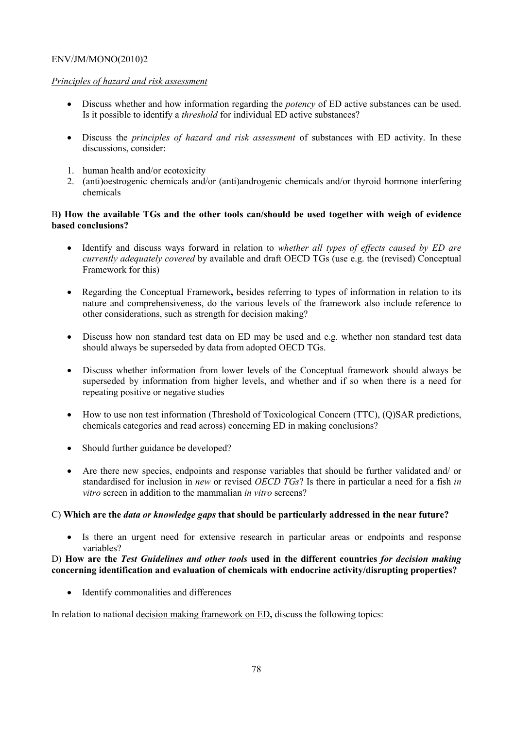*Principles of hazard and risk assessment*

- Discuss whether and how information regarding the *potency* of ED active substances can be used. Is it possible to identify a *threshold* for individual ED active substances?

- Discuss the *principles of hazard and risk assessment* of substances with ED activity. In these discussions, consider:

1. human health and/or ecotoxicity
2. (anti)oestrogenic chemicals and/or (anti)androgenic chemicals and/or thyroid hormone interfering chemicals

B**) How the available TGs and the other tools can/should be used together with weigh of evidence based conclusions?**

- Identify and discuss ways forward in relation to *whether all types of effects caused by ED are currently adequately covered* by available and draft OECD TGs (use e.g. the (revised) Conceptual Framework for this)

- Regarding the Conceptual Framework**,** besides referring to types of information in relation to its nature and comprehensiveness, do the various levels of the framework also include reference to other considerations, such as strength for decision making?

- Discuss how non standard test data on ED may be used and e.g. whether non standard test data should always be superseded by data from adopted OECD TGs.

- Discuss whether information from lower levels of the Conceptual framework should always be superseded by information from higher levels, and whether and if so when there is a need for repeating positive or negative studies

- How to use non test information (Threshold of Toxicological Concern (TTC), (Q)SAR predictions, chemicals categories and read across) concerning ED in making conclusions?

- Should further guidance be developed?

- Are there new species, endpoints and response variables that should be further validated and/ or standardised for inclusion in *new* or revised *OECD TGs*? Is there in particular a need for a fish *in vitro* screen in addition to the mammalian *in vitro* screens?

C) **Which are the** ***data or knowledge gaps*** **that should be particularly addressed in the near future?**

- Is there an urgent need for extensive research in particular areas or endpoints and response variables?

D) **How are the** ***Test Guidelines and other tools*** **used in the different countries** ***for decision making*** **concerning identification and evaluation of chemicals with endocrine activity/disrupting properties?**

- Identify commonalities and differences

In relation to national decision making framework on ED**,** discuss the following topics: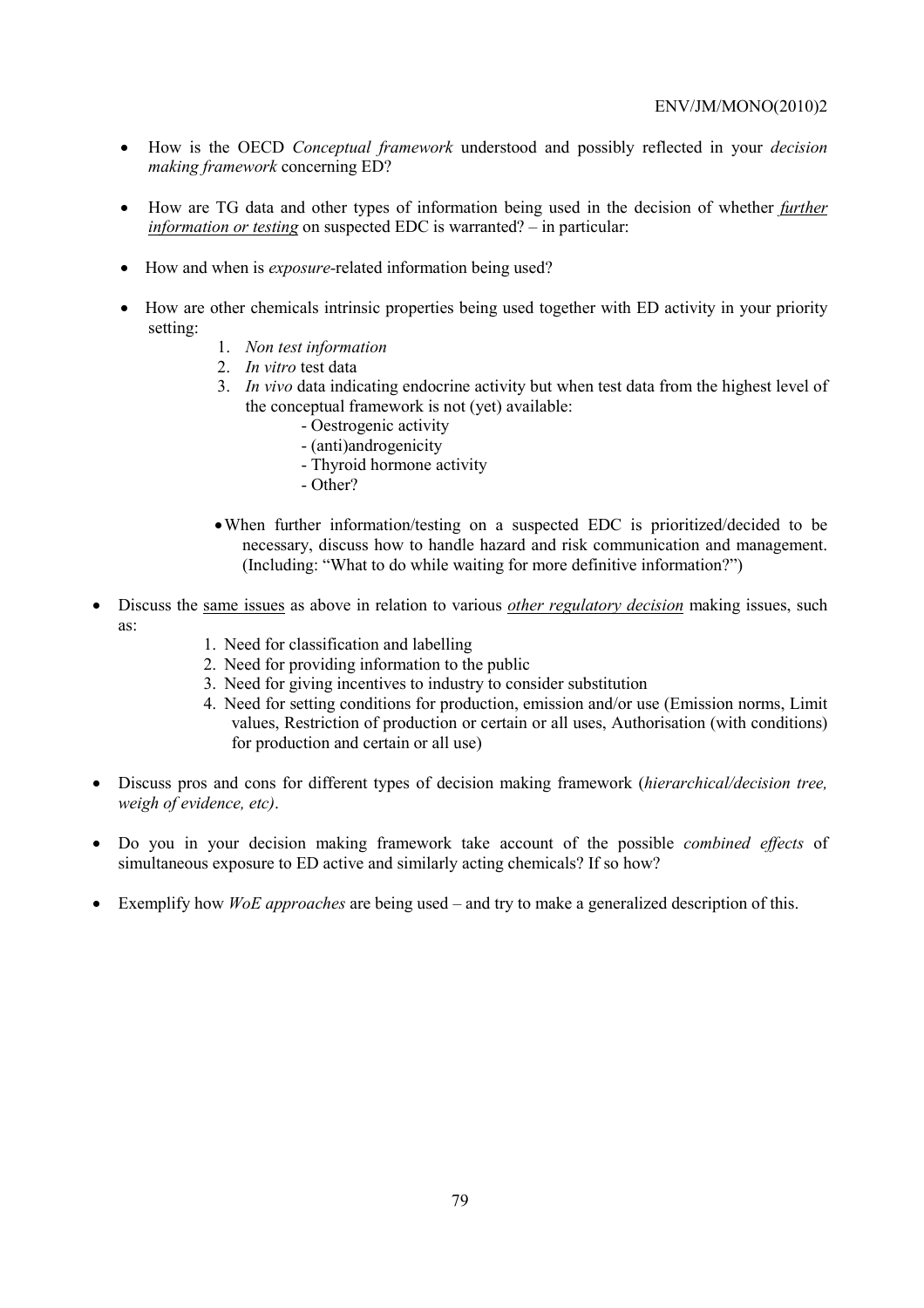- How is the OECD *Conceptual framework* understood and possibly reflected in your *decision making framework* concerning ED?

- How are TG data and other types of information being used in the decision of whether ***further information or testing*** on suspected EDC is warranted? – in particular:

- How and when is *exposure*-related information being used?

- How are other chemicals intrinsic properties being used together with ED activity in your priority setting:
  1. *Non test information*
  2. *In vitro* test data
  3. *In vivo* data indicating endocrine activity but when test data from the highest level of the conceptual framework is not (yet) available:
     - Oestrogenic activity
     - (anti)androgenicity
     - Thyroid hormone activity
     - Other?

  - When further information/testing on a suspected EDC is prioritized/decided to be necessary, discuss how to handle hazard and risk communication and management. (Including: "What to do while waiting for more definitive information?")

- Discuss the <u>same issues</u> as above in relation to various ***other regulatory decision*** making issues, such as:
  1. Need for classification and labelling
  2. Need for providing information to the public
  3. Need for giving incentives to industry to consider substitution
  4. Need for setting conditions for production, emission and/or use (Emission norms, Limit values, Restriction of production or certain or all uses, Authorisation (with conditions) for production and certain or all use)

- Discuss pros and cons for different types of decision making framework (*hierarchical/decision tree, weigh of evidence, etc)*.

- Do you in your decision making framework take account of the possible *combined effects* of simultaneous exposure to ED active and similarly acting chemicals? If so how?

- Exemplify how *WoE approaches* are being used – and try to make a generalized description of this.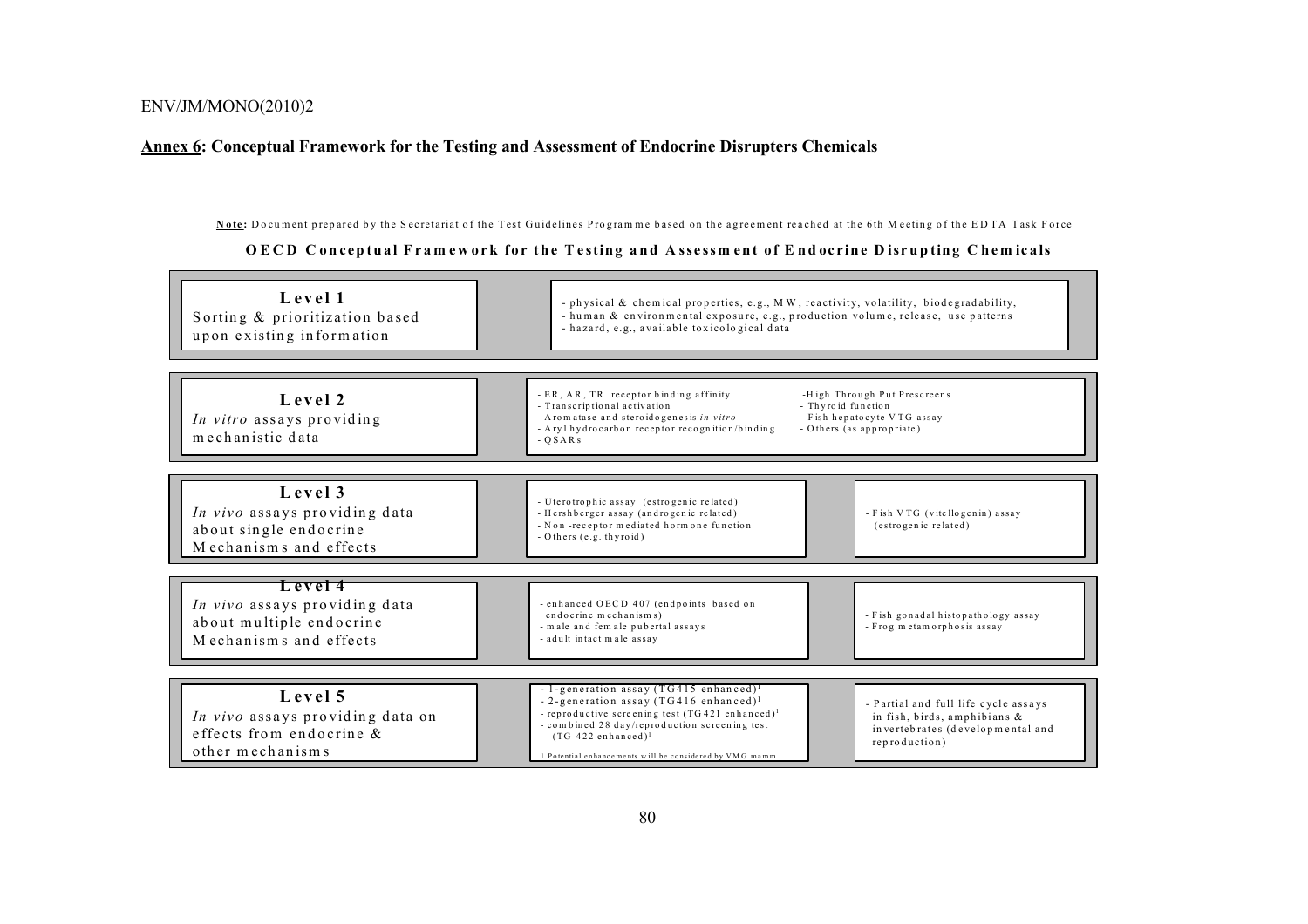## **Annex 6: Conceptual Framework for the Testing and Assessment of Endocrine Disrupters Chemicals**

**Note:** Document prepared by the Secretariat of the Test Guidelines Programme based on the agreement reached at the 6th Meeting of the EDTA Task Force

**OECD Conceptual Framework for the Testing and Assessment of Endocrine Disrupting Chemicals**

| Level | Assays / Information | |
|---|---|---|
| **Level 1**<br>Sorting & prioritization based upon existing information | - physical & chemical properties, e.g., MW, reactivity, volatility, biodegradability,<br>- human & environmental exposure, e.g., production volume, release, use patterns<br>- hazard, e.g., available toxicological data | |
| **Level 2**<br>*In vitro* assays providing mechanistic data | - ER, AR, TR receptor binding affinity<br>- Transcriptional activation<br>- Aromatase and steroidogenesis *in vitro*<br>- Aryl hydrocarbon receptor recognition/binding<br>- QSARs | -High Through Put Prescreens<br>- Thyroid function<br>- Fish hepatocyte VTG assay<br>- Others (as appropriate) |
| **Level 3**<br>*In vivo* assays providing data about single endocrine Mechanisms and effects | - Uterotrophic assay (estrogenic related)<br>- Hershberger assay (androgenic related)<br>- Non -receptor mediated hormone function<br>- Others (e.g. thyroid) | - Fish VTG (vitellogenin) assay (estrogenic related) |
| **Level 4**<br>*In vivo* assays providing data about multiple endocrine Mechanisms and effects | - enhanced OECD 407 (endpoints based on endocrine mechanisms)<br>- male and female pubertal assays<br>- adult intact male assay | - Fish gonadal histopathology assay<br>- Frog metamorphosis assay |
| **Level 5**<br>*In vivo* assays providing data on effects from endocrine & other mechanisms | - 1-generation assay (TG415 enhanced)[1]<br>- 2-generation assay (TG416 enhanced)[1]<br>- reproductive screening test (TG421 enhanced)[1]<br>- combined 28 day/reproduction screening test (TG 422 enhanced)[1]<br>1 Potential enhancements will be considered by VMG mamm | - Partial and full life cycle assays in fish, birds, amphibians & invertebrates (developmental and reproduction) |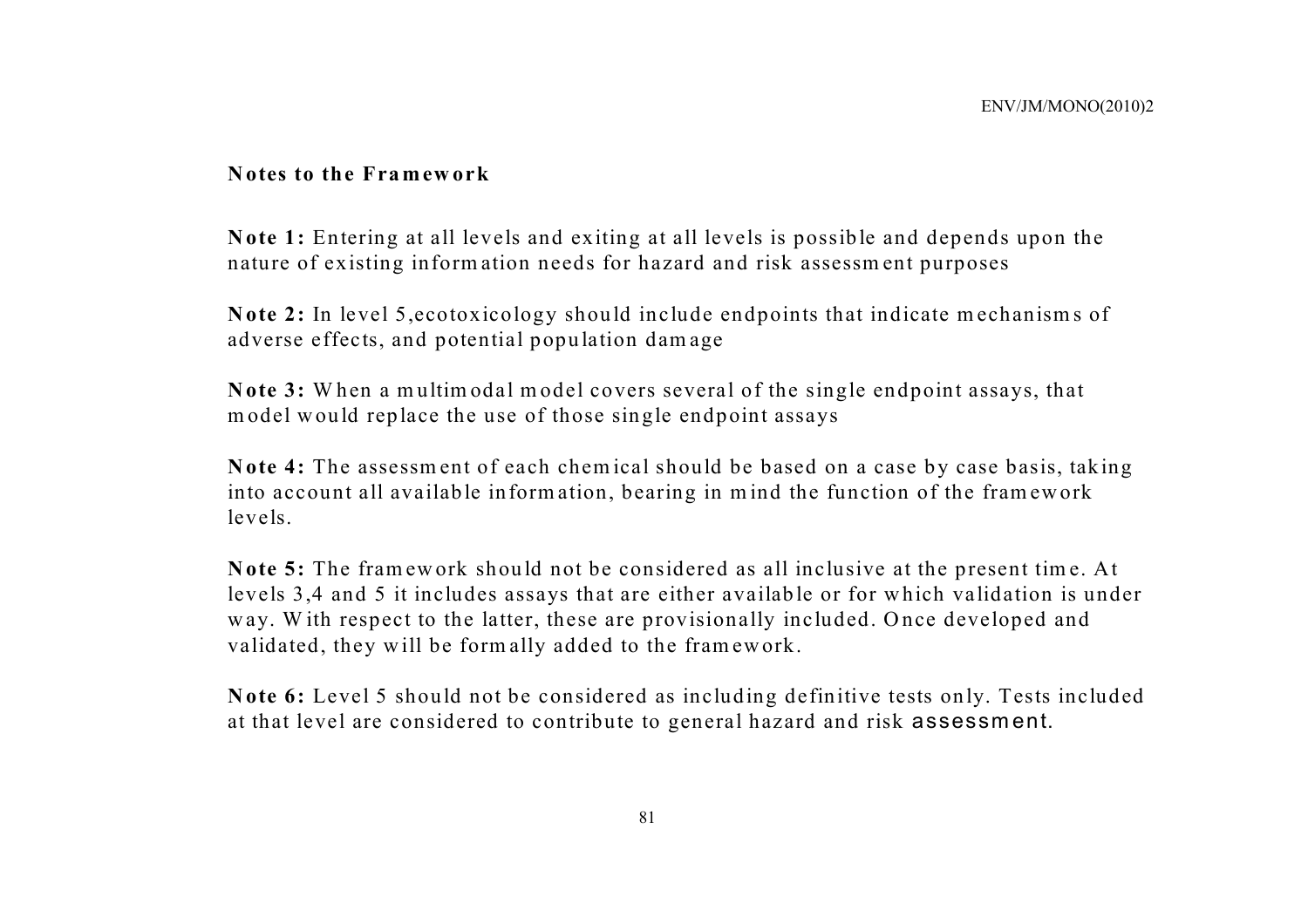**Notes to the Framework**

**Note 1:** Entering at all levels and exiting at all levels is possible and depends upon the nature of existing information needs for hazard and risk assessment purposes

**Note 2:** In level 5,ecotoxicology should include endpoints that indicate mechanisms of adverse effects, and potential population damage

**Note 3:** When a multimodal model covers several of the single endpoint assays, that model would replace the use of those single endpoint assays

**Note 4:** The assessment of each chemical should be based on a case by case basis, taking into account all available information, bearing in mind the function of the framework levels.

**Note 5:** The framework should not be considered as all inclusive at the present time. At levels 3,4 and 5 it includes assays that are either available or for which validation is under way. With respect to the latter, these are provisionally included. Once developed and validated, they will be formally added to the framework.

**Note 6:** Level 5 should not be considered as including definitive tests only. Tests included at that level are considered to contribute to general hazard and risk assessment.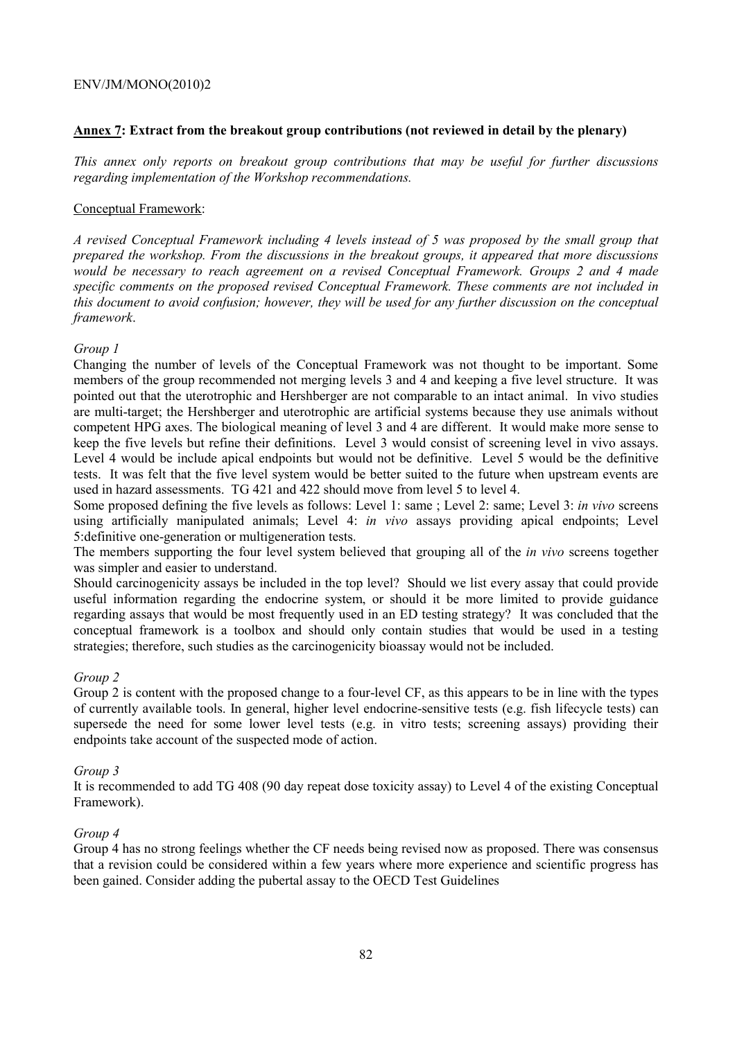**<u>Annex 7</u>: Extract from the breakout group contributions (not reviewed in detail by the plenary)**

*This annex only reports on breakout group contributions that may be useful for further discussions regarding implementation of the Workshop recommendations.*

<u>Conceptual Framework</u>:

*A revised Conceptual Framework including 4 levels instead of 5 was proposed by the small group that prepared the workshop. From the discussions in the breakout groups, it appeared that more discussions would be necessary to reach agreement on a revised Conceptual Framework. Groups 2 and 4 made specific comments on the proposed revised Conceptual Framework. These comments are not included in this document to avoid confusion; however, they will be used for any further discussion on the conceptual framework*.

*Group 1*

Changing the number of levels of the Conceptual Framework was not thought to be important. Some members of the group recommended not merging levels 3 and 4 and keeping a five level structure. It was pointed out that the uterotrophic and Hershberger are not comparable to an intact animal. In vivo studies are multi-target; the Hershberger and uterotrophic are artificial systems because they use animals without competent HPG axes. The biological meaning of level 3 and 4 are different. It would make more sense to keep the five levels but refine their definitions. Level 3 would consist of screening level in vivo assays. Level 4 would be include apical endpoints but would not be definitive. Level 5 would be the definitive tests. It was felt that the five level system would be better suited to the future when upstream events are used in hazard assessments. TG 421 and 422 should move from level 5 to level 4.

Some proposed defining the five levels as follows: Level 1: same ; Level 2: same; Level 3: *in vivo* screens using artificially manipulated animals; Level 4: *in vivo* assays providing apical endpoints; Level 5:definitive one-generation or multigeneration tests.

The members supporting the four level system believed that grouping all of the *in vivo* screens together was simpler and easier to understand.

Should carcinogenicity assays be included in the top level? Should we list every assay that could provide useful information regarding the endocrine system, or should it be more limited to provide guidance regarding assays that would be most frequently used in an ED testing strategy? It was concluded that the conceptual framework is a toolbox and should only contain studies that would be used in a testing strategies; therefore, such studies as the carcinogenicity bioassay would not be included.

*Group 2*

Group 2 is content with the proposed change to a four-level CF, as this appears to be in line with the types of currently available tools. In general, higher level endocrine-sensitive tests (e.g. fish lifecycle tests) can supersede the need for some lower level tests (e.g. in vitro tests; screening assays) providing their endpoints take account of the suspected mode of action.

*Group 3*

It is recommended to add TG 408 (90 day repeat dose toxicity assay) to Level 4 of the existing Conceptual Framework).

*Group 4*

Group 4 has no strong feelings whether the CF needs being revised now as proposed. There was consensus that a revision could be considered within a few years where more experience and scientific progress has been gained. Consider adding the pubertal assay to the OECD Test Guidelines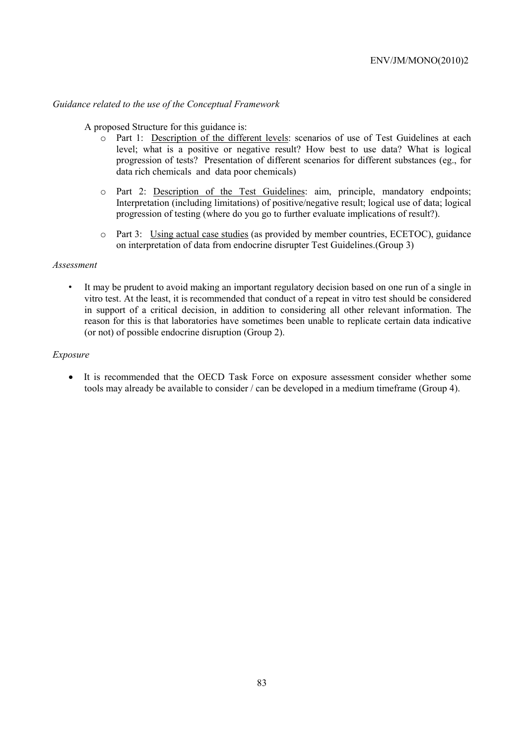*Guidance related to the use of the Conceptual Framework*

A proposed Structure for this guidance is:

- Part 1: Description of the different levels: scenarios of use of Test Guidelines at each level; what is a positive or negative result? How best to use data? What is logical progression of tests? Presentation of different scenarios for different substances (eg., for data rich chemicals and data poor chemicals)

- Part 2: Description of the Test Guidelines: aim, principle, mandatory endpoints; Interpretation (including limitations) of positive/negative result; logical use of data; logical progression of testing (where do you go to further evaluate implications of result?).

- Part 3: Using actual case studies (as provided by member countries, ECETOC), guidance on interpretation of data from endocrine disrupter Test Guidelines.(Group 3)

*Assessment*

- It may be prudent to avoid making an important regulatory decision based on one run of a single in vitro test. At the least, it is recommended that conduct of a repeat in vitro test should be considered in support of a critical decision, in addition to considering all other relevant information. The reason for this is that laboratories have sometimes been unable to replicate certain data indicative (or not) of possible endocrine disruption (Group 2).

*Exposure*

- It is recommended that the OECD Task Force on exposure assessment consider whether some tools may already be available to consider / can be developed in a medium timeframe (Group 4).